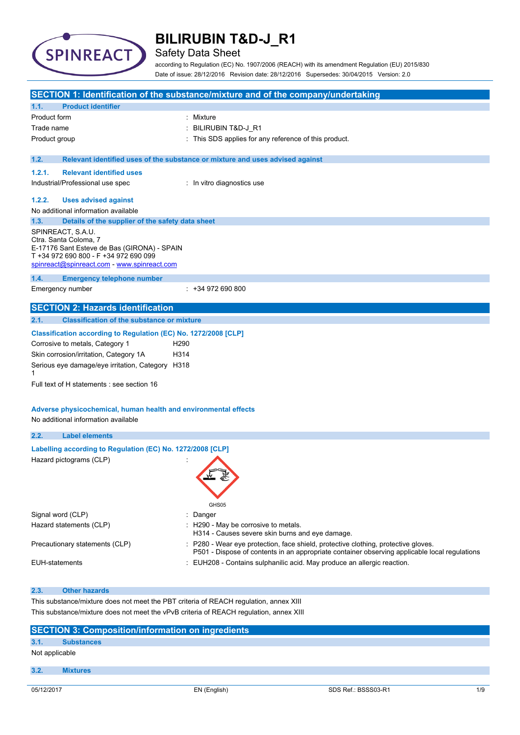# BILIRUBIN T&D-J_R1

Safety Data Sheet

according to Regulation (EC) No. 1907/2006 (REACH) with its amendment Regulation (EU) 2015/830

Date of issue: 28/12/2016 Revision date: 28/12/2016 Supersedes: 30/04/2015 Version: 2.0

## SECTION 1: Identification of the substance/mixture and of the company/undertaking

### 1.1. Product identifier

| | |
|---|---|
| Product form | : Mixture |
| Trade name | : BILIRUBIN T&D-J_R1 |
| Product group | : This SDS applies for any reference of this product. |

### 1.2. Relevant identified uses of the substance or mixture and uses advised against

#### 1.2.1. Relevant identified uses

Industrial/Professional use spec : In vitro diagnostics use

#### 1.2.2. Uses advised against

No additional information available

### 1.3. Details of the supplier of the safety data sheet

SPINREACT, S.A.U.
Ctra. Santa Coloma, 7
E-17176 Sant Esteve de Bas (GIRONA) - SPAIN
T +34 972 690 800 - F +34 972 690 099
spinreact@spinreact.com - www.spinreact.com

### 1.4. Emergency telephone number

Emergency number : +34 972 690 800

## SECTION 2: Hazards identification

### 2.1. Classification of the substance or mixture

**Classification according to Regulation (EC) No. 1272/2008 [CLP]**

| | |
|---|---|
| Corrosive to metals, Category 1 | H290 |
| Skin corrosion/irritation, Category 1A | H314 |
| Serious eye damage/eye irritation, Category 1 | H318 |

Full text of H statements : see section 16

**Adverse physicochemical, human health and environmental effects**

No additional information available

### 2.2. Label elements

**Labelling according to Regulation (EC) No. 1272/2008 [CLP]**

Hazard pictograms (CLP) :

GHS05

| | |
|---|---|
| Signal word (CLP) | : Danger |
| Hazard statements (CLP) | : H290 - May be corrosive to metals.<br>H314 - Causes severe skin burns and eye damage. |
| Precautionary statements (CLP) | : P280 - Wear eye protection, face shield, protective clothing, protective gloves.<br>P501 - Dispose of contents in an appropriate container observing applicable local regulations |
| EUH-statements | : EUH208 - Contains sulphanilic acid. May produce an allergic reaction. |

### 2.3. Other hazards

This substance/mixture does not meet the PBT criteria of REACH regulation, annex XIII

This substance/mixture does not meet the vPvB criteria of REACH regulation, annex XIII

## SECTION 3: Composition/information on ingredients

### 3.1. Substances

Not applicable

### 3.2. Mixtures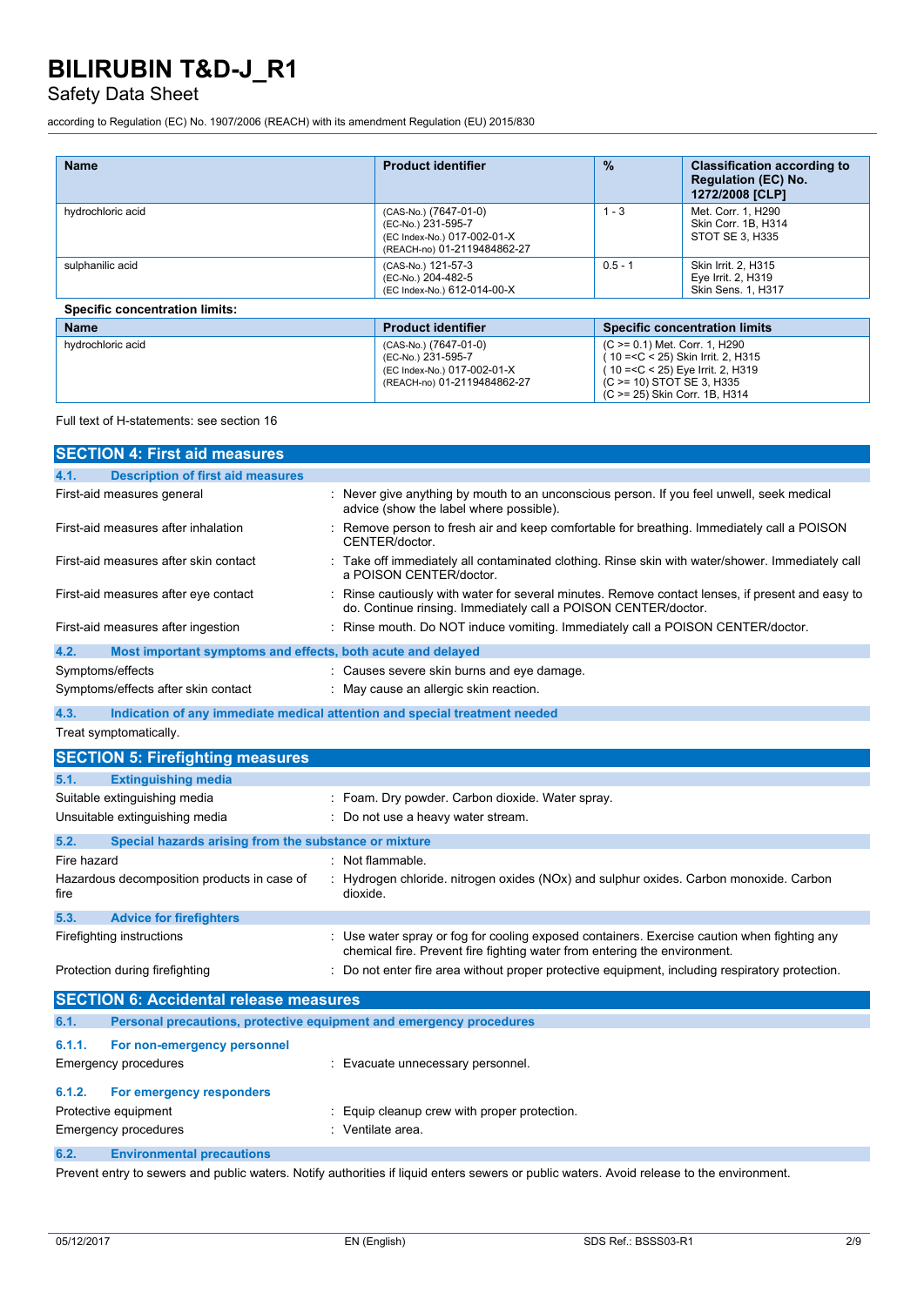| Name | Product identifier | % | Classification according to Regulation (EC) No. 1272/2008 [CLP] |
|---|---|---|---|
| hydrochloric acid | (CAS-No.) (7647-01-0)<br>(EC-No.) 231-595-7<br>(EC Index-No.) 017-002-01-X<br>(REACH-no) 01-2119484862-27 | 1 - 3 | Met. Corr. 1, H290<br>Skin Corr. 1B, H314<br>STOT SE 3, H335 |
| sulphanilic acid | (CAS-No.) 121-57-3<br>(EC-No.) 204-482-5<br>(EC Index-No.) 612-014-00-X | 0.5 - 1 | Skin Irrit. 2, H315<br>Eye Irrit. 2, H319<br>Skin Sens. 1, H317 |

**Specific concentration limits:**

| Name | Product identifier | Specific concentration limits |
|---|---|---|
| hydrochloric acid | (CAS-No.) (7647-01-0)<br>(EC-No.) 231-595-7<br>(EC Index-No.) 017-002-01-X<br>(REACH-no) 01-2119484862-27 | (C >= 0.1) Met. Corr. 1, H290<br>( 10 =<C < 25) Skin Irrit. 2, H315<br>( 10 =<C < 25) Eye Irrit. 2, H319<br>(C >= 10) STOT SE 3, H335<br>(C >= 25) Skin Corr. 1B, H314 |

Full text of H-statements: see section 16

## SECTION 4: First aid measures

### 4.1. Description of first aid measures

First-aid measures general : Never give anything by mouth to an unconscious person. If you feel unwell, seek medical advice (show the label where possible).

First-aid measures after inhalation : Remove person to fresh air and keep comfortable for breathing. Immediately call a POISON CENTER/doctor.

First-aid measures after skin contact : Take off immediately all contaminated clothing. Rinse skin with water/shower. Immediately call a POISON CENTER/doctor.

First-aid measures after eye contact : Rinse cautiously with water for several minutes. Remove contact lenses, if present and easy to do. Continue rinsing. Immediately call a POISON CENTER/doctor.

First-aid measures after ingestion : Rinse mouth. Do NOT induce vomiting. Immediately call a POISON CENTER/doctor.

### 4.2. Most important symptoms and effects, both acute and delayed

Symptoms/effects : Causes severe skin burns and eye damage.

Symptoms/effects after skin contact : May cause an allergic skin reaction.

### 4.3. Indication of any immediate medical attention and special treatment needed

Treat symptomatically.

## SECTION 5: Firefighting measures

### 5.1. Extinguishing media

Suitable extinguishing media : Foam. Dry powder. Carbon dioxide. Water spray.

Unsuitable extinguishing media : Do not use a heavy water stream.

### 5.2. Special hazards arising from the substance or mixture

Fire hazard : Not flammable.

Hazardous decomposition products in case of fire : Hydrogen chloride. nitrogen oxides (NOx) and sulphur oxides. Carbon monoxide. Carbon dioxide.

### 5.3. Advice for firefighters

Firefighting instructions : Use water spray or fog for cooling exposed containers. Exercise caution when fighting any chemical fire. Prevent fire fighting water from entering the environment.

Protection during firefighting : Do not enter fire area without proper protective equipment, including respiratory protection.

## SECTION 6: Accidental release measures

### 6.1. Personal precautions, protective equipment and emergency procedures

#### 6.1.1. For non-emergency personnel

Emergency procedures : Evacuate unnecessary personnel.

#### 6.1.2. For emergency responders

Protective equipment : Equip cleanup crew with proper protection.

Emergency procedures : Ventilate area.

### 6.2. Environmental precautions

Prevent entry to sewers and public waters. Notify authorities if liquid enters sewers or public waters. Avoid release to the environment.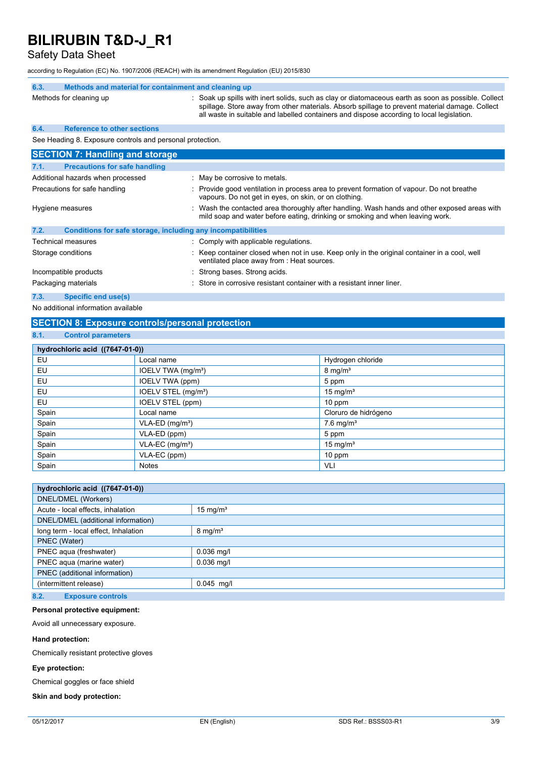### 6.3. Methods and material for containment and cleaning up

Methods for cleaning up : Soak up spills with inert solids, such as clay or diatomaceous earth as soon as possible. Collect spillage. Store away from other materials. Absorb spillage to prevent material damage. Collect all waste in suitable and labelled containers and dispose according to local legislation.

### 6.4. Reference to other sections

See Heading 8. Exposure controls and personal protection.

## SECTION 7: Handling and storage

### 7.1. Precautions for safe handling

Additional hazards when processed : May be corrosive to metals.

Precautions for safe handling : Provide good ventilation in process area to prevent formation of vapour. Do not breathe vapours. Do not get in eyes, on skin, or on clothing.

Hygiene measures : Wash the contacted area thoroughly after handling. Wash hands and other exposed areas with mild soap and water before eating, drinking or smoking and when leaving work.

### 7.2. Conditions for safe storage, including any incompatibilities

Technical measures : Comply with applicable regulations.

Storage conditions : Keep container closed when not in use. Keep only in the original container in a cool, well ventilated place away from : Heat sources.

Incompatible products : Strong bases. Strong acids.

Packaging materials : Store in corrosive resistant container with a resistant inner liner.

### 7.3. Specific end use(s)

No additional information available

## SECTION 8: Exposure controls/personal protection

### 8.1. Control parameters

| hydrochloric acid ((7647-01-0)) | | |
|---|---|---|
| EU | Local name | Hydrogen chloride |
| EU | IOELV TWA (mg/m³) | 8 mg/m³ |
| EU | IOELV TWA (ppm) | 5 ppm |
| EU | IOELV STEL (mg/m³) | 15 mg/m³ |
| EU | IOELV STEL (ppm) | 10 ppm |
| Spain | Local name | Cloruro de hidrógeno |
| Spain | VLA-ED (mg/m³) | 7.6 mg/m³ |
| Spain | VLA-ED (ppm) | 5 ppm |
| Spain | VLA-EC (mg/m³) | 15 mg/m³ |
| Spain | VLA-EC (ppm) | 10 ppm |
| Spain | Notes | VLI |

| hydrochloric acid ((7647-01-0)) | |
|---|---|
| DNEL/DMEL (Workers) | |
| Acute - local effects, inhalation | 15 mg/m³ |
| DNEL/DMEL (additional information) | |
| long term - local effect, Inhalation | 8 mg/m³ |
| PNEC (Water) | |
| PNEC aqua (freshwater) | 0.036 mg/l |
| PNEC aqua (marine water) | 0.036 mg/l |
| PNEC (additional information) | |
| (intermittent release) | 0.045 mg/l |

### 8.2. Exposure controls

**Personal protective equipment:**

Avoid all unnecessary exposure.

**Hand protection:**

Chemically resistant protective gloves

**Eye protection:**

Chemical goggles or face shield

**Skin and body protection:**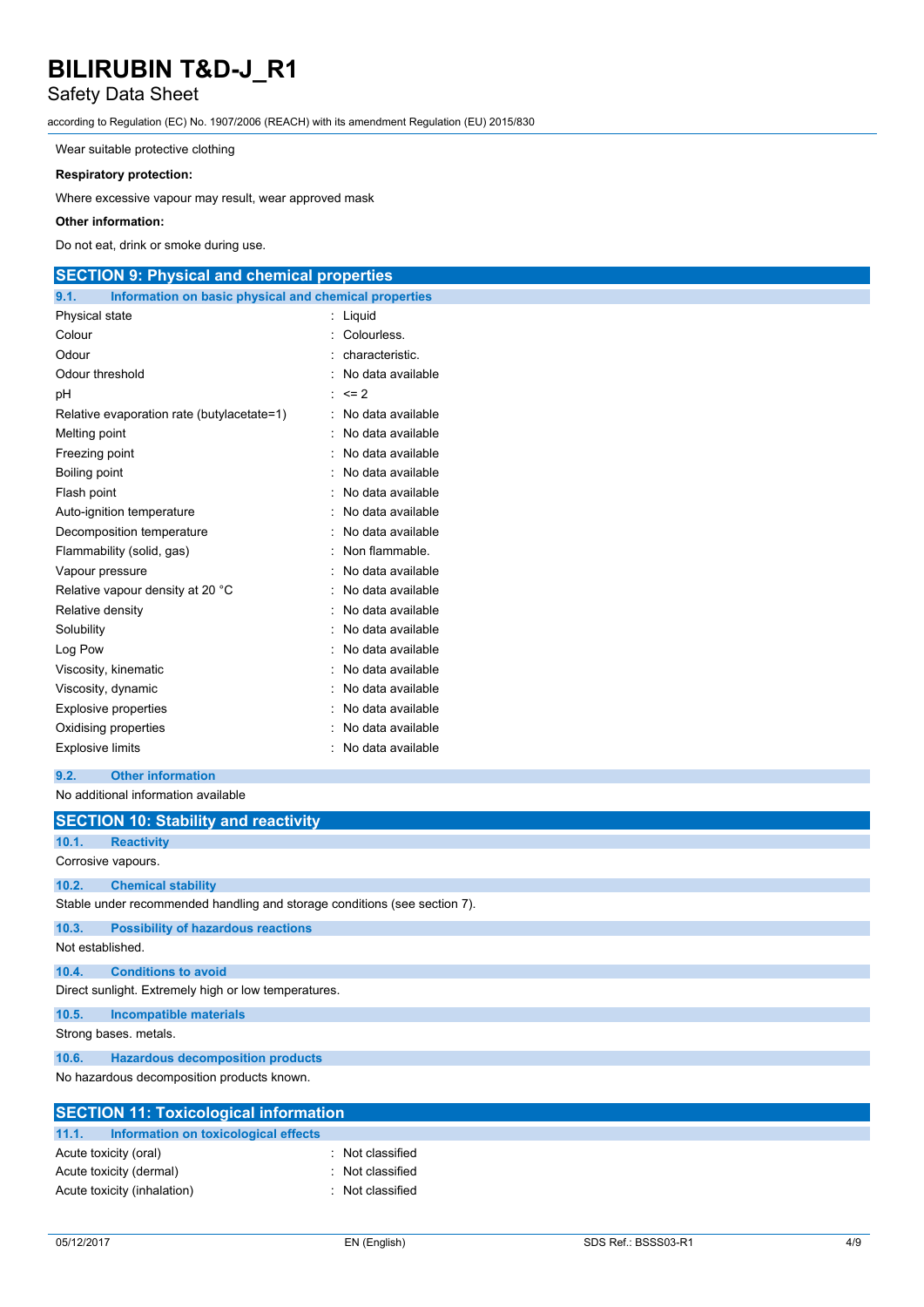Wear suitable protective clothing

**Respiratory protection:**

Where excessive vapour may result, wear approved mask

**Other information:**

Do not eat, drink or smoke during use.

## SECTION 9: Physical and chemical properties

### 9.1. Information on basic physical and chemical properties

| Property | Value |
|---|---|
| Physical state | Liquid |
| Colour | Colourless. |
| Odour | characteristic. |
| Odour threshold | No data available |
| pH | <= 2 |
| Relative evaporation rate (butylacetate=1) | No data available |
| Melting point | No data available |
| Freezing point | No data available |
| Boiling point | No data available |
| Flash point | No data available |
| Auto-ignition temperature | No data available |
| Decomposition temperature | No data available |
| Flammability (solid, gas) | Non flammable. |
| Vapour pressure | No data available |
| Relative vapour density at 20 °C | No data available |
| Relative density | No data available |
| Solubility | No data available |
| Log Pow | No data available |
| Viscosity, kinematic | No data available |
| Viscosity, dynamic | No data available |
| Explosive properties | No data available |
| Oxidising properties | No data available |
| Explosive limits | No data available |

### 9.2. Other information

No additional information available

## SECTION 10: Stability and reactivity

### 10.1. Reactivity

Corrosive vapours.

### 10.2. Chemical stability

Stable under recommended handling and storage conditions (see section 7).

### 10.3. Possibility of hazardous reactions

Not established.

### 10.4. Conditions to avoid

Direct sunlight. Extremely high or low temperatures.

### 10.5. Incompatible materials

Strong bases. metals.

### 10.6. Hazardous decomposition products

No hazardous decomposition products known.

## SECTION 11: Toxicological information

### 11.1. Information on toxicological effects

| Effect | Classification |
|---|---|
| Acute toxicity (oral) | Not classified |
| Acute toxicity (dermal) | Not classified |
| Acute toxicity (inhalation) | Not classified |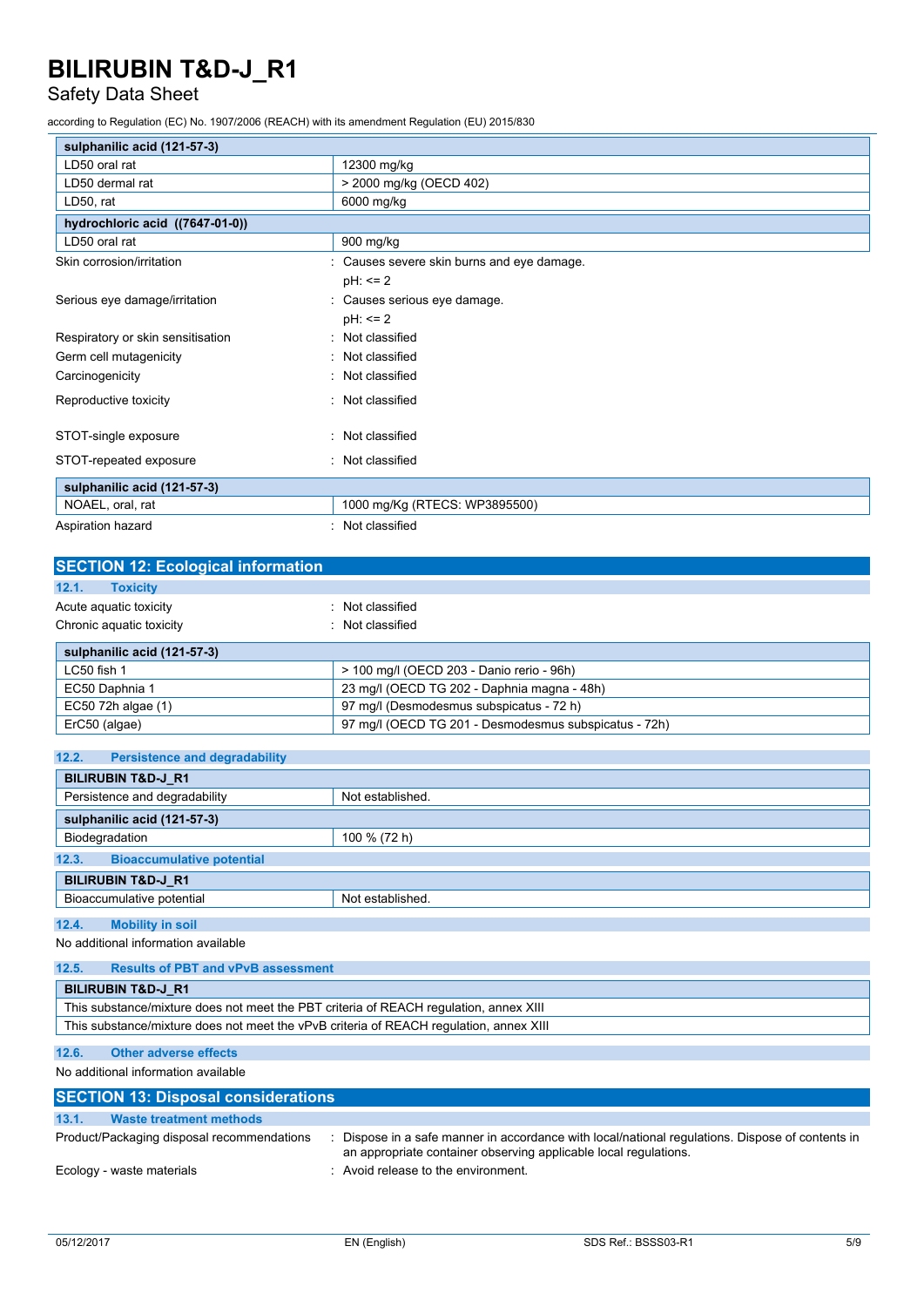| sulphanilic acid (121-57-3) | |
|---|---|
| LD50 oral rat | 12300 mg/kg |
| LD50 dermal rat | > 2000 mg/kg (OECD 402) |
| LD50, rat | 6000 mg/kg |

| hydrochloric acid ((7647-01-0)) | |
|---|---|
| LD50 oral rat | 900 mg/kg |

Skin corrosion/irritation : Causes severe skin burns and eye damage.
pH: <= 2

Serious eye damage/irritation : Causes serious eye damage.
pH: <= 2

Respiratory or skin sensitisation : Not classified

Germ cell mutagenicity : Not classified

Carcinogenicity : Not classified

Reproductive toxicity : Not classified

STOT-single exposure : Not classified

STOT-repeated exposure : Not classified

| sulphanilic acid (121-57-3) | |
|---|---|
| NOAEL, oral, rat | 1000 mg/Kg (RTECS: WP3895500) |

Aspiration hazard : Not classified

## SECTION 12: Ecological information

### 12.1. Toxicity

Acute aquatic toxicity : Not classified

Chronic aquatic toxicity : Not classified

| sulphanilic acid (121-57-3) | |
|---|---|
| LC50 fish 1 | > 100 mg/l (OECD 203 - Danio rerio - 96h) |
| EC50 Daphnia 1 | 23 mg/l (OECD TG 202 - Daphnia magna - 48h) |
| EC50 72h algae (1) | 97 mg/l (Desmodesmus subspicatus - 72 h) |
| ErC50 (algae) | 97 mg/l (OECD TG 201 - Desmodesmus subspicatus - 72h) |

### 12.2. Persistence and degradability

| BILIRUBIN T&D-J_R1 | |
|---|---|
| Persistence and degradability | Not established. |

| sulphanilic acid (121-57-3) | |
|---|---|
| Biodegradation | 100 % (72 h) |

### 12.3. Bioaccumulative potential

| BILIRUBIN T&D-J_R1 | |
|---|---|
| Bioaccumulative potential | Not established. |

### 12.4. Mobility in soil

No additional information available

### 12.5. Results of PBT and vPvB assessment

| BILIRUBIN T&D-J_R1 |
|---|
| This substance/mixture does not meet the PBT criteria of REACH regulation, annex XIII |
| This substance/mixture does not meet the vPvB criteria of REACH regulation, annex XIII |

### 12.6. Other adverse effects

No additional information available

## SECTION 13: Disposal considerations

### 13.1. Waste treatment methods

Product/Packaging disposal recommendations : Dispose in a safe manner in accordance with local/national regulations. Dispose of contents in an appropriate container observing applicable local regulations.

Ecology - waste materials : Avoid release to the environment.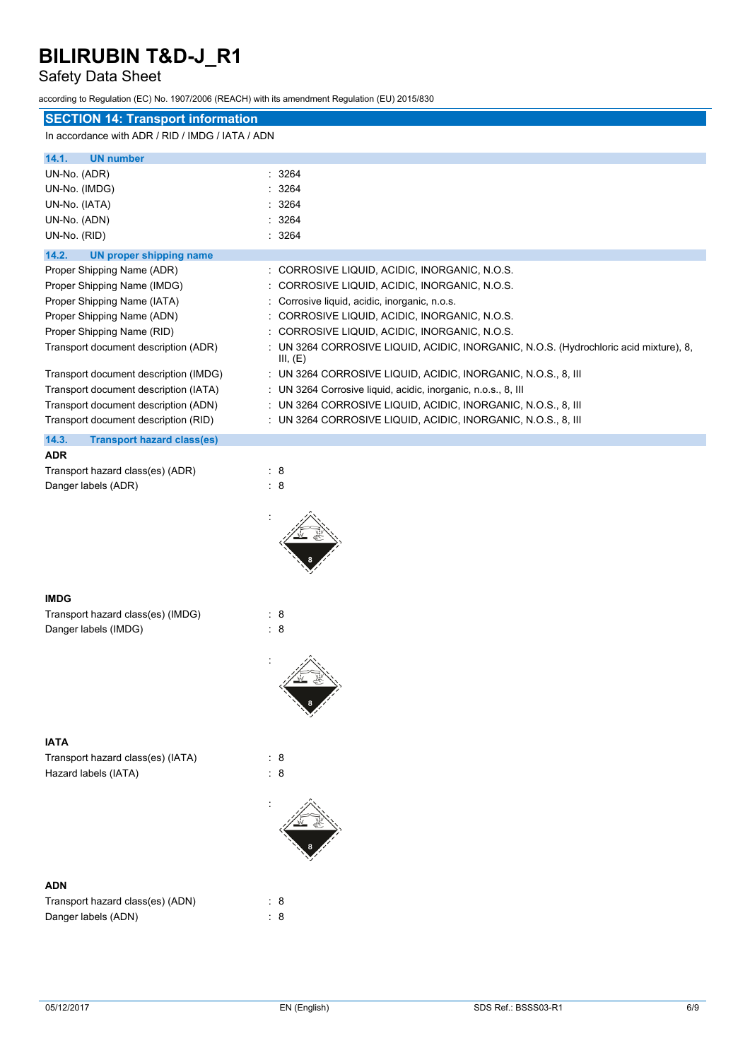# BILIRUBIN T&D-J_R1

Safety Data Sheet

according to Regulation (EC) No. 1907/2006 (REACH) with its amendment Regulation (EU) 2015/830

## SECTION 14: Transport information

In accordance with ADR / RID / IMDG / IATA / ADN

### 14.1. UN number

| | |
|---|---|
| UN-No. (ADR) | : 3264 |
| UN-No. (IMDG) | : 3264 |
| UN-No. (IATA) | : 3264 |
| UN-No. (ADN) | : 3264 |
| UN-No. (RID) | : 3264 |

### 14.2. UN proper shipping name

| | |
|---|---|
| Proper Shipping Name (ADR) | : CORROSIVE LIQUID, ACIDIC, INORGANIC, N.O.S. |
| Proper Shipping Name (IMDG) | : CORROSIVE LIQUID, ACIDIC, INORGANIC, N.O.S. |
| Proper Shipping Name (IATA) | : Corrosive liquid, acidic, inorganic, n.o.s. |
| Proper Shipping Name (ADN) | : CORROSIVE LIQUID, ACIDIC, INORGANIC, N.O.S. |
| Proper Shipping Name (RID) | : CORROSIVE LIQUID, ACIDIC, INORGANIC, N.O.S. |
| Transport document description (ADR) | : UN 3264 CORROSIVE LIQUID, ACIDIC, INORGANIC, N.O.S. (Hydrochloric acid mixture), 8, III, (E) |
| Transport document description (IMDG) | : UN 3264 CORROSIVE LIQUID, ACIDIC, INORGANIC, N.O.S., 8, III |
| Transport document description (IATA) | : UN 3264 Corrosive liquid, acidic, inorganic, n.o.s., 8, III |
| Transport document description (ADN) | : UN 3264 CORROSIVE LIQUID, ACIDIC, INORGANIC, N.O.S., 8, III |
| Transport document description (RID) | : UN 3264 CORROSIVE LIQUID, ACIDIC, INORGANIC, N.O.S., 8, III |

### 14.3. Transport hazard class(es)

**ADR**

| | |
|---|---|
| Transport hazard class(es) (ADR) | : 8 |
| Danger labels (ADR) | : 8 |

**IMDG**

| | |
|---|---|
| Transport hazard class(es) (IMDG) | : 8 |
| Danger labels (IMDG) | : 8 |

**IATA**

| | |
|---|---|
| Transport hazard class(es) (IATA) | : 8 |
| Hazard labels (IATA) | : 8 |

**ADN**

| | |
|---|---|
| Transport hazard class(es) (ADN) | : 8 |
| Danger labels (ADN) | : 8 |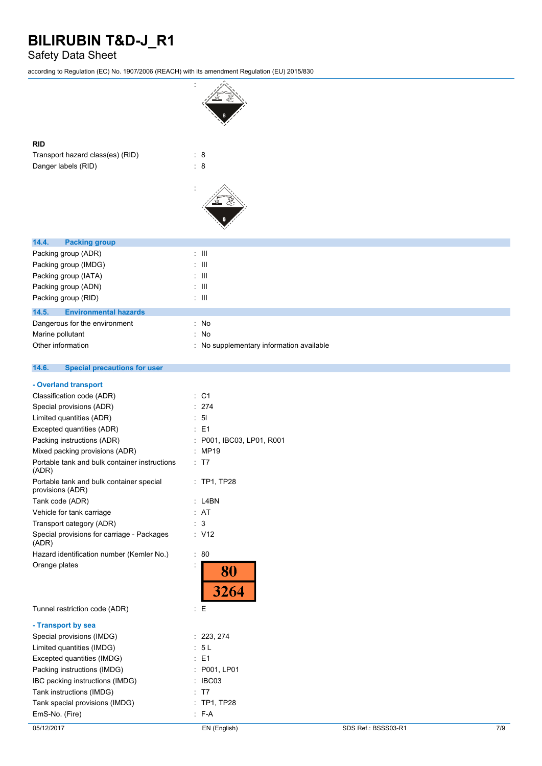:

**RID**

Transport hazard class(es) (RID) : 8

Danger labels (RID) : 8

:

## 14.4. Packing group

| | |
|---|---|
| Packing group (ADR) | : III |
| Packing group (IMDG) | : III |
| Packing group (IATA) | : III |
| Packing group (ADN) | : III |
| Packing group (RID) | : III |

## 14.5. Environmental hazards

| | |
|---|---|
| Dangerous for the environment | : No |
| Marine pollutant | : No |
| Other information | : No supplementary information available |

## 14.6. Special precautions for user

**- Overland transport**

| | |
|---|---|
| Classification code (ADR) | : C1 |
| Special provisions (ADR) | : 274 |
| Limited quantities (ADR) | : 5l |
| Excepted quantities (ADR) | : E1 |
| Packing instructions (ADR) | : P001, IBC03, LP01, R001 |
| Mixed packing provisions (ADR) | : MP19 |
| Portable tank and bulk container instructions (ADR) | : T7 |
| Portable tank and bulk container special provisions (ADR) | : TP1, TP28 |
| Tank code (ADR) | : L4BN |
| Vehicle for tank carriage | : AT |
| Transport category (ADR) | : 3 |
| Special provisions for carriage - Packages (ADR) | : V12 |
| Hazard identification number (Kemler No.) | : 80 |
| Orange plates | : 80 / 3264 |
| Tunnel restriction code (ADR) | : E |

**- Transport by sea**

| | |
|---|---|
| Special provisions (IMDG) | : 223, 274 |
| Limited quantities (IMDG) | : 5 L |
| Excepted quantities (IMDG) | : E1 |
| Packing instructions (IMDG) | : P001, LP01 |
| IBC packing instructions (IMDG) | : IBC03 |
| Tank instructions (IMDG) | : T7 |
| Tank special provisions (IMDG) | : TP1, TP28 |
| EmS-No. (Fire) | : F-A |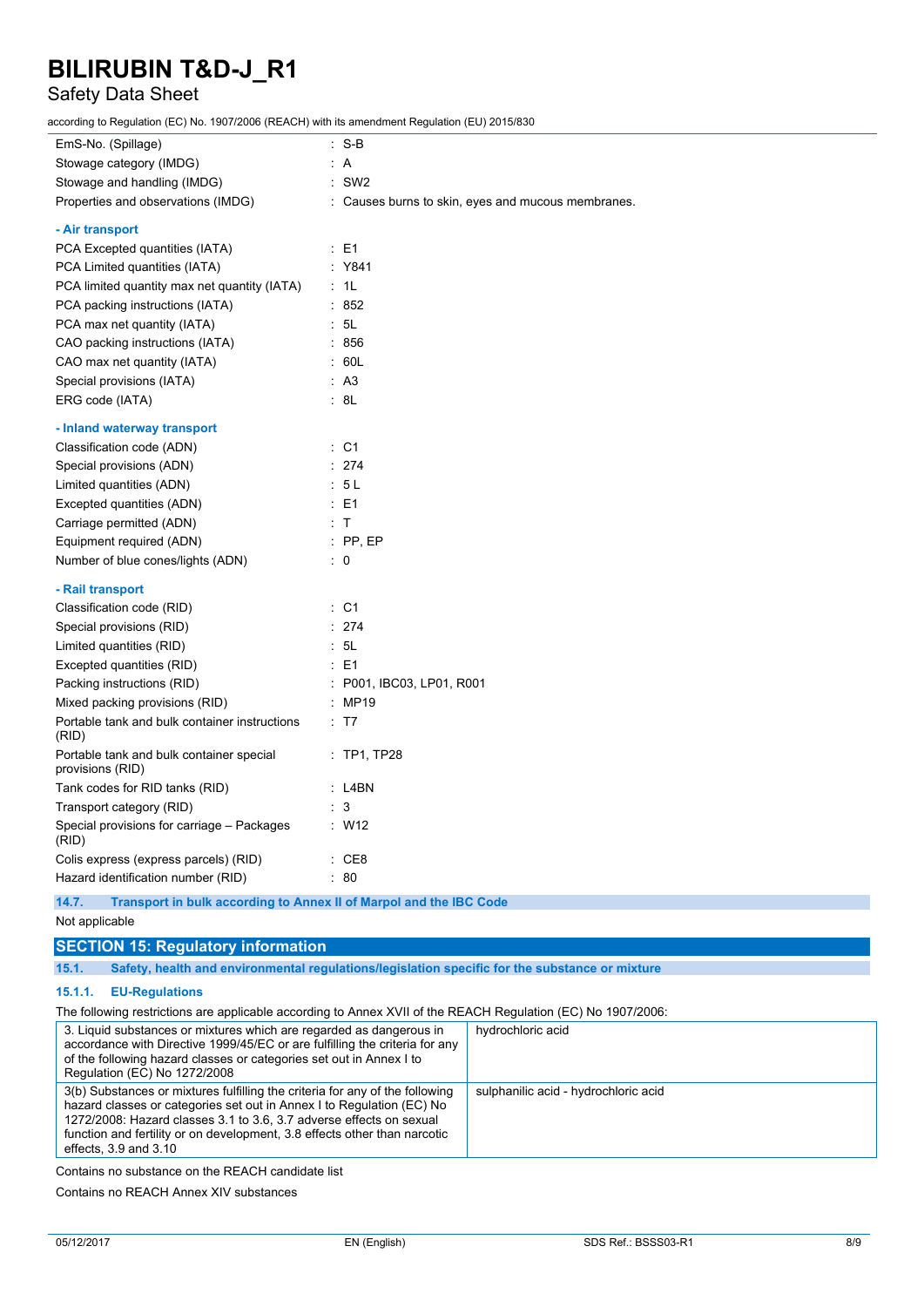| | |
|---|---|
| EmS-No. (Spillage) | : S-B |
| Stowage category (IMDG) | : A |
| Stowage and handling (IMDG) | : SW2 |
| Properties and observations (IMDG) | : Causes burns to skin, eyes and mucous membranes. |

**- Air transport**

| | |
|---|---|
| PCA Excepted quantities (IATA) | : E1 |
| PCA Limited quantities (IATA) | : Y841 |
| PCA limited quantity max net quantity (IATA) | : 1L |
| PCA packing instructions (IATA) | : 852 |
| PCA max net quantity (IATA) | : 5L |
| CAO packing instructions (IATA) | : 856 |
| CAO max net quantity (IATA) | : 60L |
| Special provisions (IATA) | : A3 |
| ERG code (IATA) | : 8L |

**- Inland waterway transport**

| | |
|---|---|
| Classification code (ADN) | : C1 |
| Special provisions (ADN) | : 274 |
| Limited quantities (ADN) | : 5 L |
| Excepted quantities (ADN) | : E1 |
| Carriage permitted (ADN) | : T |
| Equipment required (ADN) | : PP, EP |
| Number of blue cones/lights (ADN) | : 0 |

**- Rail transport**

| | |
|---|---|
| Classification code (RID) | : C1 |
| Special provisions (RID) | : 274 |
| Limited quantities (RID) | : 5L |
| Excepted quantities (RID) | : E1 |
| Packing instructions (RID) | : P001, IBC03, LP01, R001 |
| Mixed packing provisions (RID) | : MP19 |
| Portable tank and bulk container instructions (RID) | : T7 |
| Portable tank and bulk container special provisions (RID) | : TP1, TP28 |
| Tank codes for RID tanks (RID) | : L4BN |
| Transport category (RID) | : 3 |
| Special provisions for carriage – Packages (RID) | : W12 |
| Colis express (express parcels) (RID) | : CE8 |
| Hazard identification number (RID) | : 80 |

### 14.7. Transport in bulk according to Annex II of Marpol and the IBC Code

Not applicable

## SECTION 15: Regulatory information

### 15.1. Safety, health and environmental regulations/legislation specific for the substance or mixture

#### 15.1.1. EU-Regulations

The following restrictions are applicable according to Annex XVII of the REACH Regulation (EC) No 1907/2006:

| | |
|---|---|
| 3. Liquid substances or mixtures which are regarded as dangerous in accordance with Directive 1999/45/EC or are fulfilling the criteria for any of the following hazard classes or categories set out in Annex I to Regulation (EC) No 1272/2008 | hydrochloric acid |
| 3(b) Substances or mixtures fulfilling the criteria for any of the following hazard classes or categories set out in Annex I to Regulation (EC) No 1272/2008: Hazard classes 3.1 to 3.6, 3.7 adverse effects on sexual function and fertility or on development, 3.8 effects other than narcotic effects, 3.9 and 3.10 | sulphanilic acid - hydrochloric acid |

Contains no substance on the REACH candidate list

Contains no REACH Annex XIV substances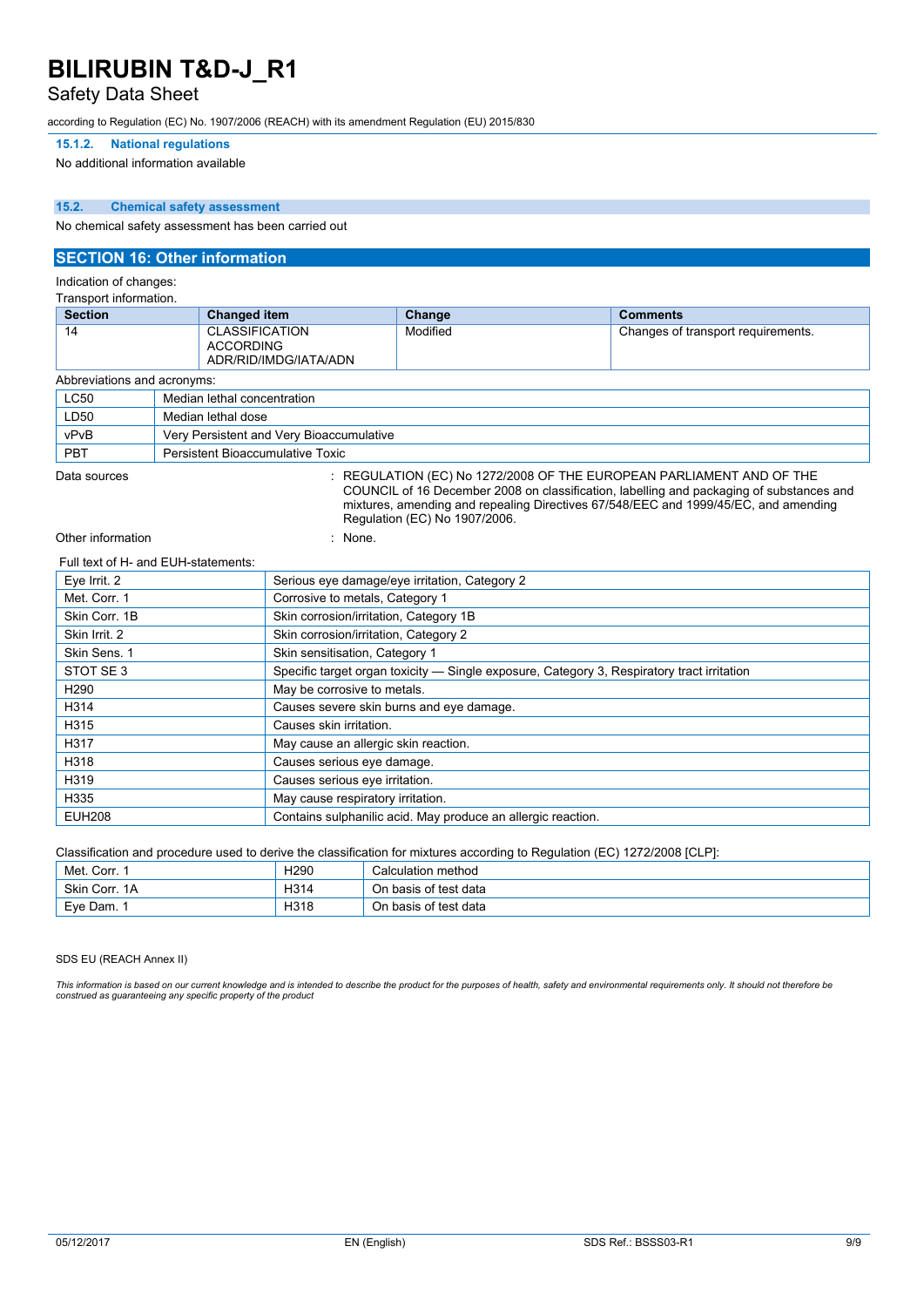#### 15.1.2. National regulations

No additional information available

### 15.2. Chemical safety assessment

No chemical safety assessment has been carried out

## SECTION 16: Other information

Indication of changes:

Transport information.

| Section | Changed item | Change | Comments |
|---|---|---|---|
| 14 | CLASSIFICATION ACCORDING ADR/RID/IMDG/IATA/ADN | Modified | Changes of transport requirements. |

Abbreviations and acronyms:

| | |
|---|---|
| LC50 | Median lethal concentration |
| LD50 | Median lethal dose |
| vPvB | Very Persistent and Very Bioaccumulative |
| PBT | Persistent Bioaccumulative Toxic |

Data sources : REGULATION (EC) No 1272/2008 OF THE EUROPEAN PARLIAMENT AND OF THE COUNCIL of 16 December 2008 on classification, labelling and packaging of substances and mixtures, amending and repealing Directives 67/548/EEC and 1999/45/EC, and amending Regulation (EC) No 1907/2006.

Other information : None.

Full text of H- and EUH-statements:

| | |
|---|---|
| Eye Irrit. 2 | Serious eye damage/eye irritation, Category 2 |
| Met. Corr. 1 | Corrosive to metals, Category 1 |
| Skin Corr. 1B | Skin corrosion/irritation, Category 1B |
| Skin Irrit. 2 | Skin corrosion/irritation, Category 2 |
| Skin Sens. 1 | Skin sensitisation, Category 1 |
| STOT SE 3 | Specific target organ toxicity — Single exposure, Category 3, Respiratory tract irritation |
| H290 | May be corrosive to metals. |
| H314 | Causes severe skin burns and eye damage. |
| H315 | Causes skin irritation. |
| H317 | May cause an allergic skin reaction. |
| H318 | Causes serious eye damage. |
| H319 | Causes serious eye irritation. |
| H335 | May cause respiratory irritation. |
| EUH208 | Contains sulphanilic acid. May produce an allergic reaction. |

Classification and procedure used to derive the classification for mixtures according to Regulation (EC) 1272/2008 [CLP]:

| | | |
|---|---|---|
| Met. Corr. 1 | H290 | Calculation method |
| Skin Corr. 1A | H314 | On basis of test data |
| Eye Dam. 1 | H318 | On basis of test data |

SDS EU (REACH Annex II)

*This information is based on our current knowledge and is intended to describe the product for the purposes of health, safety and environmental requirements only. It should not therefore be construed as guaranteeing any specific property of the product*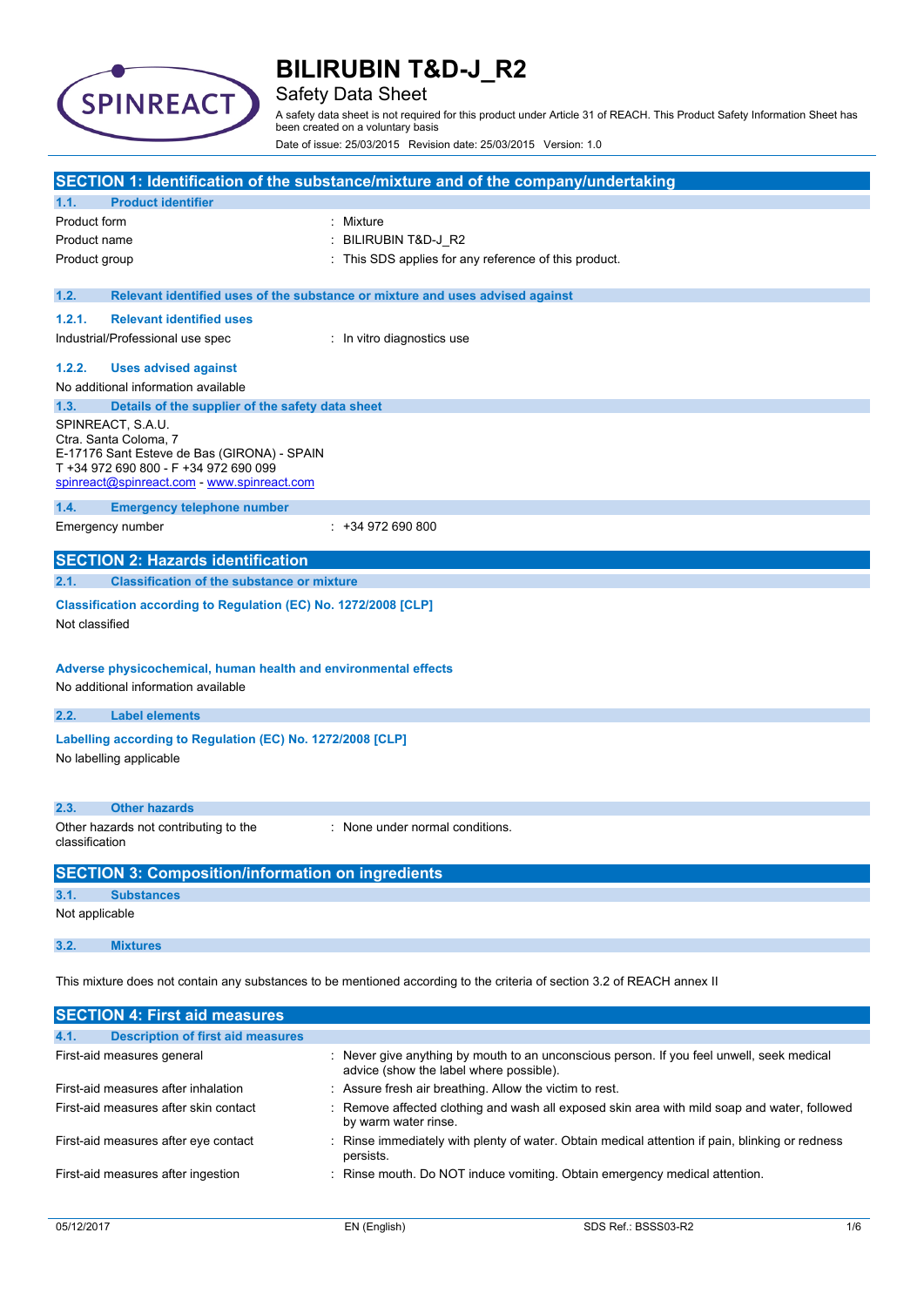# BILIRUBIN T&D-J_R2

Safety Data Sheet

A safety data sheet is not required for this product under Article 31 of REACH. This Product Safety Information Sheet has been created on a voluntary basis

Date of issue: 25/03/2015 Revision date: 25/03/2015 Version: 1.0

## SECTION 1: Identification of the substance/mixture and of the company/undertaking

### 1.1. Product identifier

| | |
|---|---|
| Product form | : Mixture |
| Product name | : BILIRUBIN T&D-J_R2 |
| Product group | : This SDS applies for any reference of this product. |

### 1.2. Relevant identified uses of the substance or mixture and uses advised against

#### 1.2.1. Relevant identified uses

| | |
|---|---|
| Industrial/Professional use spec | : In vitro diagnostics use |

#### 1.2.2. Uses advised against

No additional information available

### 1.3. Details of the supplier of the safety data sheet

SPINREACT, S.A.U.
Ctra. Santa Coloma, 7
E-17176 Sant Esteve de Bas (GIRONA) - SPAIN
T +34 972 690 800 - F +34 972 690 099
spinreact@spinreact.com - www.spinreact.com

### 1.4. Emergency telephone number

| | |
|---|---|
| Emergency number | : +34 972 690 800 |

## SECTION 2: Hazards identification

### 2.1. Classification of the substance or mixture

**Classification according to Regulation (EC) No. 1272/2008 [CLP]**

Not classified

**Adverse physicochemical, human health and environmental effects**

No additional information available

### 2.2. Label elements

**Labelling according to Regulation (EC) No. 1272/2008 [CLP]**

No labelling applicable

### 2.3. Other hazards

| | |
|---|---|
| Other hazards not contributing to the classification | : None under normal conditions. |

## SECTION 3: Composition/information on ingredients

### 3.1. Substances

Not applicable

### 3.2. Mixtures

This mixture does not contain any substances to be mentioned according to the criteria of section 3.2 of REACH annex II

## SECTION 4: First aid measures

### 4.1. Description of first aid measures

| | |
|---|---|
| First-aid measures general | : Never give anything by mouth to an unconscious person. If you feel unwell, seek medical advice (show the label where possible). |
| First-aid measures after inhalation | : Assure fresh air breathing. Allow the victim to rest. |
| First-aid measures after skin contact | : Remove affected clothing and wash all exposed skin area with mild soap and water, followed by warm water rinse. |
| First-aid measures after eye contact | : Rinse immediately with plenty of water. Obtain medical attention if pain, blinking or redness persists. |
| First-aid measures after ingestion | : Rinse mouth. Do NOT induce vomiting. Obtain emergency medical attention. |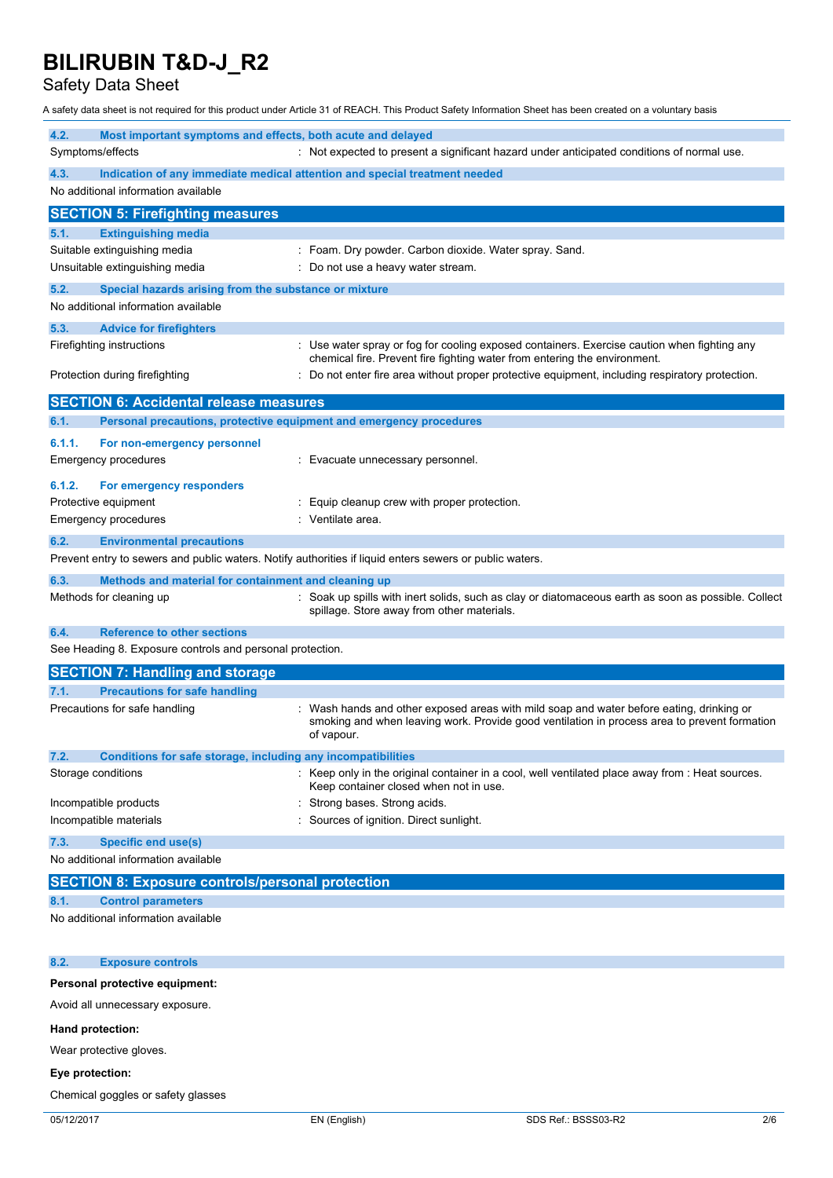A safety data sheet is not required for this product under Article 31 of REACH. This Product Safety Information Sheet has been created on a voluntary basis

### 4.2. Most important symptoms and effects, both acute and delayed

| | |
|---|---|
| Symptoms/effects | : Not expected to present a significant hazard under anticipated conditions of normal use. |

### 4.3. Indication of any immediate medical attention and special treatment needed

No additional information available

## SECTION 5: Firefighting measures

### 5.1. Extinguishing media

| | |
|---|---|
| Suitable extinguishing media | : Foam. Dry powder. Carbon dioxide. Water spray. Sand. |
| Unsuitable extinguishing media | : Do not use a heavy water stream. |

### 5.2. Special hazards arising from the substance or mixture

No additional information available

### 5.3. Advice for firefighters

| | |
|---|---|
| Firefighting instructions | : Use water spray or fog for cooling exposed containers. Exercise caution when fighting any chemical fire. Prevent fire fighting water from entering the environment. |
| Protection during firefighting | : Do not enter fire area without proper protective equipment, including respiratory protection. |

## SECTION 6: Accidental release measures

### 6.1. Personal precautions, protective equipment and emergency procedures

#### 6.1.1. For non-emergency personnel

| | |
|---|---|
| Emergency procedures | : Evacuate unnecessary personnel. |

#### 6.1.2. For emergency responders

| | |
|---|---|
| Protective equipment | : Equip cleanup crew with proper protection. |
| Emergency procedures | : Ventilate area. |

### 6.2. Environmental precautions

Prevent entry to sewers and public waters. Notify authorities if liquid enters sewers or public waters.

### 6.3. Methods and material for containment and cleaning up

| | |
|---|---|
| Methods for cleaning up | : Soak up spills with inert solids, such as clay or diatomaceous earth as soon as possible. Collect spillage. Store away from other materials. |

### 6.4. Reference to other sections

See Heading 8. Exposure controls and personal protection.

## SECTION 7: Handling and storage

### 7.1. Precautions for safe handling

| | |
|---|---|
| Precautions for safe handling | : Wash hands and other exposed areas with mild soap and water before eating, drinking or smoking and when leaving work. Provide good ventilation in process area to prevent formation of vapour. |

### 7.2. Conditions for safe storage, including any incompatibilities

| | |
|---|---|
| Storage conditions | : Keep only in the original container in a cool, well ventilated place away from : Heat sources. Keep container closed when not in use. |
| Incompatible products | : Strong bases. Strong acids. |
| Incompatible materials | : Sources of ignition. Direct sunlight. |

### 7.3. Specific end use(s)

No additional information available

## SECTION 8: Exposure controls/personal protection

### 8.1. Control parameters

No additional information available

### 8.2. Exposure controls

**Personal protective equipment:**

Avoid all unnecessary exposure.

**Hand protection:**

Wear protective gloves.

**Eye protection:**

Chemical goggles or safety glasses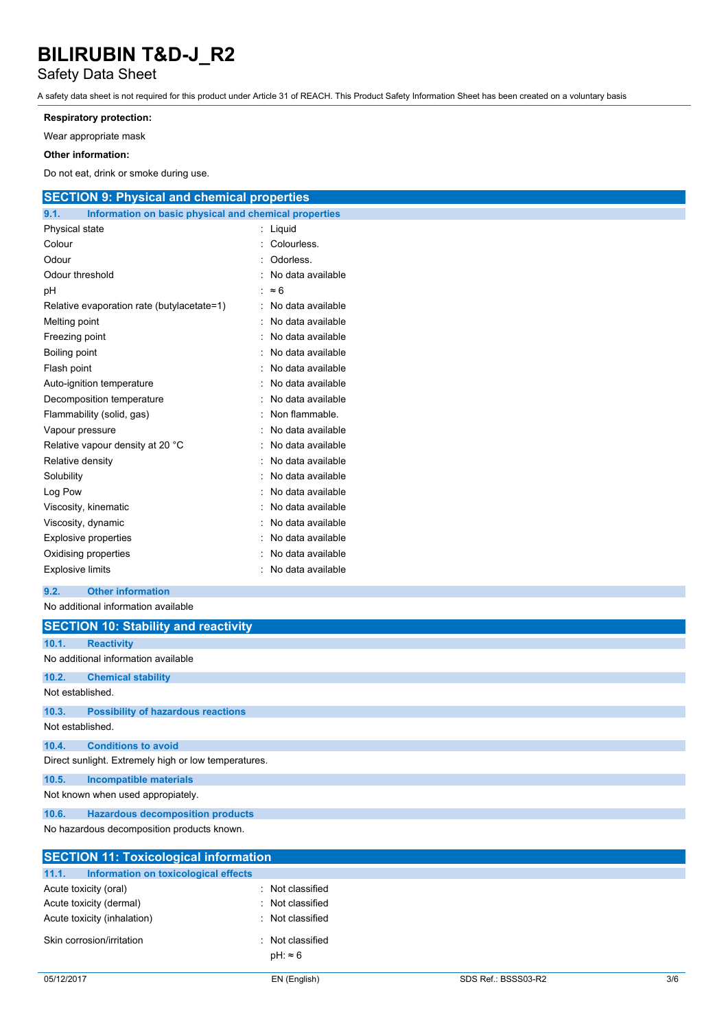**Respiratory protection:**

Wear appropriate mask

**Other information:**

Do not eat, drink or smoke during use.

## SECTION 9: Physical and chemical properties

### 9.1. Information on basic physical and chemical properties

| Property | Value |
|---|---|
| Physical state | Liquid |
| Colour | Colourless. |
| Odour | Odorless. |
| Odour threshold | No data available |
| pH | ≈ 6 |
| Relative evaporation rate (butylacetate=1) | No data available |
| Melting point | No data available |
| Freezing point | No data available |
| Boiling point | No data available |
| Flash point | No data available |
| Auto-ignition temperature | No data available |
| Decomposition temperature | No data available |
| Flammability (solid, gas) | Non flammable. |
| Vapour pressure | No data available |
| Relative vapour density at 20 °C | No data available |
| Relative density | No data available |
| Solubility | No data available |
| Log Pow | No data available |
| Viscosity, kinematic | No data available |
| Viscosity, dynamic | No data available |
| Explosive properties | No data available |
| Oxidising properties | No data available |
| Explosive limits | No data available |

### 9.2. Other information

No additional information available

## SECTION 10: Stability and reactivity

### 10.1. Reactivity

No additional information available

### 10.2. Chemical stability

Not established.

### 10.3. Possibility of hazardous reactions

Not established.

### 10.4. Conditions to avoid

Direct sunlight. Extremely high or low temperatures.

### 10.5. Incompatible materials

Not known when used appropiately.

### 10.6. Hazardous decomposition products

No hazardous decomposition products known.

## SECTION 11: Toxicological information

### 11.1. Information on toxicological effects

| Effect | Classification |
|---|---|
| Acute toxicity (oral) | Not classified |
| Acute toxicity (dermal) | Not classified |
| Acute toxicity (inhalation) | Not classified |
| Skin corrosion/irritation | Not classified<br>pH: ≈ 6 |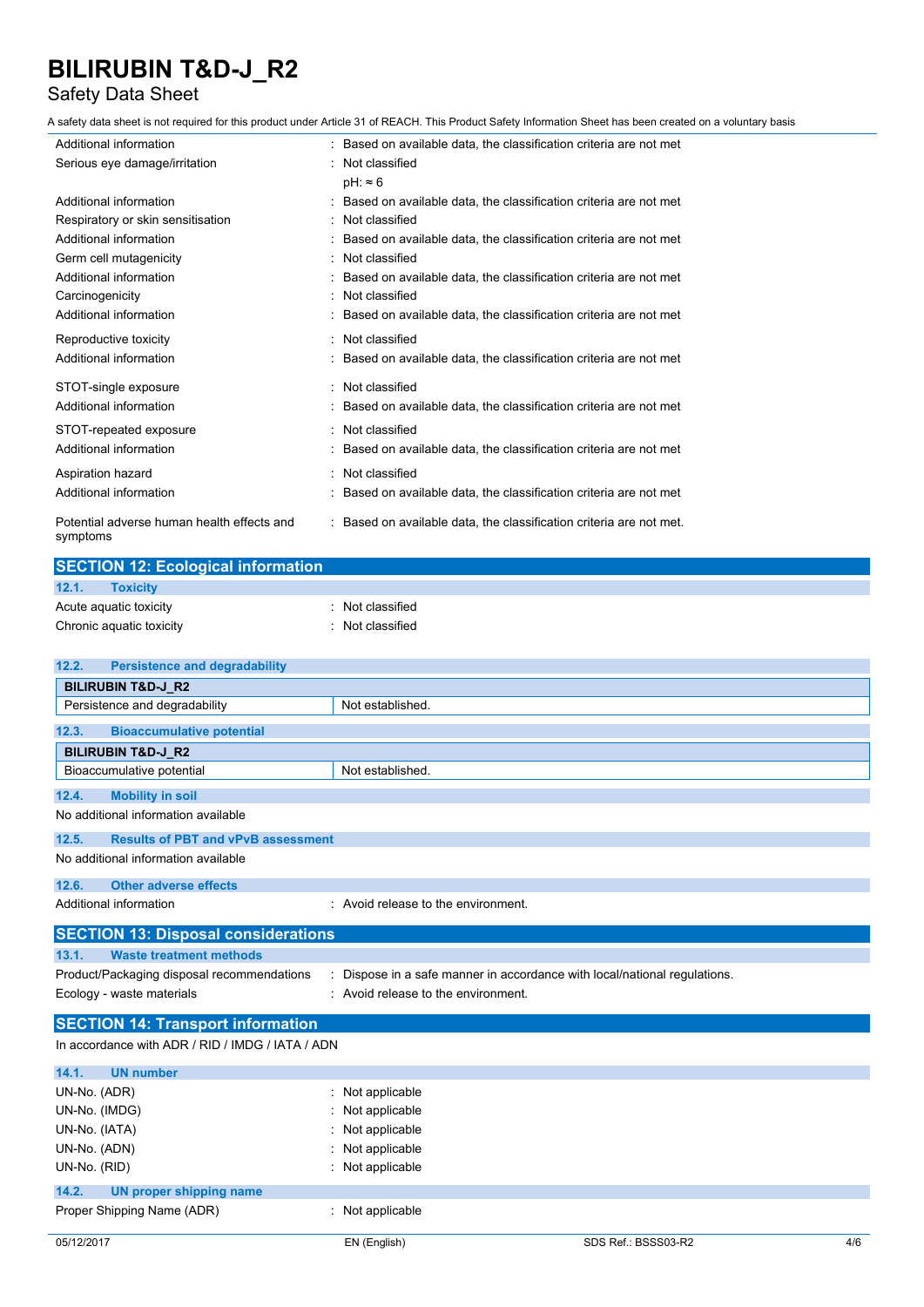| | |
|---|---|
| Additional information | : Based on available data, the classification criteria are not met |
| Serious eye damage/irritation | : Not classified<br>pH: ≈ 6 |
| Additional information | : Based on available data, the classification criteria are not met |
| Respiratory or skin sensitisation | : Not classified |
| Additional information | : Based on available data, the classification criteria are not met |
| Germ cell mutagenicity | : Not classified |
| Additional information | : Based on available data, the classification criteria are not met |
| Carcinogenicity | : Not classified |
| Additional information | : Based on available data, the classification criteria are not met |
| Reproductive toxicity | : Not classified |
| Additional information | : Based on available data, the classification criteria are not met |
| STOT-single exposure | : Not classified |
| Additional information | : Based on available data, the classification criteria are not met |
| STOT-repeated exposure | : Not classified |
| Additional information | : Based on available data, the classification criteria are not met |
| Aspiration hazard | : Not classified |
| Additional information | : Based on available data, the classification criteria are not met |
| Potential adverse human health effects and symptoms | : Based on available data, the classification criteria are not met. |

## SECTION 12: Ecological information

### 12.1. Toxicity

| | |
|---|---|
| Acute aquatic toxicity | : Not classified |
| Chronic aquatic toxicity | : Not classified |

### 12.2. Persistence and degradability

| **BILIRUBIN T&D-J_R2** | |
|---|---|
| Persistence and degradability | Not established. |

### 12.3. Bioaccumulative potential

| **BILIRUBIN T&D-J_R2** | |
|---|---|
| Bioaccumulative potential | Not established. |

### 12.4. Mobility in soil

No additional information available

### 12.5. Results of PBT and vPvB assessment

No additional information available

### 12.6. Other adverse effects

| | |
|---|---|
| Additional information | : Avoid release to the environment. |

## SECTION 13: Disposal considerations

### 13.1. Waste treatment methods

| | |
|---|---|
| Product/Packaging disposal recommendations | : Dispose in a safe manner in accordance with local/national regulations. |
| Ecology - waste materials | : Avoid release to the environment. |

## SECTION 14: Transport information

In accordance with ADR / RID / IMDG / IATA / ADN

### 14.1. UN number

| | |
|---|---|
| UN-No. (ADR) | : Not applicable |
| UN-No. (IMDG) | : Not applicable |
| UN-No. (IATA) | : Not applicable |
| UN-No. (ADN) | : Not applicable |
| UN-No. (RID) | : Not applicable |

### 14.2. UN proper shipping name

| | |
|---|---|
| Proper Shipping Name (ADR) | : Not applicable |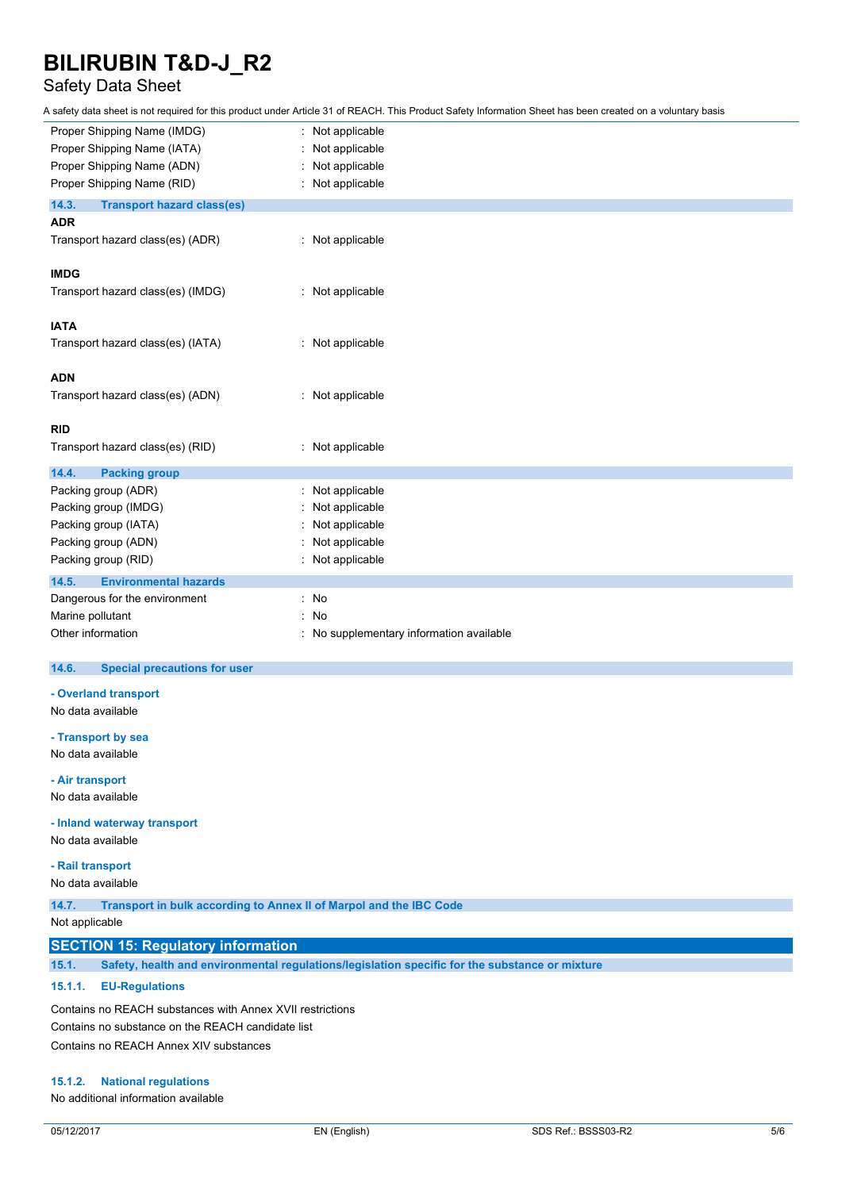| | | |
|---|---|---|
| Proper Shipping Name (IMDG) | : | Not applicable |
| Proper Shipping Name (IATA) | : | Not applicable |
| Proper Shipping Name (ADN) | : | Not applicable |
| Proper Shipping Name (RID) | : | Not applicable |

### 14.3. Transport hazard class(es)

**ADR**

Transport hazard class(es) (ADR) : Not applicable

**IMDG**

Transport hazard class(es) (IMDG) : Not applicable

**IATA**

Transport hazard class(es) (IATA) : Not applicable

**ADN**

Transport hazard class(es) (ADN) : Not applicable

**RID**

Transport hazard class(es) (RID) : Not applicable

### 14.4. Packing group

| | | |
|---|---|---|
| Packing group (ADR) | : | Not applicable |
| Packing group (IMDG) | : | Not applicable |
| Packing group (IATA) | : | Not applicable |
| Packing group (ADN) | : | Not applicable |
| Packing group (RID) | : | Not applicable |

### 14.5. Environmental hazards

| | | |
|---|---|---|
| Dangerous for the environment | : | No |
| Marine pollutant | : | No |
| Other information | : | No supplementary information available |

### 14.6. Special precautions for user

**- Overland transport**

No data available

**- Transport by sea**

No data available

**- Air transport**

No data available

**- Inland waterway transport**

No data available

**- Rail transport**

No data available

### 14.7. Transport in bulk according to Annex II of Marpol and the IBC Code

Not applicable

## SECTION 15: Regulatory information

### 15.1. Safety, health and environmental regulations/legislation specific for the substance or mixture

#### 15.1.1. EU-Regulations

Contains no REACH substances with Annex XVII restrictions

Contains no substance on the REACH candidate list

Contains no REACH Annex XIV substances

#### 15.1.2. National regulations

No additional information available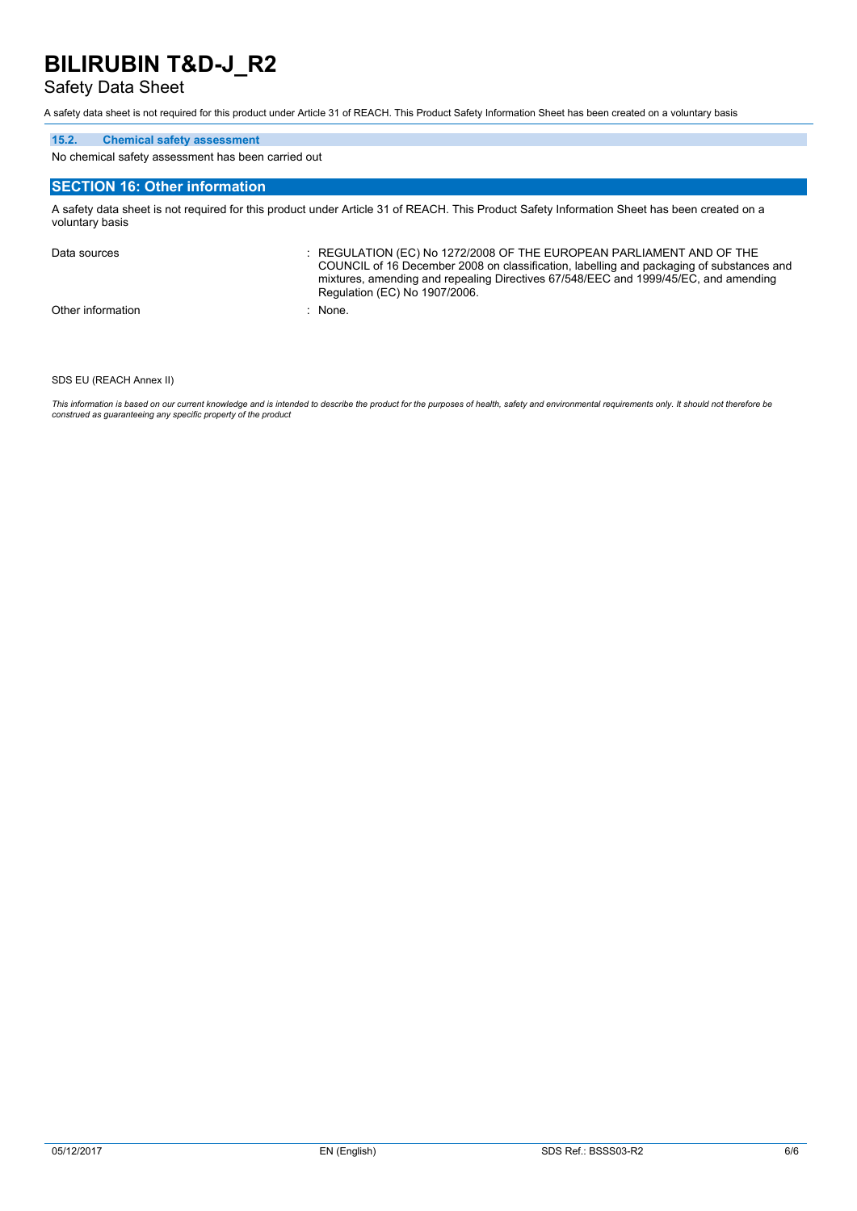### 15.2. Chemical safety assessment

No chemical safety assessment has been carried out

## SECTION 16: Other information

A safety data sheet is not required for this product under Article 31 of REACH. This Product Safety Information Sheet has been created on a voluntary basis

| | |
|---|---|
| Data sources | : REGULATION (EC) No 1272/2008 OF THE EUROPEAN PARLIAMENT AND OF THE COUNCIL of 16 December 2008 on classification, labelling and packaging of substances and mixtures, amending and repealing Directives 67/548/EEC and 1999/45/EC, and amending Regulation (EC) No 1907/2006. |
| Other information | : None. |

SDS EU (REACH Annex II)

*This information is based on our current knowledge and is intended to describe the product for the purposes of health, safety and environmental requirements only. It should not therefore be construed as guaranteeing any specific property of the product*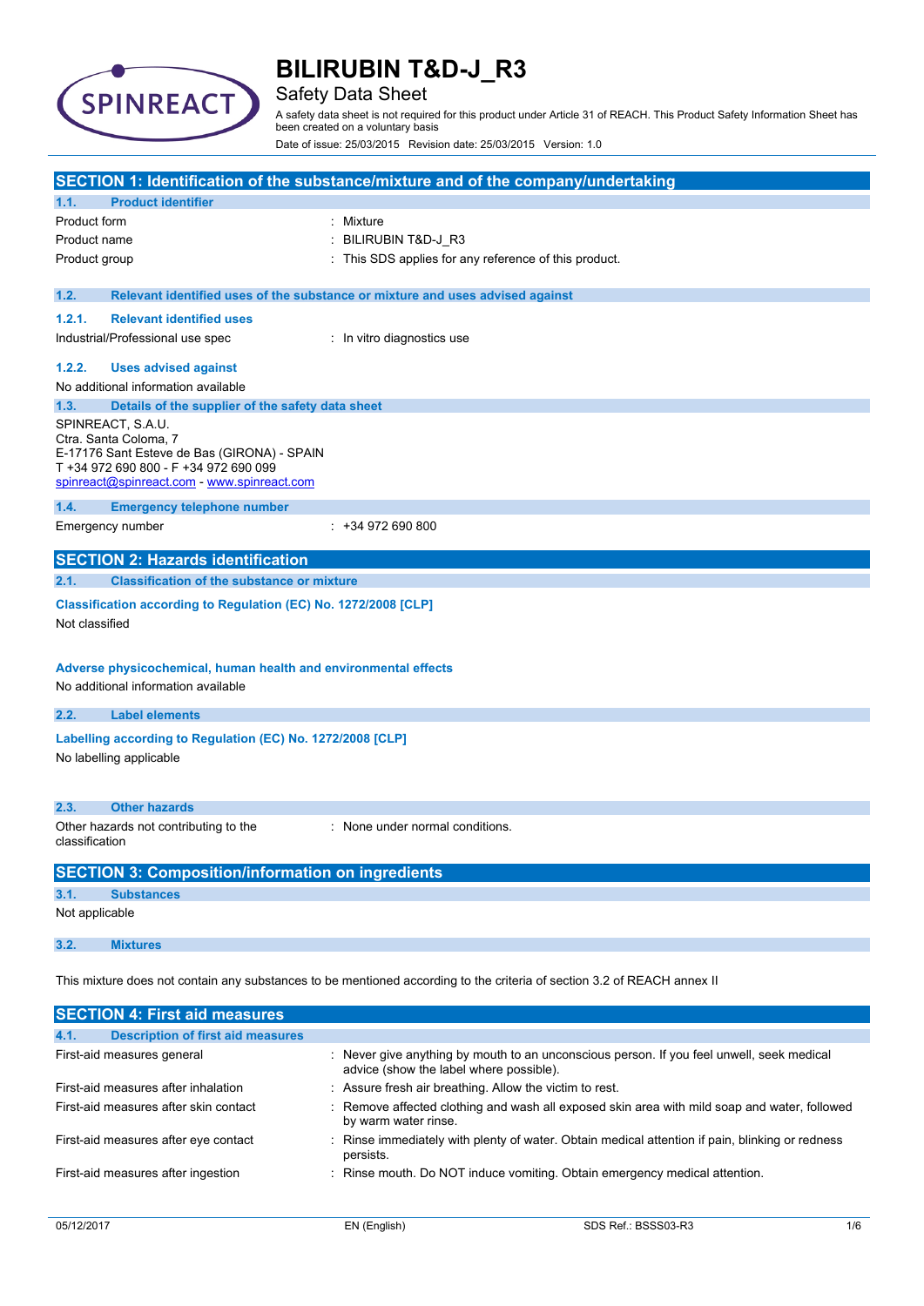# BILIRUBIN T&D-J_R3

Safety Data Sheet

A safety data sheet is not required for this product under Article 31 of REACH. This Product Safety Information Sheet has been created on a voluntary basis

Date of issue: 25/03/2015 Revision date: 25/03/2015 Version: 1.0

## SECTION 1: Identification of the substance/mixture and of the company/undertaking

### 1.1. Product identifier

| | |
|---|---|
| Product form | : Mixture |
| Product name | : BILIRUBIN T&D-J_R3 |
| Product group | : This SDS applies for any reference of this product. |

### 1.2. Relevant identified uses of the substance or mixture and uses advised against

#### 1.2.1. Relevant identified uses

| | |
|---|---|
| Industrial/Professional use spec | : In vitro diagnostics use |

#### 1.2.2. Uses advised against

No additional information available

### 1.3. Details of the supplier of the safety data sheet

SPINREACT, S.A.U.
Ctra. Santa Coloma, 7
E-17176 Sant Esteve de Bas (GIRONA) - SPAIN
T +34 972 690 800 - F +34 972 690 099
spinreact@spinreact.com - www.spinreact.com

### 1.4. Emergency telephone number

| | |
|---|---|
| Emergency number | : +34 972 690 800 |

## SECTION 2: Hazards identification

### 2.1. Classification of the substance or mixture

**Classification according to Regulation (EC) No. 1272/2008 [CLP]**

Not classified

**Adverse physicochemical, human health and environmental effects**

No additional information available

### 2.2. Label elements

**Labelling according to Regulation (EC) No. 1272/2008 [CLP]**

No labelling applicable

### 2.3. Other hazards

| | |
|---|---|
| Other hazards not contributing to the classification | : None under normal conditions. |

## SECTION 3: Composition/information on ingredients

### 3.1. Substances

Not applicable

### 3.2. Mixtures

This mixture does not contain any substances to be mentioned according to the criteria of section 3.2 of REACH annex II

## SECTION 4: First aid measures

### 4.1. Description of first aid measures

| | |
|---|---|
| First-aid measures general | : Never give anything by mouth to an unconscious person. If you feel unwell, seek medical advice (show the label where possible). |
| First-aid measures after inhalation | : Assure fresh air breathing. Allow the victim to rest. |
| First-aid measures after skin contact | : Remove affected clothing and wash all exposed skin area with mild soap and water, followed by warm water rinse. |
| First-aid measures after eye contact | : Rinse immediately with plenty of water. Obtain medical attention if pain, blinking or redness persists. |
| First-aid measures after ingestion | : Rinse mouth. Do NOT induce vomiting. Obtain emergency medical attention. |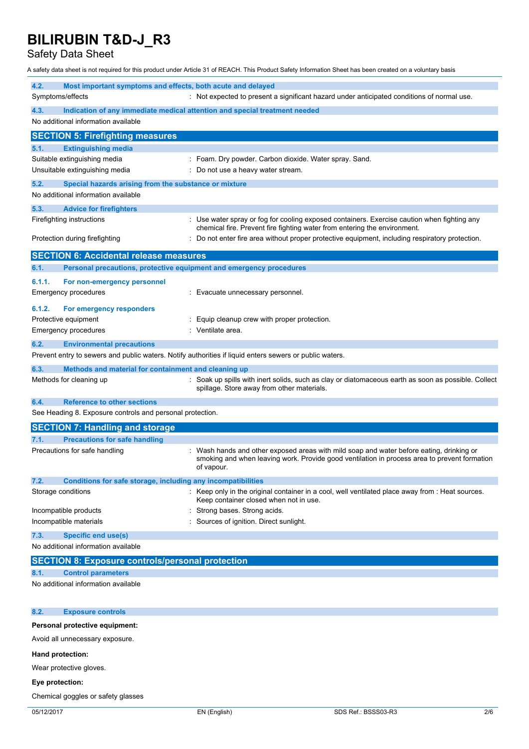A safety data sheet is not required for this product under Article 31 of REACH. This Product Safety Information Sheet has been created on a voluntary basis

### 4.2. Most important symptoms and effects, both acute and delayed

Symptoms/effects : Not expected to present a significant hazard under anticipated conditions of normal use.

### 4.3. Indication of any immediate medical attention and special treatment needed

No additional information available

## SECTION 5: Firefighting measures

### 5.1. Extinguishing media

Suitable extinguishing media : Foam. Dry powder. Carbon dioxide. Water spray. Sand.

Unsuitable extinguishing media : Do not use a heavy water stream.

### 5.2. Special hazards arising from the substance or mixture

No additional information available

### 5.3. Advice for firefighters

Firefighting instructions : Use water spray or fog for cooling exposed containers. Exercise caution when fighting any chemical fire. Prevent fire fighting water from entering the environment.

Protection during firefighting : Do not enter fire area without proper protective equipment, including respiratory protection.

## SECTION 6: Accidental release measures

### 6.1. Personal precautions, protective equipment and emergency procedures

#### 6.1.1. For non-emergency personnel

Emergency procedures : Evacuate unnecessary personnel.

#### 6.1.2. For emergency responders

Protective equipment : Equip cleanup crew with proper protection.

Emergency procedures : Ventilate area.

### 6.2. Environmental precautions

Prevent entry to sewers and public waters. Notify authorities if liquid enters sewers or public waters.

### 6.3. Methods and material for containment and cleaning up

Methods for cleaning up : Soak up spills with inert solids, such as clay or diatomaceous earth as soon as possible. Collect spillage. Store away from other materials.

### 6.4. Reference to other sections

See Heading 8. Exposure controls and personal protection.

## SECTION 7: Handling and storage

### 7.1. Precautions for safe handling

Precautions for safe handling : Wash hands and other exposed areas with mild soap and water before eating, drinking or smoking and when leaving work. Provide good ventilation in process area to prevent formation of vapour.

### 7.2. Conditions for safe storage, including any incompatibilities

Storage conditions : Keep only in the original container in a cool, well ventilated place away from : Heat sources. Keep container closed when not in use.

Incompatible products : Strong bases. Strong acids.

Incompatible materials : Sources of ignition. Direct sunlight.

### 7.3. Specific end use(s)

No additional information available

## SECTION 8: Exposure controls/personal protection

### 8.1. Control parameters

No additional information available

### 8.2. Exposure controls

**Personal protective equipment:**

Avoid all unnecessary exposure.

**Hand protection:**

Wear protective gloves.

**Eye protection:**

Chemical goggles or safety glasses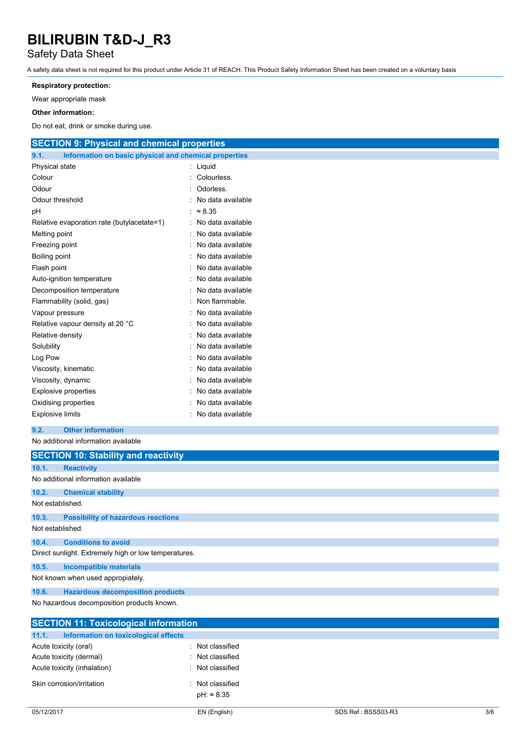**Respiratory protection:**

Wear appropriate mask

**Other information:**

Do not eat, drink or smoke during use.

## SECTION 9: Physical and chemical properties

### 9.1. Information on basic physical and chemical properties

| Property | Value |
|---|---|
| Physical state | Liquid |
| Colour | Colourless. |
| Odour | Odorless. |
| Odour threshold | No data available |
| pH | ≈ 8.35 |
| Relative evaporation rate (butylacetate=1) | No data available |
| Melting point | No data available |
| Freezing point | No data available |
| Boiling point | No data available |
| Flash point | No data available |
| Auto-ignition temperature | No data available |
| Decomposition temperature | No data available |
| Flammability (solid, gas) | Non flammable. |
| Vapour pressure | No data available |
| Relative vapour density at 20 °C | No data available |
| Relative density | No data available |
| Solubility | No data available |
| Log Pow | No data available |
| Viscosity, kinematic | No data available |
| Viscosity, dynamic | No data available |
| Explosive properties | No data available |
| Oxidising properties | No data available |
| Explosive limits | No data available |

### 9.2. Other information

No additional information available

## SECTION 10: Stability and reactivity

### 10.1. Reactivity

No additional information available

### 10.2. Chemical stability

Not established.

### 10.3. Possibility of hazardous reactions

Not established.

### 10.4. Conditions to avoid

Direct sunlight. Extremely high or low temperatures.

### 10.5. Incompatible materials

Not known when used appropiately.

### 10.6. Hazardous decomposition products

No hazardous decomposition products known.

## SECTION 11: Toxicological information

### 11.1. Information on toxicological effects

| Effect | Classification |
|---|---|
| Acute toxicity (oral) | Not classified |
| Acute toxicity (dermal) | Not classified |
| Acute toxicity (inhalation) | Not classified |
| Skin corrosion/irritation | Not classified<br>pH: ≈ 8.35 |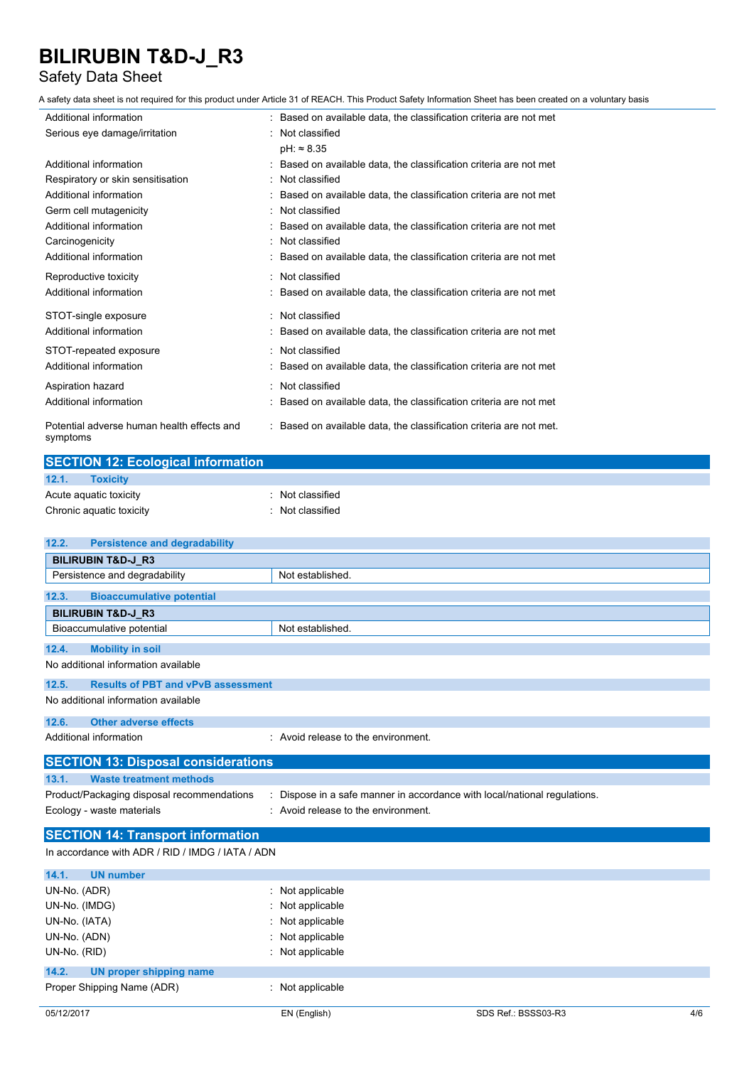| | | |
|---|---|---|
| Additional information | : | Based on available data, the classification criteria are not met |
| Serious eye damage/irritation | : | Not classified<br>pH: ≈ 8.35 |
| Additional information | : | Based on available data, the classification criteria are not met |
| Respiratory or skin sensitisation | : | Not classified |
| Additional information | : | Based on available data, the classification criteria are not met |
| Germ cell mutagenicity | : | Not classified |
| Additional information | : | Based on available data, the classification criteria are not met |
| Carcinogenicity | : | Not classified |
| Additional information | : | Based on available data, the classification criteria are not met |
| Reproductive toxicity | : | Not classified |
| Additional information | : | Based on available data, the classification criteria are not met |
| STOT-single exposure | : | Not classified |
| Additional information | : | Based on available data, the classification criteria are not met |
| STOT-repeated exposure | : | Not classified |
| Additional information | : | Based on available data, the classification criteria are not met |
| Aspiration hazard | : | Not classified |
| Additional information | : | Based on available data, the classification criteria are not met |
| Potential adverse human health effects and symptoms | : | Based on available data, the classification criteria are not met. |

## SECTION 12: Ecological information

### 12.1. Toxicity

| | | |
|---|---|---|
| Acute aquatic toxicity | : | Not classified |
| Chronic aquatic toxicity | : | Not classified |

### 12.2. Persistence and degradability

| BILIRUBIN T&D-J_R3 | |
|---|---|
| Persistence and degradability | Not established. |

### 12.3. Bioaccumulative potential

| BILIRUBIN T&D-J_R3 | |
|---|---|
| Bioaccumulative potential | Not established. |

### 12.4. Mobility in soil

No additional information available

### 12.5. Results of PBT and vPvB assessment

No additional information available

### 12.6. Other adverse effects

| | | |
|---|---|---|
| Additional information | : | Avoid release to the environment. |

## SECTION 13: Disposal considerations

### 13.1. Waste treatment methods

| | | |
|---|---|---|
| Product/Packaging disposal recommendations | : | Dispose in a safe manner in accordance with local/national regulations. |
| Ecology - waste materials | : | Avoid release to the environment. |

## SECTION 14: Transport information

In accordance with ADR / RID / IMDG / IATA / ADN

### 14.1. UN number

| | | |
|---|---|---|
| UN-No. (ADR) | : | Not applicable |
| UN-No. (IMDG) | : | Not applicable |
| UN-No. (IATA) | : | Not applicable |
| UN-No. (ADN) | : | Not applicable |
| UN-No. (RID) | : | Not applicable |

### 14.2. UN proper shipping name

| | | |
|---|---|---|
| Proper Shipping Name (ADR) | : | Not applicable |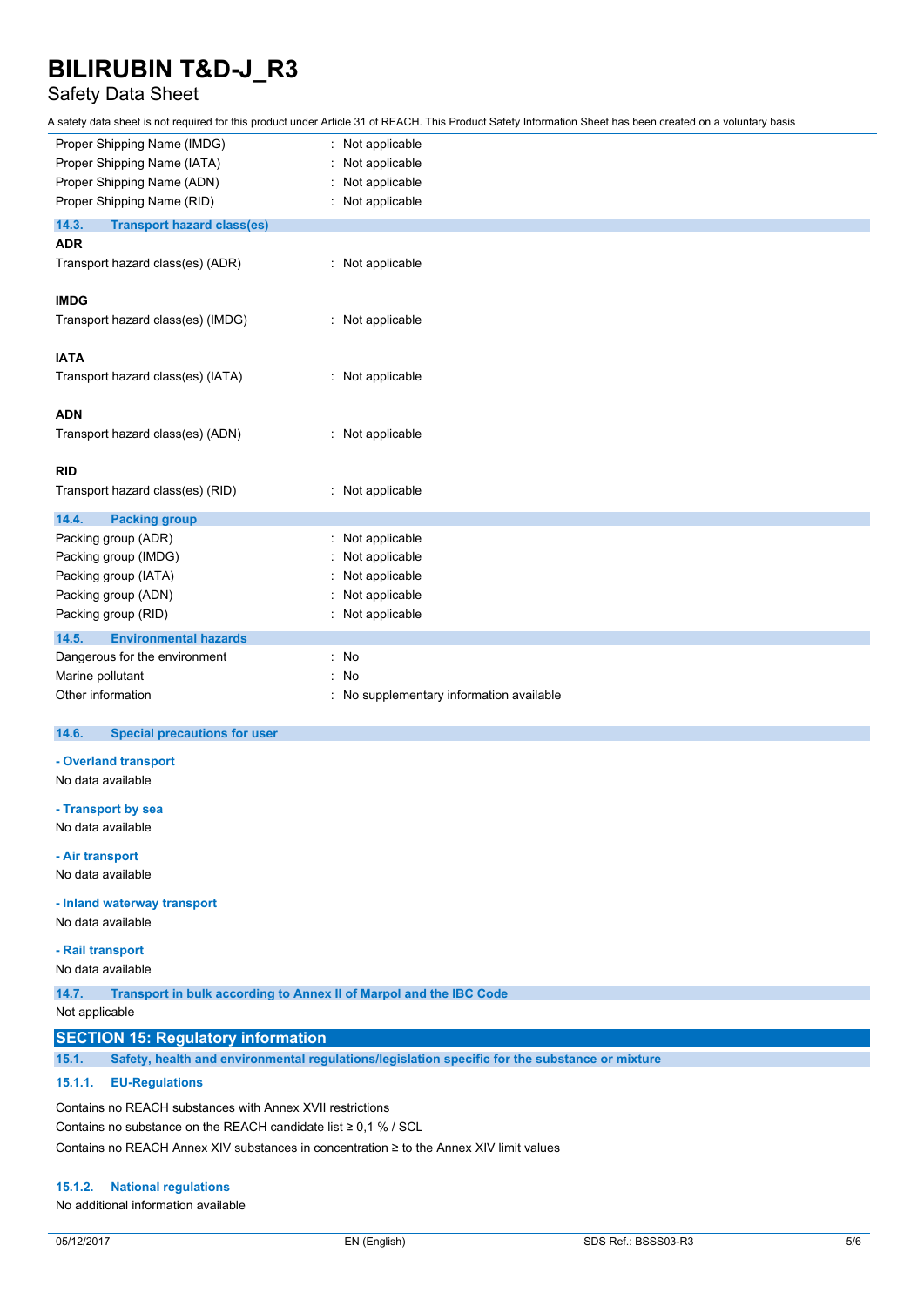Proper Shipping Name (IMDG) : Not applicable
Proper Shipping Name (IATA) : Not applicable
Proper Shipping Name (ADN) : Not applicable
Proper Shipping Name (RID) : Not applicable

### 14.3. Transport hazard class(es)

**ADR**

Transport hazard class(es) (ADR) : Not applicable

**IMDG**

Transport hazard class(es) (IMDG) : Not applicable

**IATA**

Transport hazard class(es) (IATA) : Not applicable

**ADN**

Transport hazard class(es) (ADN) : Not applicable

**RID**

Transport hazard class(es) (RID) : Not applicable

### 14.4. Packing group

Packing group (ADR) : Not applicable
Packing group (IMDG) : Not applicable
Packing group (IATA) : Not applicable
Packing group (ADN) : Not applicable
Packing group (RID) : Not applicable

### 14.5. Environmental hazards

Dangerous for the environment : No
Marine pollutant : No
Other information : No supplementary information available

### 14.6. Special precautions for user

**- Overland transport**

No data available

**- Transport by sea**

No data available

**- Air transport**

No data available

**- Inland waterway transport**

No data available

**- Rail transport**

No data available

### 14.7. Transport in bulk according to Annex II of Marpol and the IBC Code

Not applicable

## SECTION 15: Regulatory information

### 15.1. Safety, health and environmental regulations/legislation specific for the substance or mixture

#### 15.1.1. EU-Regulations

Contains no REACH substances with Annex XVII restrictions
Contains no substance on the REACH candidate list ≥ 0,1 % / SCL
Contains no REACH Annex XIV substances in concentration ≥ to the Annex XIV limit values

#### 15.1.2. National regulations

No additional information available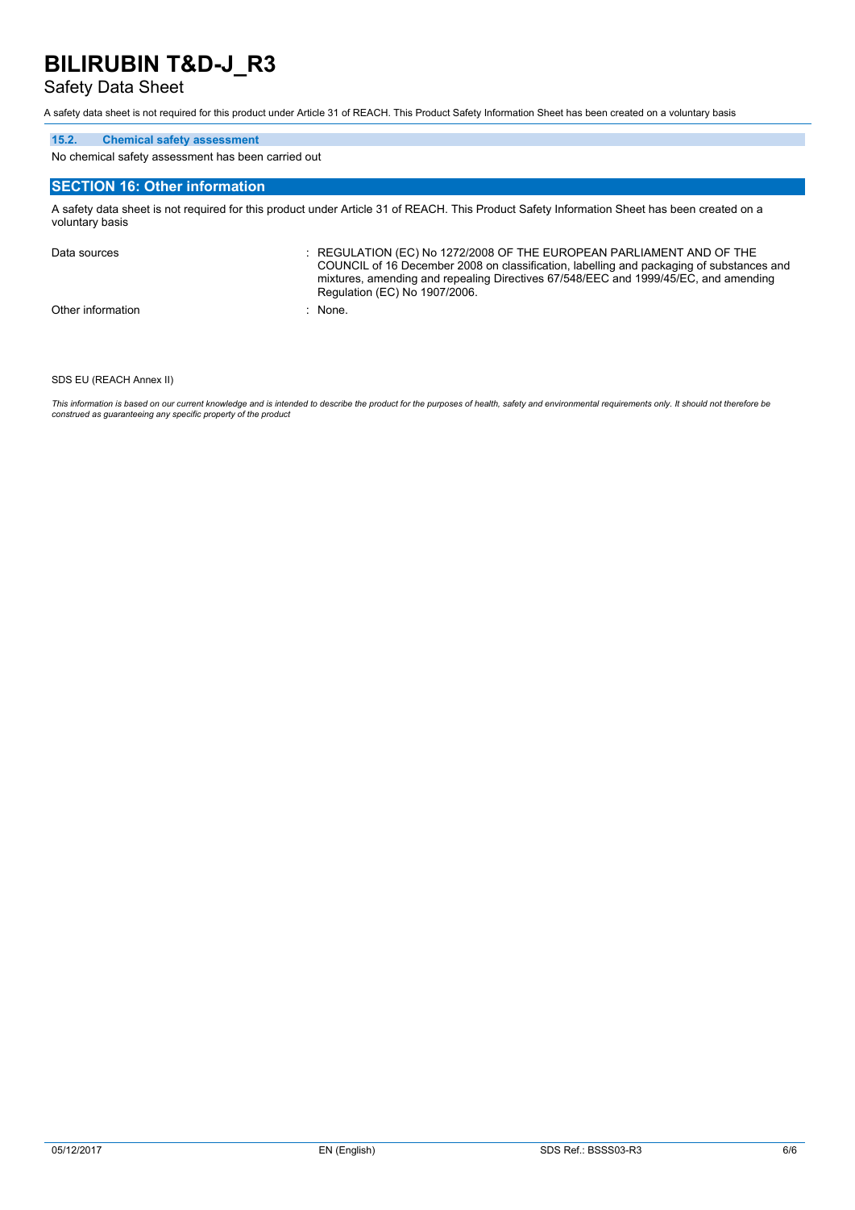### 15.2. Chemical safety assessment

No chemical safety assessment has been carried out

## SECTION 16: Other information

A safety data sheet is not required for this product under Article 31 of REACH. This Product Safety Information Sheet has been created on a voluntary basis

| | |
|---|---|
| Data sources | : REGULATION (EC) No 1272/2008 OF THE EUROPEAN PARLIAMENT AND OF THE COUNCIL of 16 December 2008 on classification, labelling and packaging of substances and mixtures, amending and repealing Directives 67/548/EEC and 1999/45/EC, and amending Regulation (EC) No 1907/2006. |
| Other information | : None. |

SDS EU (REACH Annex II)

*This information is based on our current knowledge and is intended to describe the product for the purposes of health, safety and environmental requirements only. It should not therefore be construed as guaranteeing any specific property of the product*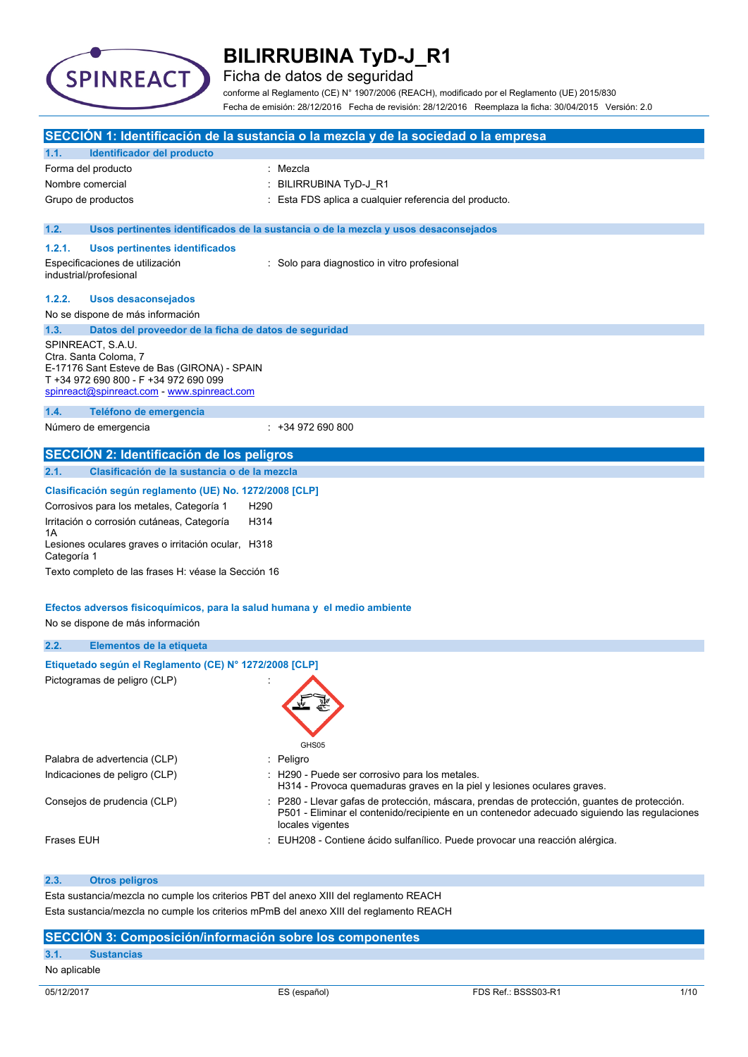# BILIRRUBINA TyD-J_R1

## Ficha de datos de seguridad

conforme al Reglamento (CE) N° 1907/2006 (REACH), modificado por el Reglamento (UE) 2015/830

Fecha de emisión: 28/12/2016 Fecha de revisión: 28/12/2016 Reemplaza la ficha: 30/04/2015 Versión: 2.0

## SECCIÓN 1: Identificación de la sustancia o la mezcla y de la sociedad o la empresa

### 1.1. Identificador del producto

| | |
|---|---|
| Forma del producto | : Mezcla |
| Nombre comercial | : BILIRRUBINA TyD-J_R1 |
| Grupo de productos | : Esta FDS aplica a cualquier referencia del producto. |

### 1.2. Usos pertinentes identificados de la sustancia o de la mezcla y usos desaconsejados

#### 1.2.1. Usos pertinentes identificados

| | |
|---|---|
| Especificaciones de utilización industrial/profesional | : Solo para diagnostico in vitro profesional |

#### 1.2.2. Usos desaconsejados

No se dispone de más información

### 1.3. Datos del proveedor de la ficha de datos de seguridad

SPINREACT, S.A.U.
Ctra. Santa Coloma, 7
E-17176 Sant Esteve de Bas (GIRONA) - SPAIN
T +34 972 690 800 - F +34 972 690 099
spinreact@spinreact.com - www.spinreact.com

### 1.4. Teléfono de emergencia

| | |
|---|---|
| Número de emergencia | : +34 972 690 800 |

## SECCIÓN 2: Identificación de los peligros

### 2.1. Clasificación de la sustancia o de la mezcla

**Clasificación según reglamento (UE) No. 1272/2008 [CLP]**

| | |
|---|---|
| Corrosivos para los metales, Categoría 1 | H290 |
| Irritación o corrosión cutáneas, Categoría 1A | H314 |
| Lesiones oculares graves o irritación ocular, Categoría 1 | H318 |

Texto completo de las frases H: véase la Sección 16

**Efectos adversos fisicoquímicos, para la salud humana y el medio ambiente**

No se dispone de más información

### 2.2. Elementos de la etiqueta

**Etiquetado según el Reglamento (CE) N° 1272/2008 [CLP]**

| | |
|---|---|
| Pictogramas de peligro (CLP) | : GHS05 |
| Palabra de advertencia (CLP) | : Peligro |
| Indicaciones de peligro (CLP) | : H290 - Puede ser corrosivo para los metales.<br>H314 - Provoca quemaduras graves en la piel y lesiones oculares graves. |
| Consejos de prudencia (CLP) | : P280 - Llevar gafas de protección, máscara, prendas de protección, guantes de protección.<br>P501 - Eliminar el contenido/recipiente en un contenedor adecuado siguiendo las regulaciones locales vigentes |
| Frases EUH | : EUH208 - Contiene ácido sulfanílico. Puede provocar una reacción alérgica. |

### 2.3. Otros peligros

Esta sustancia/mezcla no cumple los criterios PBT del anexo XIII del reglamento REACH

Esta sustancia/mezcla no cumple los criterios mPmB del anexo XIII del reglamento REACH

## SECCIÓN 3: Composición/información sobre los componentes

### 3.1. Sustancias

No aplicable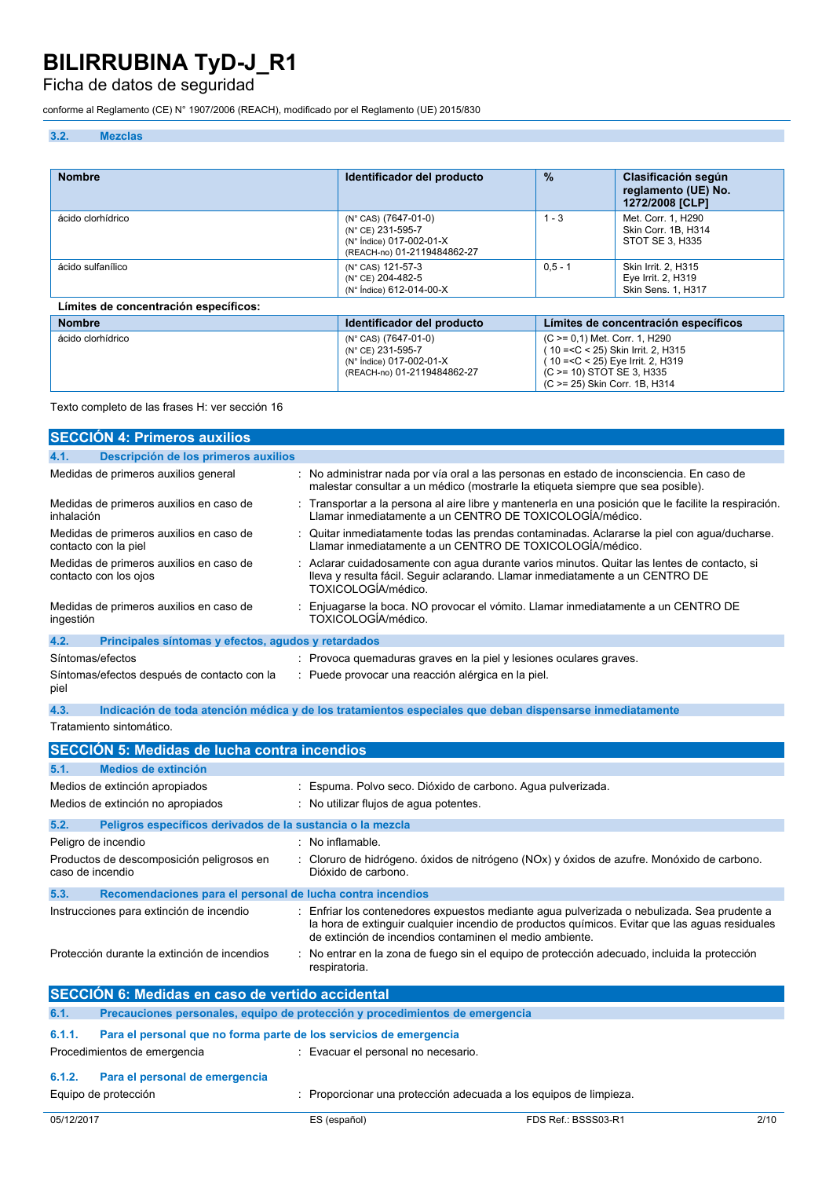### 3.2. Mezclas

| Nombre | Identificador del producto | % | Clasificación según reglamento (UE) No. 1272/2008 [CLP] |
|---|---|---|---|
| ácido clorhídrico | (N° CAS) (7647-01-0)<br>(N° CE) 231-595-7<br>(N° Índice) 017-002-01-X<br>(REACH-no) 01-2119484862-27 | 1 - 3 | Met. Corr. 1, H290<br>Skin Corr. 1B, H314<br>STOT SE 3, H335 |
| ácido sulfanílico | (N° CAS) 121-57-3<br>(N° CE) 204-482-5<br>(N° Índice) 612-014-00-X | 0,5 - 1 | Skin Irrit. 2, H315<br>Eye Irrit. 2, H319<br>Skin Sens. 1, H317 |

**Límites de concentración específicos:**

| Nombre | Identificador del producto | Límites de concentración específicos |
|---|---|---|
| ácido clorhídrico | (N° CAS) (7647-01-0)<br>(N° CE) 231-595-7<br>(N° Índice) 017-002-01-X<br>(REACH-no) 01-2119484862-27 | (C >= 0,1) Met. Corr. 1, H290<br>( 10 =<C < 25) Skin Irrit. 2, H315<br>( 10 =<C < 25) Eye Irrit. 2, H319<br>(C >= 10) STOT SE 3, H335<br>(C >= 25) Skin Corr. 1B, H314 |

Texto completo de las frases H: ver sección 16

## SECCIÓN 4: Primeros auxilios

### 4.1. Descripción de los primeros auxilios

Medidas de primeros auxilios general : No administrar nada por vía oral a las personas en estado de inconsciencia. En caso de malestar consultar a un médico (mostrarle la etiqueta siempre que sea posible).

Medidas de primeros auxilios en caso de inhalación : Transportar a la persona al aire libre y mantenerla en una posición que le facilite la respiración. Llamar inmediatamente a un CENTRO DE TOXICOLOGÍA/médico.

Medidas de primeros auxilios en caso de contacto con la piel : Quitar inmediatamente todas las prendas contaminadas. Aclararse la piel con agua/ducharse. Llamar inmediatamente a un CENTRO DE TOXICOLOGÍA/médico.

Medidas de primeros auxilios en caso de contacto con los ojos : Aclarar cuidadosamente con agua durante varios minutos. Quitar las lentes de contacto, si lleva y resulta fácil. Seguir aclarando. Llamar inmediatamente a un CENTRO DE TOXICOLOGÍA/médico.

Medidas de primeros auxilios en caso de ingestión : Enjuagarse la boca. NO provocar el vómito. Llamar inmediatamente a un CENTRO DE TOXICOLOGÍA/médico.

### 4.2. Principales síntomas y efectos, agudos y retardados

Síntomas/efectos : Provoca quemaduras graves en la piel y lesiones oculares graves.

Síntomas/efectos después de contacto con la piel : Puede provocar una reacción alérgica en la piel.

### 4.3. Indicación de toda atención médica y de los tratamientos especiales que deban dispensarse inmediatamente

Tratamiento sintomático.

## SECCIÓN 5: Medidas de lucha contra incendios

### 5.1. Medios de extinción

Medios de extinción apropiados : Espuma. Polvo seco. Dióxido de carbono. Agua pulverizada.

Medios de extinción no apropiados : No utilizar flujos de agua potentes.

### 5.2. Peligros específicos derivados de la sustancia o la mezcla

Peligro de incendio : No inflamable.

Productos de descomposición peligrosos en caso de incendio : Cloruro de hidrógeno. óxidos de nitrógeno (NOx) y óxidos de azufre. Monóxido de carbono. Dióxido de carbono.

### 5.3. Recomendaciones para el personal de lucha contra incendios

Instrucciones para extinción de incendio : Enfriar los contenedores expuestos mediante agua pulverizada o nebulizada. Sea prudente a la hora de extinguir cualquier incendio de productos químicos. Evitar que las aguas residuales de extinción de incendios contaminen el medio ambiente.

Protección durante la extinción de incendios : No entrar en la zona de fuego sin el equipo de protección adecuado, incluida la protección respiratoria.

## SECCIÓN 6: Medidas en caso de vertido accidental

### 6.1. Precauciones personales, equipo de protección y procedimientos de emergencia

#### 6.1.1. Para el personal que no forma parte de los servicios de emergencia

Procedimientos de emergencia : Evacuar el personal no necesario.

#### 6.1.2. Para el personal de emergencia

Equipo de protección : Proporcionar una protección adecuada a los equipos de limpieza.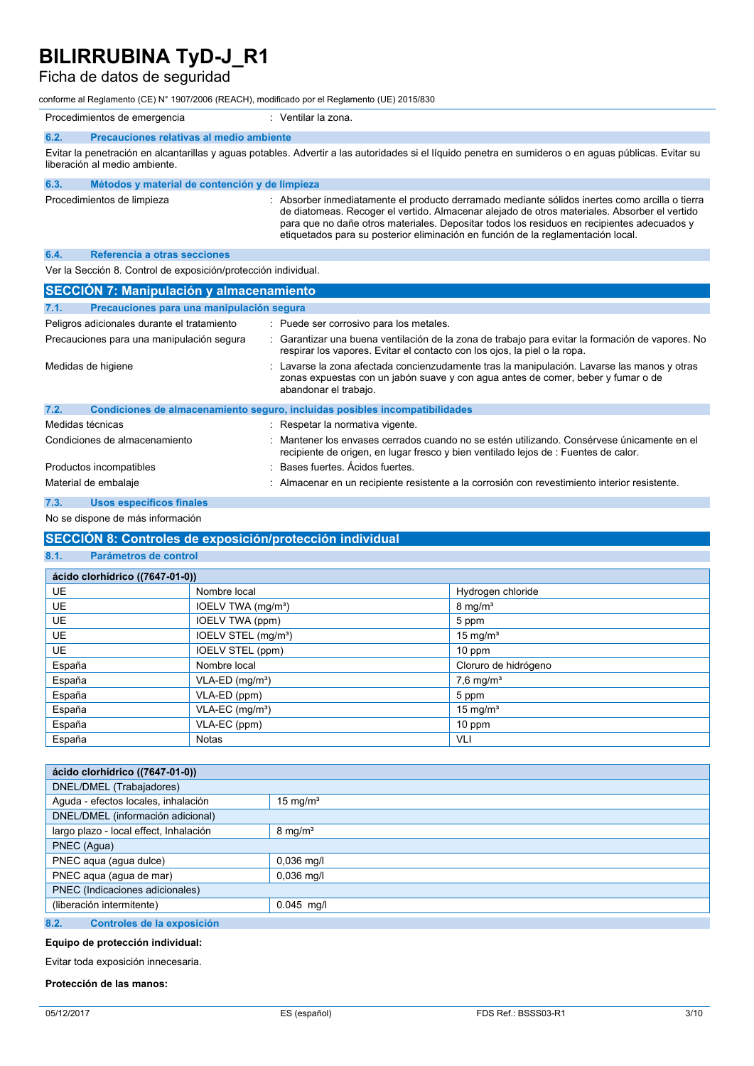Procedimientos de emergencia : Ventilar la zona.

### 6.2. Precauciones relativas al medio ambiente

Evitar la penetración en alcantarillas y aguas potables. Advertir a las autoridades si el líquido penetra en sumideros o en aguas públicas. Evitar su liberación al medio ambiente.

### 6.3. Métodos y material de contención y de limpieza

Procedimientos de limpieza : Absorber inmediatamente el producto derramado mediante sólidos inertes como arcilla o tierra de diatomeas. Recoger el vertido. Almacenar alejado de otros materiales. Absorber el vertido para que no dañe otros materiales. Depositar todos los residuos en recipientes adecuados y etiquetados para su posterior eliminación en función de la reglamentación local.

### 6.4. Referencia a otras secciones

Ver la Sección 8. Control de exposición/protección individual.

## SECCIÓN 7: Manipulación y almacenamiento

### 7.1. Precauciones para una manipulación segura

Peligros adicionales durante el tratamiento : Puede ser corrosivo para los metales.

Precauciones para una manipulación segura : Garantizar una buena ventilación de la zona de trabajo para evitar la formación de vapores. No respirar los vapores. Evitar el contacto con los ojos, la piel o la ropa.

Medidas de higiene : Lavarse la zona afectada concienzudamente tras la manipulación. Lavarse las manos y otras zonas expuestas con un jabón suave y con agua antes de comer, beber y fumar o de abandonar el trabajo.

### 7.2. Condiciones de almacenamiento seguro, incluidas posibles incompatibilidades

Medidas técnicas : Respetar la normativa vigente.

Condiciones de almacenamiento : Mantener los envases cerrados cuando no se estén utilizando. Consérvese únicamente en el recipiente de origen, en lugar fresco y bien ventilado lejos de : Fuentes de calor.

Productos incompatibles : Bases fuertes. Ácidos fuertes.

Material de embalaje : Almacenar en un recipiente resistente a la corrosión con revestimiento interior resistente.

### 7.3. Usos específicos finales

No se dispone de más información

## SECCIÓN 8: Controles de exposición/protección individual

### 8.1. Parámetros de control

| ácido clorhídrico ((7647-01-0)) | | |
|---|---|---|
| UE | Nombre local | Hydrogen chloride |
| UE | IOELV TWA (mg/m³) | 8 mg/m³ |
| UE | IOELV TWA (ppm) | 5 ppm |
| UE | IOELV STEL (mg/m³) | 15 mg/m³ |
| UE | IOELV STEL (ppm) | 10 ppm |
| España | Nombre local | Cloruro de hidrógeno |
| España | VLA-ED (mg/m³) | 7,6 mg/m³ |
| España | VLA-ED (ppm) | 5 ppm |
| España | VLA-EC (mg/m³) | 15 mg/m³ |
| España | VLA-EC (ppm) | 10 ppm |
| España | Notas | VLI |

| ácido clorhídrico ((7647-01-0)) | |
|---|---|
| DNEL/DMEL (Trabajadores) | |
| Aguda - efectos locales, inhalación | 15 mg/m³ |
| DNEL/DMEL (información adicional) | |
| largo plazo - local effect, Inhalación | 8 mg/m³ |
| PNEC (Agua) | |
| PNEC aqua (agua dulce) | 0,036 mg/l |
| PNEC aqua (agua de mar) | 0,036 mg/l |
| PNEC (Indicaciones adicionales) | |
| (liberación intermitente) | 0.045 mg/l |

### 8.2. Controles de la exposición

**Equipo de protección individual:**

Evitar toda exposición innecesaria.

**Protección de las manos:**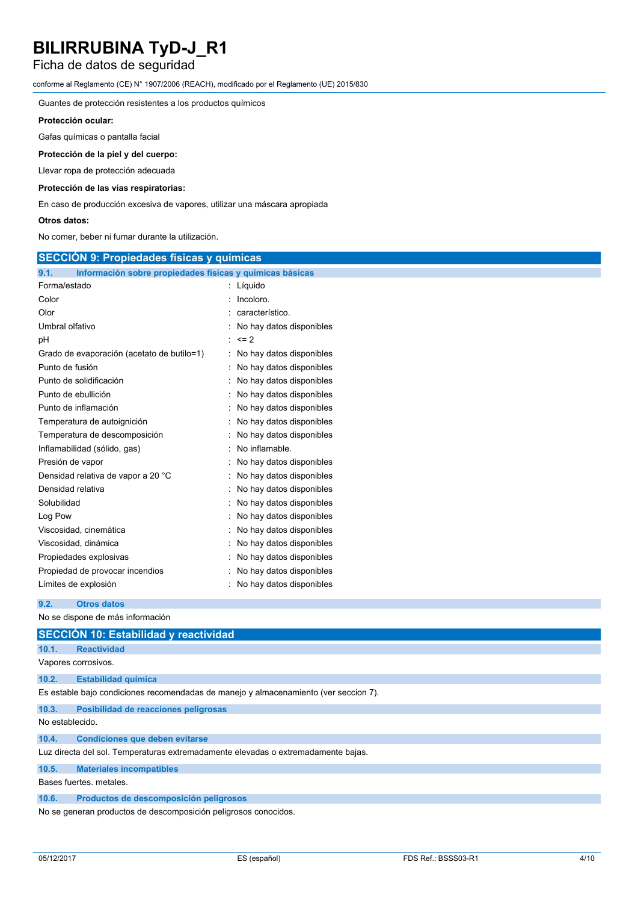Guantes de protección resistentes a los productos químicos

**Protección ocular:**

Gafas químicas o pantalla facial

**Protección de la piel y del cuerpo:**

Llevar ropa de protección adecuada

**Protección de las vías respiratorias:**

En caso de producción excesiva de vapores, utilizar una máscara apropiada

**Otros datos:**

No comer, beber ni fumar durante la utilización.

## SECCIÓN 9: Propiedades físicas y químicas

### 9.1. Información sobre propiedades físicas y químicas básicas

| | |
|---|---|
| Forma/estado | : Líquido |
| Color | : Incoloro. |
| Olor | : característico. |
| Umbral olfativo | : No hay datos disponibles |
| pH | : <= 2 |
| Grado de evaporación (acetato de butilo=1) | : No hay datos disponibles |
| Punto de fusión | : No hay datos disponibles |
| Punto de solidificación | : No hay datos disponibles |
| Punto de ebullición | : No hay datos disponibles |
| Punto de inflamación | : No hay datos disponibles |
| Temperatura de autoignición | : No hay datos disponibles |
| Temperatura de descomposición | : No hay datos disponibles |
| Inflamabilidad (sólido, gas) | : No inflamable. |
| Presión de vapor | : No hay datos disponibles |
| Densidad relativa de vapor a 20 °C | : No hay datos disponibles |
| Densidad relativa | : No hay datos disponibles |
| Solubilidad | : No hay datos disponibles |
| Log Pow | : No hay datos disponibles |
| Viscosidad, cinemática | : No hay datos disponibles |
| Viscosidad, dinámica | : No hay datos disponibles |
| Propiedades explosivas | : No hay datos disponibles |
| Propiedad de provocar incendios | : No hay datos disponibles |
| Límites de explosión | : No hay datos disponibles |

### 9.2. Otros datos

No se dispone de más información

## SECCIÓN 10: Estabilidad y reactividad

### 10.1. Reactividad

Vapores corrosivos.

### 10.2. Estabilidad química

Es estable bajo condiciones recomendadas de manejo y almacenamiento (ver seccion 7).

### 10.3. Posibilidad de reacciones peligrosas

No establecido.

### 10.4. Condiciones que deben evitarse

Luz directa del sol. Temperaturas extremadamente elevadas o extremadamente bajas.

### 10.5. Materiales incompatibles

Bases fuertes. metales.

### 10.6. Productos de descomposición peligrosos

No se generan productos de descomposición peligrosos conocidos.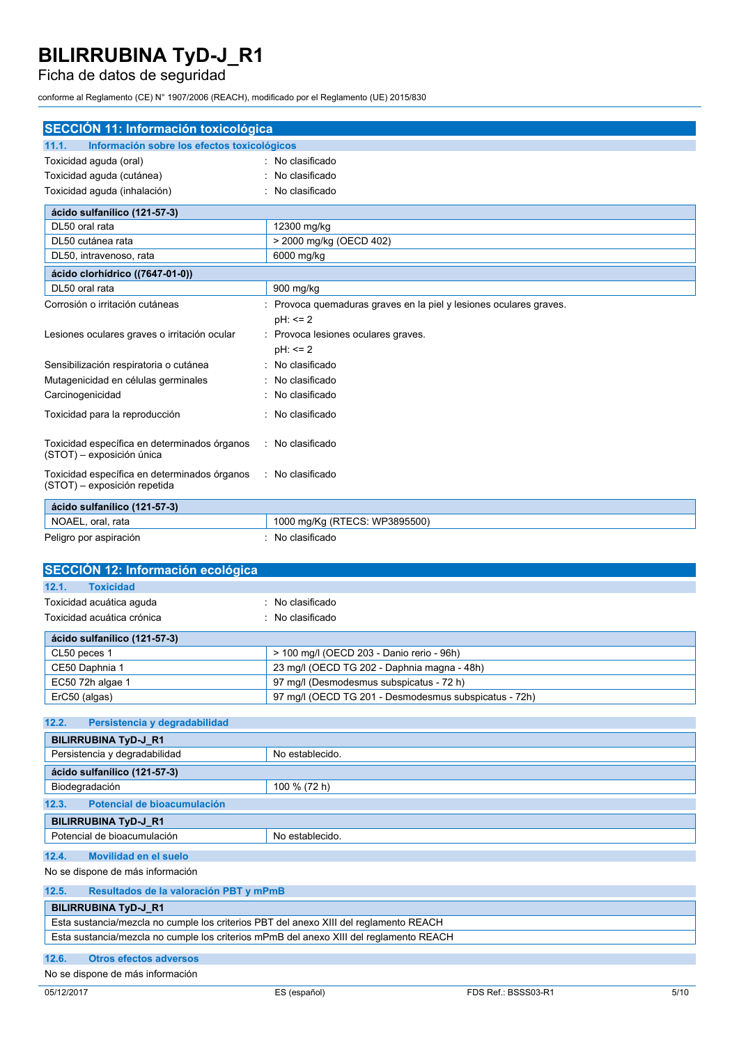## SECCIÓN 11: Información toxicológica

### 11.1. Información sobre los efectos toxicológicos

Toxicidad aguda (oral) : No clasificado

Toxicidad aguda (cutánea) : No clasificado

Toxicidad aguda (inhalación) : No clasificado

| ácido sulfanílico (121-57-3) | |
|---|---|
| DL50 oral rata | 12300 mg/kg |
| DL50 cutánea rata | > 2000 mg/kg (OECD 402) |
| DL50, intravenoso, rata | 6000 mg/kg |
| **ácido clorhídrico ((7647-01-0))** | |
| DL50 oral rata | 900 mg/kg |

Corrosión o irritación cutáneas : Provoca quemaduras graves en la piel y lesiones oculares graves.
pH: <= 2

Lesiones oculares graves o irritación ocular : Provoca lesiones oculares graves.
pH: <= 2

Sensibilización respiratoria o cutánea : No clasificado

Mutagenicidad en células germinales : No clasificado

Carcinogenicidad : No clasificado

Toxicidad para la reproducción : No clasificado

Toxicidad específica en determinados órganos (STOT) – exposición única : No clasificado

Toxicidad específica en determinados órganos (STOT) – exposición repetida : No clasificado

| ácido sulfanílico (121-57-3) | |
|---|---|
| NOAEL, oral, rata | 1000 mg/Kg (RTECS: WP3895500) |

Peligro por aspiración : No clasificado

## SECCIÓN 12: Información ecológica

### 12.1. Toxicidad

Toxicidad acuática aguda : No clasificado

Toxicidad acuática crónica : No clasificado

| ácido sulfanílico (121-57-3) | |
|---|---|
| CL50 peces 1 | > 100 mg/l (OECD 203 - Danio rerio - 96h) |
| CE50 Daphnia 1 | 23 mg/l (OECD TG 202 - Daphnia magna - 48h) |
| EC50 72h algae 1 | 97 mg/l (Desmodesmus subspicatus - 72 h) |
| ErC50 (algas) | 97 mg/l (OECD TG 201 - Desmodesmus subspicatus - 72h) |

### 12.2. Persistencia y degradabilidad

| BILIRRUBINA TyD-J_R1 | |
|---|---|
| Persistencia y degradabilidad | No establecido. |
| **ácido sulfanílico (121-57-3)** | |
| Biodegradación | 100 % (72 h) |

### 12.3. Potencial de bioacumulación

| BILIRRUBINA TyD-J_R1 | |
|---|---|
| Potencial de bioacumulación | No establecido. |

### 12.4. Movilidad en el suelo

No se dispone de más información

### 12.5. Resultados de la valoración PBT y mPmB

| BILIRRUBINA TyD-J_R1 |
|---|
| Esta sustancia/mezcla no cumple los criterios PBT del anexo XIII del reglamento REACH |
| Esta sustancia/mezcla no cumple los criterios mPmB del anexo XIII del reglamento REACH |

### 12.6. Otros efectos adversos

No se dispone de más información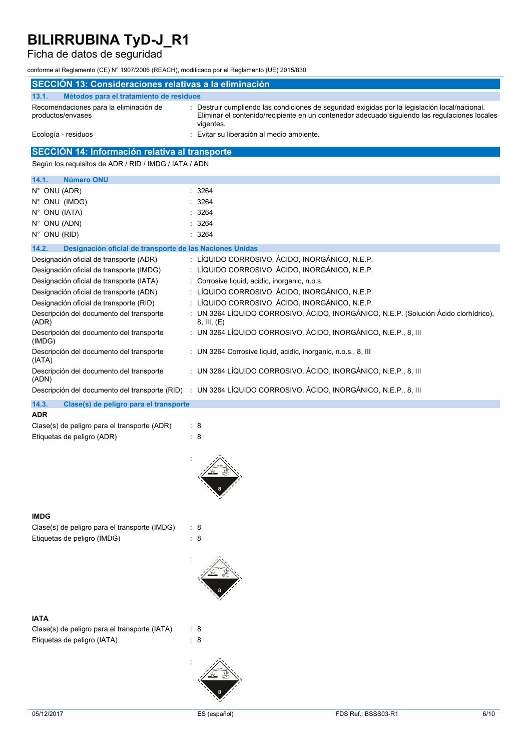## SECCIÓN 13: Consideraciones relativas a la eliminación

### 13.1. Métodos para el tratamiento de residuos

| | |
|---|---|
| Recomendaciones para la eliminación de productos/envases | : Destruir cumpliendo las condiciones de seguridad exigidas por la legislación local/nacional. Eliminar el contenido/recipiente en un contenedor adecuado siguiendo las regulaciones locales vigentes. |
| Ecología - residuos | : Evitar su liberación al medio ambiente. |

## SECCIÓN 14: Información relativa al transporte

Según los requisitos de ADR / RID / IMDG / IATA / ADN

### 14.1. Número ONU

| | |
|---|---|
| N° ONU (ADR) | : 3264 |
| N° ONU (IMDG) | : 3264 |
| N° ONU (IATA) | : 3264 |
| N° ONU (ADN) | : 3264 |
| N° ONU (RID) | : 3264 |

### 14.2. Designación oficial de transporte de las Naciones Unidas

| | |
|---|---|
| Designación oficial de transporte (ADR) | : LÍQUIDO CORROSIVO, ÁCIDO, INORGÁNICO, N.E.P. |
| Designación oficial de transporte (IMDG) | : LÍQUIDO CORROSIVO, ÁCIDO, INORGÁNICO, N.E.P. |
| Designación oficial de transporte (IATA) | : Corrosive liquid, acidic, inorganic, n.o.s. |
| Designación oficial de transporte (ADN) | : LÍQUIDO CORROSIVO, ÁCIDO, INORGÁNICO, N.E.P. |
| Designación oficial de transporte (RID) | : LÍQUIDO CORROSIVO, ÁCIDO, INORGÁNICO, N.E.P. |
| Descripción del documento del transporte (ADR) | : UN 3264 LÍQUIDO CORROSIVO, ÁCIDO, INORGÁNICO, N.E.P. (Solución Ácido clorhídrico), 8, III, (E) |
| Descripción del documento del transporte (IMDG) | : UN 3264 LÍQUIDO CORROSIVO, ÁCIDO, INORGÁNICO, N.E.P., 8, III |
| Descripción del documento del transporte (IATA) | : UN 3264 Corrosive liquid, acidic, inorganic, n.o.s., 8, III |
| Descripción del documento del transporte (ADN) | : UN 3264 LÍQUIDO CORROSIVO, ÁCIDO, INORGÁNICO, N.E.P., 8, III |
| Descripción del documento del transporte (RID) | : UN 3264 LÍQUIDO CORROSIVO, ÁCIDO, INORGÁNICO, N.E.P., 8, III |

### 14.3. Clase(s) de peligro para el transporte

**ADR**

| | |
|---|---|
| Clase(s) de peligro para el transporte (ADR) | : 8 |
| Etiquetas de peligro (ADR) | : 8 |

**IMDG**

| | |
|---|---|
| Clase(s) de peligro para el transporte (IMDG) | : 8 |
| Etiquetas de peligro (IMDG) | : 8 |

**IATA**

| | |
|---|---|
| Clase(s) de peligro para el transporte (IATA) | : 8 |
| Etiquetas de peligro (IATA) | : 8 |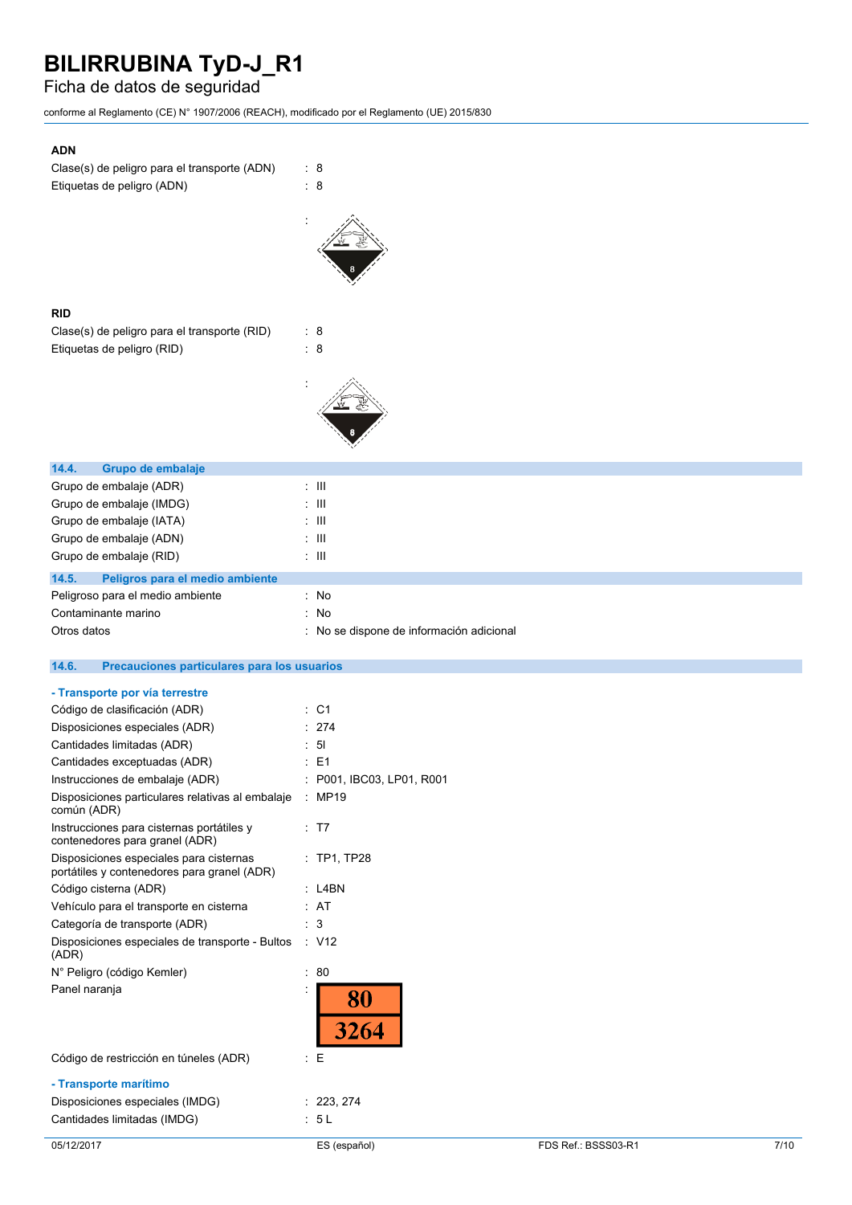**ADN**

Clase(s) de peligro para el transporte (ADN) : 8

Etiquetas de peligro (ADN) : 8

:

**RID**

Clase(s) de peligro para el transporte (RID) : 8

Etiquetas de peligro (RID) : 8

:

## 14.4. Grupo de embalaje

| | |
|---|---|
| Grupo de embalaje (ADR) | : III |
| Grupo de embalaje (IMDG) | : III |
| Grupo de embalaje (IATA) | : III |
| Grupo de embalaje (ADN) | : III |
| Grupo de embalaje (RID) | : III |

## 14.5. Peligros para el medio ambiente

| | |
|---|---|
| Peligroso para el medio ambiente | : No |
| Contaminante marino | : No |
| Otros datos | : No se dispone de información adicional |

## 14.6. Precauciones particulares para los usuarios

**- Transporte por vía terrestre**

| | |
|---|---|
| Código de clasificación (ADR) | : C1 |
| Disposiciones especiales (ADR) | : 274 |
| Cantidades limitadas (ADR) | : 5l |
| Cantidades exceptuadas (ADR) | : E1 |
| Instrucciones de embalaje (ADR) | : P001, IBC03, LP01, R001 |
| Disposiciones particulares relativas al embalaje común (ADR) | : MP19 |
| Instrucciones para cisternas portátiles y contenedores para granel (ADR) | : T7 |
| Disposiciones especiales para cisternas portátiles y contenedores para granel (ADR) | : TP1, TP28 |
| Código cisterna (ADR) | : L4BN |
| Vehículo para el transporte en cisterna | : AT |
| Categoría de transporte (ADR) | : 3 |
| Disposiciones especiales de transporte - Bultos (ADR) | : V12 |
| N° Peligro (código Kemler) | : 80 |
| Panel naranja | : 80 / 3264 |
| Código de restricción en túneles (ADR) | : E |

**- Transporte marítimo**

| | |
|---|---|
| Disposiciones especiales (IMDG) | : 223, 274 |
| Cantidades limitadas (IMDG) | : 5 L |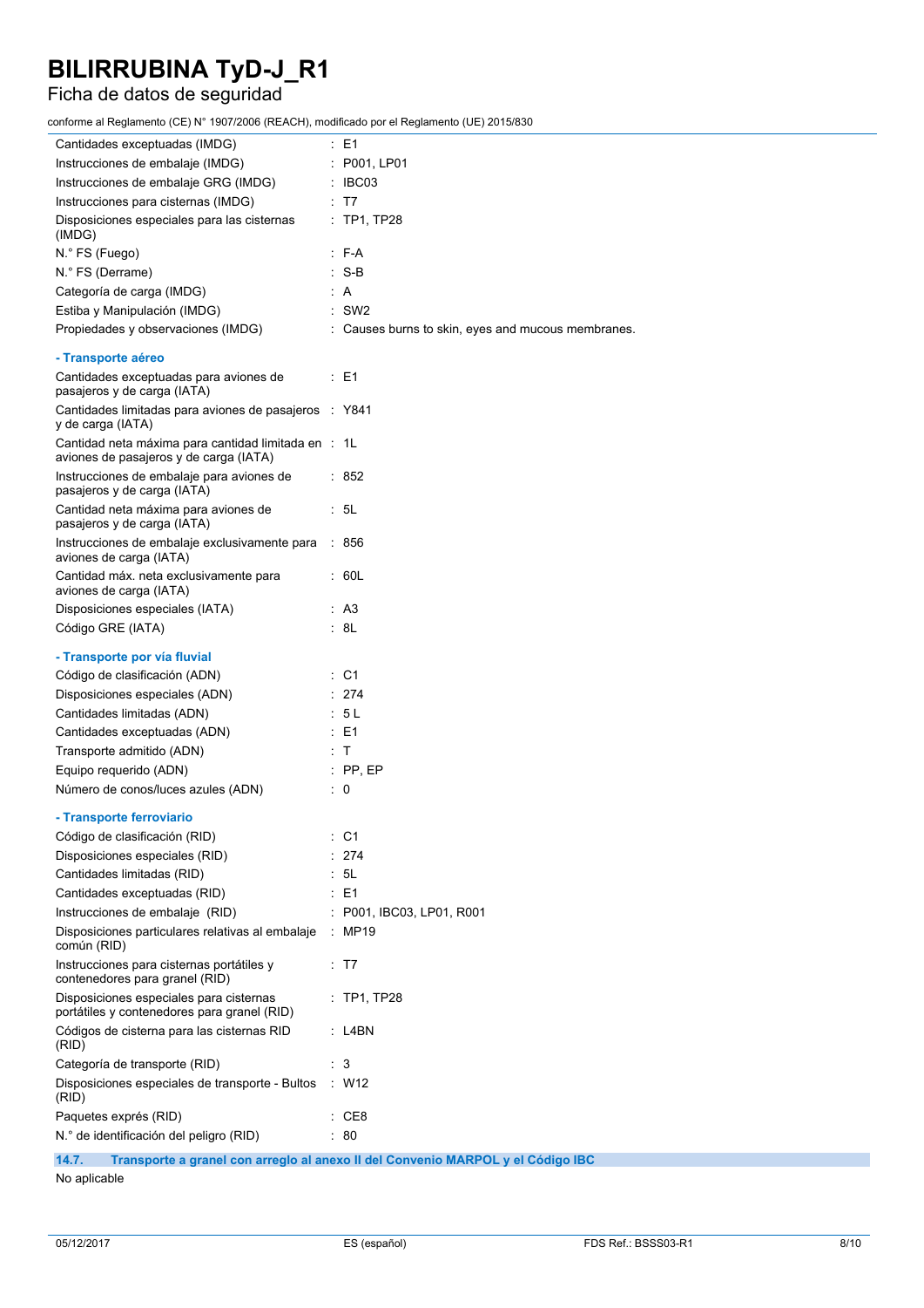| | |
|---|---|
| Cantidades exceptuadas (IMDG) | : E1 |
| Instrucciones de embalaje (IMDG) | : P001, LP01 |
| Instrucciones de embalaje GRG (IMDG) | : IBC03 |
| Instrucciones para cisternas (IMDG) | : T7 |
| Disposiciones especiales para las cisternas (IMDG) | : TP1, TP28 |
| N.° FS (Fuego) | : F-A |
| N.° FS (Derrame) | : S-B |
| Categoría de carga (IMDG) | : A |
| Estiba y Manipulación (IMDG) | : SW2 |
| Propiedades y observaciones (IMDG) | : Causes burns to skin, eyes and mucous membranes. |

**- Transporte aéreo**

| | |
|---|---|
| Cantidades exceptuadas para aviones de pasajeros y de carga (IATA) | : E1 |
| Cantidades limitadas para aviones de pasajeros y de carga (IATA) | : Y841 |
| Cantidad neta máxima para cantidad limitada en aviones de pasajeros y de carga (IATA) | : 1L |
| Instrucciones de embalaje para aviones de pasajeros y de carga (IATA) | : 852 |
| Cantidad neta máxima para aviones de pasajeros y de carga (IATA) | : 5L |
| Instrucciones de embalaje exclusivamente para aviones de carga (IATA) | : 856 |
| Cantidad máx. neta exclusivamente para aviones de carga (IATA) | : 60L |
| Disposiciones especiales (IATA) | : A3 |
| Código GRE (IATA) | : 8L |

**- Transporte por vía fluvial**

| | |
|---|---|
| Código de clasificación (ADN) | : C1 |
| Disposiciones especiales (ADN) | : 274 |
| Cantidades limitadas (ADN) | : 5 L |
| Cantidades exceptuadas (ADN) | : E1 |
| Transporte admitido (ADN) | : T |
| Equipo requerido (ADN) | : PP, EP |
| Número de conos/luces azules (ADN) | : 0 |

**- Transporte ferroviario**

| | |
|---|---|
| Código de clasificación (RID) | : C1 |
| Disposiciones especiales (RID) | : 274 |
| Cantidades limitadas (RID) | : 5L |
| Cantidades exceptuadas (RID) | : E1 |
| Instrucciones de embalaje (RID) | : P001, IBC03, LP01, R001 |
| Disposiciones particulares relativas al embalaje común (RID) | : MP19 |
| Instrucciones para cisternas portátiles y contenedores para granel (RID) | : T7 |
| Disposiciones especiales para cisternas portátiles y contenedores para granel (RID) | : TP1, TP28 |
| Códigos de cisterna para las cisternas RID (RID) | : L4BN |
| Categoría de transporte (RID) | : 3 |
| Disposiciones especiales de transporte - Bultos (RID) | : W12 |
| Paquetes exprés (RID) | : CE8 |
| N.° de identificación del peligro (RID) | : 80 |

### 14.7. Transporte a granel con arreglo al anexo II del Convenio MARPOL y el Código IBC

No aplicable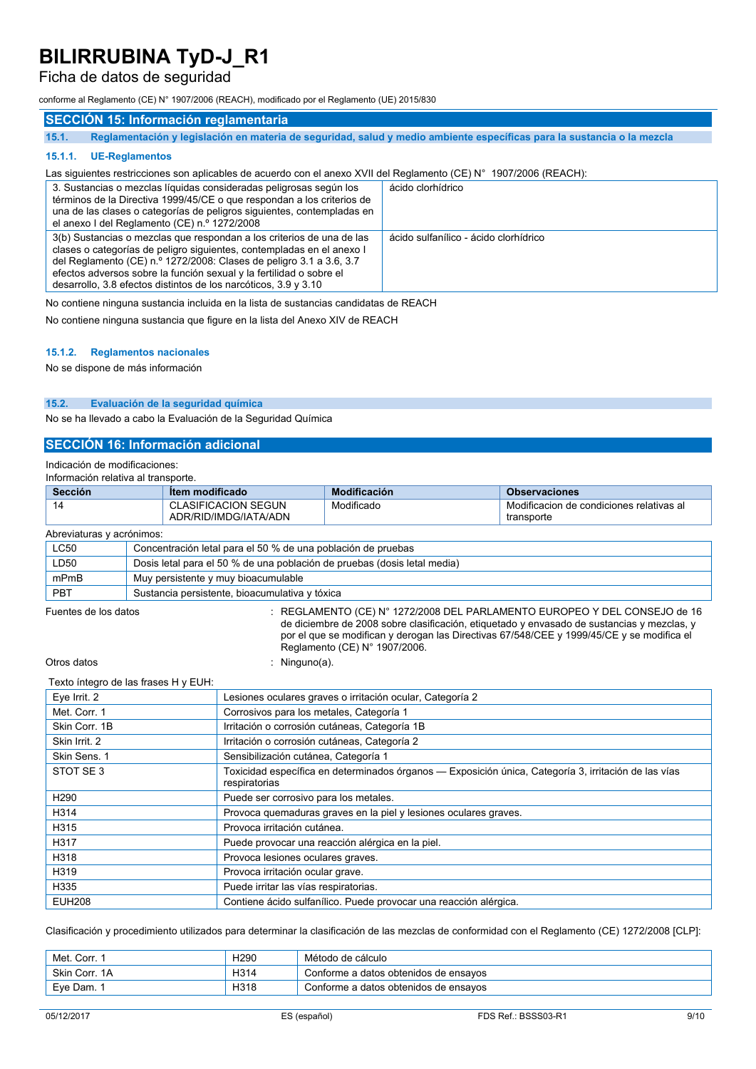## SECCIÓN 15: Información reglamentaria

### 15.1. Reglamentación y legislación en materia de seguridad, salud y medio ambiente específicas para la sustancia o la mezcla

#### 15.1.1. UE-Reglamentos

Las siguientes restricciones son aplicables de acuerdo con el anexo XVII del Reglamento (CE) N° 1907/2006 (REACH):

| | |
|---|---|
| 3. Sustancias o mezclas líquidas consideradas peligrosas según los términos de la Directiva 1999/45/CE o que respondan a los criterios de una de las clases o categorías de peligros siguientes, contempladas en el anexo I del Reglamento (CE) n.º 1272/2008 | ácido clorhídrico |
| 3(b) Sustancias o mezclas que respondan a los criterios de una de las clases o categorías de peligro siguientes, contempladas en el anexo I del Reglamento (CE) n.º 1272/2008: Clases de peligro 3.1 a 3.6, 3.7 efectos adversos sobre la función sexual y la fertilidad o sobre el desarrollo, 3.8 efectos distintos de los narcóticos, 3.9 y 3.10 | ácido sulfanílico - ácido clorhídrico |

No contiene ninguna sustancia incluida en la lista de sustancias candidatas de REACH

No contiene ninguna sustancia que figure en la lista del Anexo XIV de REACH

#### 15.1.2. Reglamentos nacionales

No se dispone de más información

### 15.2. Evaluación de la seguridad química

No se ha llevado a cabo la Evaluación de la Seguridad Química

## SECCIÓN 16: Información adicional

Indicación de modificaciones:
Información relativa al transporte.

| Sección | Ítem modificado | Modificación | Observaciones |
|---|---|---|---|
| 14 | CLASIFICACION SEGUN ADR/RID/IMDG/IATA/ADN | Modificado | Modificacion de condiciones relativas al transporte |

Abreviaturas y acrónimos:

| | |
|---|---|
| LC50 | Concentración letal para el 50 % de una población de pruebas |
| LD50 | Dosis letal para el 50 % de una población de pruebas (dosis letal media) |
| mPmB | Muy persistente y muy bioacumulable |
| PBT | Sustancia persistente, bioacumulativa y tóxica |

Fuentes de los datos : REGLAMENTO (CE) N° 1272/2008 DEL PARLAMENTO EUROPEO Y DEL CONSEJO de 16 de diciembre de 2008 sobre clasificación, etiquetado y envasado de sustancias y mezclas, y por el que se modifican y derogan las Directivas 67/548/CEE y 1999/45/CE y se modifica el Reglamento (CE) N° 1907/2006.

Otros datos : Ninguno(a).

Texto íntegro de las frases H y EUH:

| | |
|---|---|
| Eye Irrit. 2 | Lesiones oculares graves o irritación ocular, Categoría 2 |
| Met. Corr. 1 | Corrosivos para los metales, Categoría 1 |
| Skin Corr. 1B | Irritación o corrosión cutáneas, Categoría 1B |
| Skin Irrit. 2 | Irritación o corrosión cutáneas, Categoría 2 |
| Skin Sens. 1 | Sensibilización cutánea, Categoría 1 |
| STOT SE 3 | Toxicidad específica en determinados órganos — Exposición única, Categoría 3, irritación de las vías respiratorias |
| H290 | Puede ser corrosivo para los metales. |
| H314 | Provoca quemaduras graves en la piel y lesiones oculares graves. |
| H315 | Provoca irritación cutánea. |
| H317 | Puede provocar una reacción alérgica en la piel. |
| H318 | Provoca lesiones oculares graves. |
| H319 | Provoca irritación ocular grave. |
| H335 | Puede irritar las vías respiratorias. |
| EUH208 | Contiene ácido sulfanílico. Puede provocar una reacción alérgica. |

Clasificación y procedimiento utilizados para determinar la clasificación de las mezclas de conformidad con el Reglamento (CE) 1272/2008 [CLP]:

| | | |
|---|---|---|
| Met. Corr. 1 | H290 | Método de cálculo |
| Skin Corr. 1A | H314 | Conforme a datos obtenidos de ensayos |
| Eye Dam. 1 | H318 | Conforme a datos obtenidos de ensayos |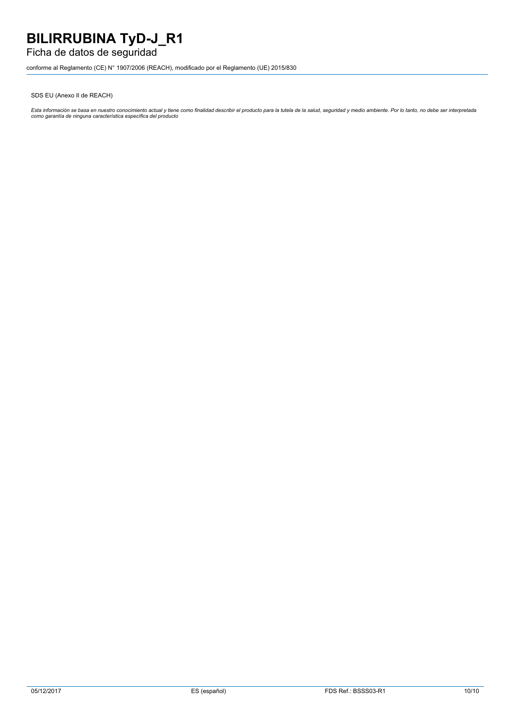SDS EU (Anexo II de REACH)

*Esta información se basa en nuestro conocimiento actual y tiene como finalidad describir el producto para la tutela de la salud, seguridad y medio ambiente. Por lo tanto, no debe ser interpretada como garantía de ninguna característica específica del producto*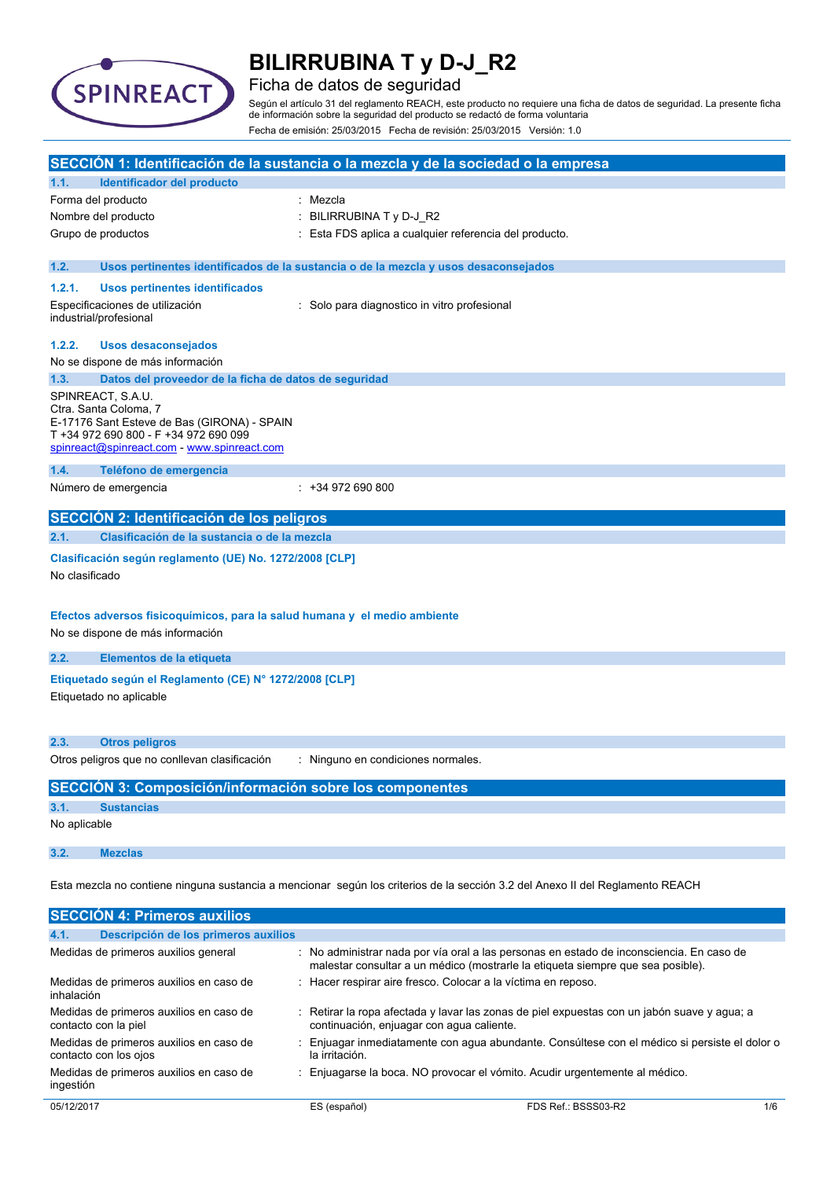# BILIRRUBINA T y D-J_R2

## Ficha de datos de seguridad

Según el artículo 31 del reglamento REACH, este producto no requiere una ficha de datos de seguridad. La presente ficha de información sobre la seguridad del producto se redactó de forma voluntaria

Fecha de emisión: 25/03/2015 Fecha de revisión: 25/03/2015 Versión: 1.0

## SECCIÓN 1: Identificación de la sustancia o la mezcla y de la sociedad o la empresa

### 1.1. Identificador del producto

| | |
|---|---|
| Forma del producto | : Mezcla |
| Nombre del producto | : BILIRRUBINA T y D-J_R2 |
| Grupo de productos | : Esta FDS aplica a cualquier referencia del producto. |

### 1.2. Usos pertinentes identificados de la sustancia o de la mezcla y usos desaconsejados

#### 1.2.1. Usos pertinentes identificados

| | |
|---|---|
| Especificaciones de utilización industrial/profesional | : Solo para diagnostico in vitro profesional |

#### 1.2.2. Usos desaconsejados

No se dispone de más información

### 1.3. Datos del proveedor de la ficha de datos de seguridad

SPINREACT, S.A.U.
Ctra. Santa Coloma, 7
E-17176 Sant Esteve de Bas (GIRONA) - SPAIN
T +34 972 690 800 - F +34 972 690 099
spinreact@spinreact.com - www.spinreact.com

### 1.4. Teléfono de emergencia

| | |
|---|---|
| Número de emergencia | : +34 972 690 800 |

## SECCIÓN 2: Identificación de los peligros

### 2.1. Clasificación de la sustancia o de la mezcla

**Clasificación según reglamento (UE) No. 1272/2008 [CLP]**

No clasificado

**Efectos adversos fisicoquímicos, para la salud humana y el medio ambiente**

No se dispone de más información

### 2.2. Elementos de la etiqueta

**Etiquetado según el Reglamento (CE) N° 1272/2008 [CLP]**

Etiquetado no aplicable

### 2.3. Otros peligros

| | |
|---|---|
| Otros peligros que no conllevan clasificación | : Ninguno en condiciones normales. |

## SECCIÓN 3: Composición/información sobre los componentes

### 3.1. Sustancias

No aplicable

### 3.2. Mezclas

Esta mezcla no contiene ninguna sustancia a mencionar según los criterios de la sección 3.2 del Anexo II del Reglamento REACH

## SECCIÓN 4: Primeros auxilios

### 4.1. Descripción de los primeros auxilios

| | |
|---|---|
| Medidas de primeros auxilios general | : No administrar nada por vía oral a las personas en estado de inconsciencia. En caso de malestar consultar a un médico (mostrarle la etiqueta siempre que sea posible). |
| Medidas de primeros auxilios en caso de inhalación | : Hacer respirar aire fresco. Colocar a la víctima en reposo. |
| Medidas de primeros auxilios en caso de contacto con la piel | : Retirar la ropa afectada y lavar las zonas de piel expuestas con un jabón suave y agua; a continuación, enjuagar con agua caliente. |
| Medidas de primeros auxilios en caso de contacto con los ojos | : Enjuagar inmediatamente con agua abundante. Consúltese con el médico si persiste el dolor o la irritación. |
| Medidas de primeros auxilios en caso de ingestión | : Enjuagarse la boca. NO provocar el vómito. Acudir urgentemente al médico. |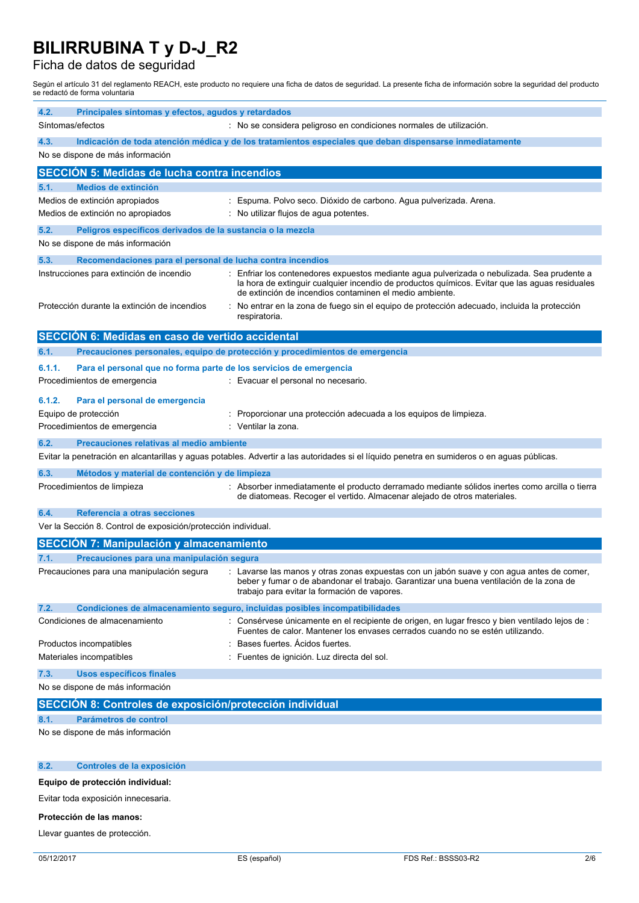# BILIRRUBINA T y D-J_R2

Ficha de datos de seguridad

Según el artículo 31 del reglamento REACH, este producto no requiere una ficha de datos de seguridad. La presente ficha de información sobre la seguridad del producto se redactó de forma voluntaria

### 4.2. Principales síntomas y efectos, agudos y retardados

Síntomas/efectos : No se considera peligroso en condiciones normales de utilización.

### 4.3. Indicación de toda atención médica y de los tratamientos especiales que deban dispensarse inmediatamente

No se dispone de más información

## SECCIÓN 5: Medidas de lucha contra incendios

### 5.1. Medios de extinción

Medios de extinción apropiados : Espuma. Polvo seco. Dióxido de carbono. Agua pulverizada. Arena.

Medios de extinción no apropiados : No utilizar flujos de agua potentes.

### 5.2. Peligros específicos derivados de la sustancia o la mezcla

No se dispone de más información

### 5.3. Recomendaciones para el personal de lucha contra incendios

Instrucciones para extinción de incendio : Enfriar los contenedores expuestos mediante agua pulverizada o nebulizada. Sea prudente a la hora de extinguir cualquier incendio de productos químicos. Evitar que las aguas residuales de extinción de incendios contaminen el medio ambiente.

Protección durante la extinción de incendios : No entrar en la zona de fuego sin el equipo de protección adecuado, incluida la protección respiratoria.

## SECCIÓN 6: Medidas en caso de vertido accidental

### 6.1. Precauciones personales, equipo de protección y procedimientos de emergencia

#### 6.1.1. Para el personal que no forma parte de los servicios de emergencia

Procedimientos de emergencia : Evacuar el personal no necesario.

#### 6.1.2. Para el personal de emergencia

Equipo de protección : Proporcionar una protección adecuada a los equipos de limpieza.

Procedimientos de emergencia : Ventilar la zona.

### 6.2. Precauciones relativas al medio ambiente

Evitar la penetración en alcantarillas y aguas potables. Advertir a las autoridades si el líquido penetra en sumideros o en aguas públicas.

### 6.3. Métodos y material de contención y de limpieza

Procedimientos de limpieza : Absorber inmediatamente el producto derramado mediante sólidos inertes como arcilla o tierra de diatomeas. Recoger el vertido. Almacenar alejado de otros materiales.

### 6.4. Referencia a otras secciones

Ver la Sección 8. Control de exposición/protección individual.

## SECCIÓN 7: Manipulación y almacenamiento

### 7.1. Precauciones para una manipulación segura

Precauciones para una manipulación segura : Lavarse las manos y otras zonas expuestas con un jabón suave y con agua antes de comer, beber y fumar o de abandonar el trabajo. Garantizar una buena ventilación de la zona de trabajo para evitar la formación de vapores.

### 7.2. Condiciones de almacenamiento seguro, incluidas posibles incompatibilidades

Condiciones de almacenamiento : Consérvese únicamente en el recipiente de origen, en lugar fresco y bien ventilado lejos de : Fuentes de calor. Mantener los envases cerrados cuando no se estén utilizando.

Productos incompatibles : Bases fuertes. Ácidos fuertes.

Materiales incompatibles : Fuentes de ignición. Luz directa del sol.

### 7.3. Usos específicos finales

No se dispone de más información

## SECCIÓN 8: Controles de exposición/protección individual

### 8.1. Parámetros de control

No se dispone de más información

### 8.2. Controles de la exposición

**Equipo de protección individual:**

Evitar toda exposición innecesaria.

**Protección de las manos:**

Llevar guantes de protección.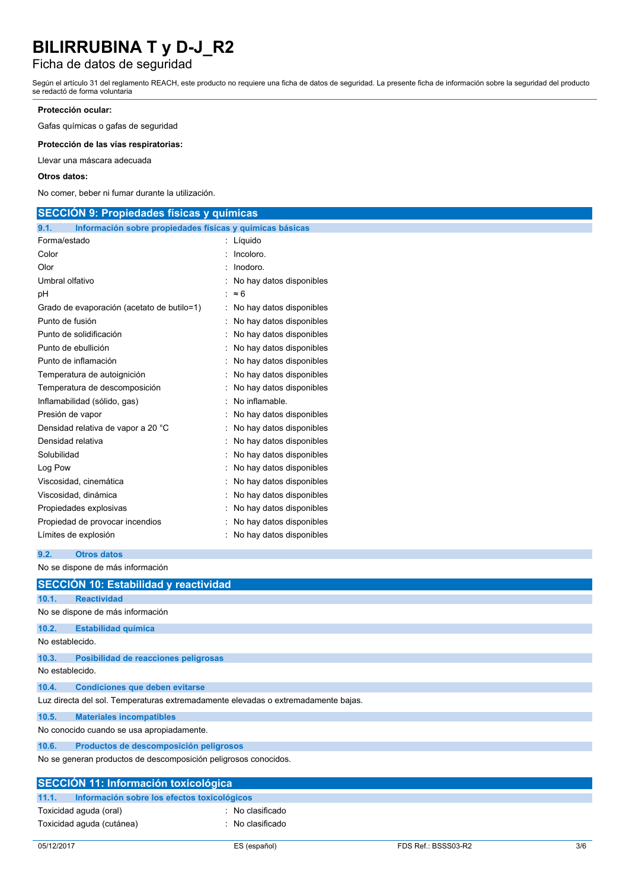**Protección ocular:**

Gafas químicas o gafas de seguridad

**Protección de las vías respiratorias:**

Llevar una máscara adecuada

**Otros datos:**

No comer, beber ni fumar durante la utilización.

## SECCIÓN 9: Propiedades físicas y químicas

### 9.1. Información sobre propiedades físicas y químicas básicas

| | |
|---|---|
| Forma/estado | : Líquido |
| Color | : Incoloro. |
| Olor | : Inodoro. |
| Umbral olfativo | : No hay datos disponibles |
| pH | : ≈ 6 |
| Grado de evaporación (acetato de butilo=1) | : No hay datos disponibles |
| Punto de fusión | : No hay datos disponibles |
| Punto de solidificación | : No hay datos disponibles |
| Punto de ebullición | : No hay datos disponibles |
| Punto de inflamación | : No hay datos disponibles |
| Temperatura de autoignición | : No hay datos disponibles |
| Temperatura de descomposición | : No hay datos disponibles |
| Inflamabilidad (sólido, gas) | : No inflamable. |
| Presión de vapor | : No hay datos disponibles |
| Densidad relativa de vapor a 20 °C | : No hay datos disponibles |
| Densidad relativa | : No hay datos disponibles |
| Solubilidad | : No hay datos disponibles |
| Log Pow | : No hay datos disponibles |
| Viscosidad, cinemática | : No hay datos disponibles |
| Viscosidad, dinámica | : No hay datos disponibles |
| Propiedades explosivas | : No hay datos disponibles |
| Propiedad de provocar incendios | : No hay datos disponibles |
| Límites de explosión | : No hay datos disponibles |

### 9.2. Otros datos

No se dispone de más información

## SECCIÓN 10: Estabilidad y reactividad

### 10.1. Reactividad

No se dispone de más información

### 10.2. Estabilidad química

No establecido.

### 10.3. Posibilidad de reacciones peligrosas

No establecido.

### 10.4. Condiciones que deben evitarse

Luz directa del sol. Temperaturas extremadamente elevadas o extremadamente bajas.

### 10.5. Materiales incompatibles

No conocido cuando se usa apropiadamente.

### 10.6. Productos de descomposición peligrosos

No se generan productos de descomposición peligrosos conocidos.

## SECCIÓN 11: Información toxicológica

### 11.1. Información sobre los efectos toxicológicos

| | |
|---|---|
| Toxicidad aguda (oral) | : No clasificado |
| Toxicidad aguda (cutánea) | : No clasificado |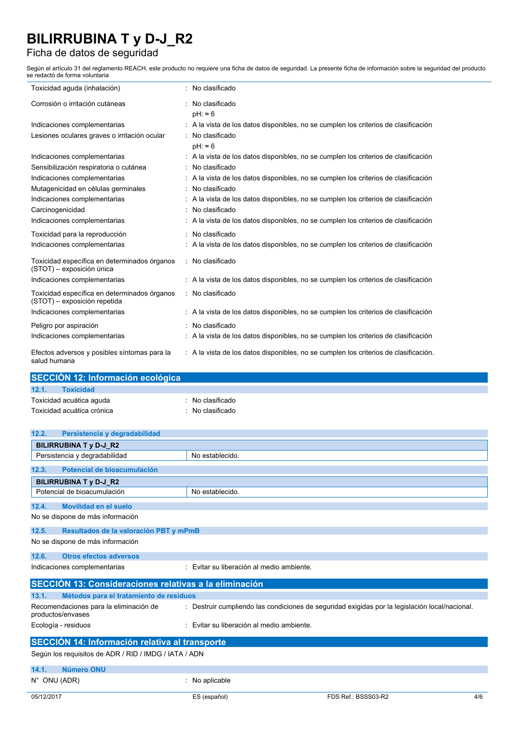| | |
|---|---|
| Toxicidad aguda (inhalación) | : No clasificado |
| Corrosión o irritación cutáneas | : No clasificado<br>pH: ≈ 6 |
| Indicaciones complementarias | : A la vista de los datos disponibles, no se cumplen los criterios de clasificación |
| Lesiones oculares graves o irritación ocular | : No clasificado<br>pH: ≈ 6 |
| Indicaciones complementarias | : A la vista de los datos disponibles, no se cumplen los criterios de clasificación |
| Sensibilización respiratoria o cutánea | : No clasificado |
| Indicaciones complementarias | : A la vista de los datos disponibles, no se cumplen los criterios de clasificación |
| Mutagenicidad en células germinales | : No clasificado |
| Indicaciones complementarias | : A la vista de los datos disponibles, no se cumplen los criterios de clasificación |
| Carcinogenicidad | : No clasificado |
| Indicaciones complementarias | : A la vista de los datos disponibles, no se cumplen los criterios de clasificación |
| Toxicidad para la reproducción | : No clasificado |
| Indicaciones complementarias | : A la vista de los datos disponibles, no se cumplen los criterios de clasificación |
| Toxicidad específica en determinados órganos (STOT) – exposición única | : No clasificado |
| Indicaciones complementarias | : A la vista de los datos disponibles, no se cumplen los criterios de clasificación |
| Toxicidad específica en determinados órganos (STOT) – exposición repetida | : No clasificado |
| Indicaciones complementarias | : A la vista de los datos disponibles, no se cumplen los criterios de clasificación |
| Peligro por aspiración | : No clasificado |
| Indicaciones complementarias | : A la vista de los datos disponibles, no se cumplen los criterios de clasificación |
| Efectos adversos y posibles síntomas para la salud humana | : A la vista de los datos disponibles, no se cumplen los criterios de clasificación. |

## SECCIÓN 12: Información ecológica

### 12.1. Toxicidad

| | |
|---|---|
| Toxicidad acuática aguda | : No clasificado |
| Toxicidad acuática crónica | : No clasificado |

### 12.2. Persistencia y degradabilidad

| BILIRRUBINA T y D-J_R2 | |
|---|---|
| Persistencia y degradabilidad | No establecido. |

### 12.3. Potencial de bioacumulación

| BILIRRUBINA T y D-J_R2 | |
|---|---|
| Potencial de bioacumulación | No establecido. |

### 12.4. Movilidad en el suelo

No se dispone de más información

### 12.5. Resultados de la valoración PBT y mPmB

No se dispone de más información

### 12.6. Otros efectos adversos

| | |
|---|---|
| Indicaciones complementarias | : Evitar su liberación al medio ambiente. |

## SECCIÓN 13: Consideraciones relativas a la eliminación

### 13.1. Métodos para el tratamiento de residuos

| | |
|---|---|
| Recomendaciones para la eliminación de productos/envases | : Destruir cumpliendo las condiciones de seguridad exigidas por la legislación local/nacional. |
| Ecología - residuos | : Evitar su liberación al medio ambiente. |

## SECCIÓN 14: Información relativa al transporte

Según los requisitos de ADR / RID / IMDG / IATA / ADN

### 14.1. Número ONU

| | |
|---|---|
| N° ONU (ADR) | : No aplicable |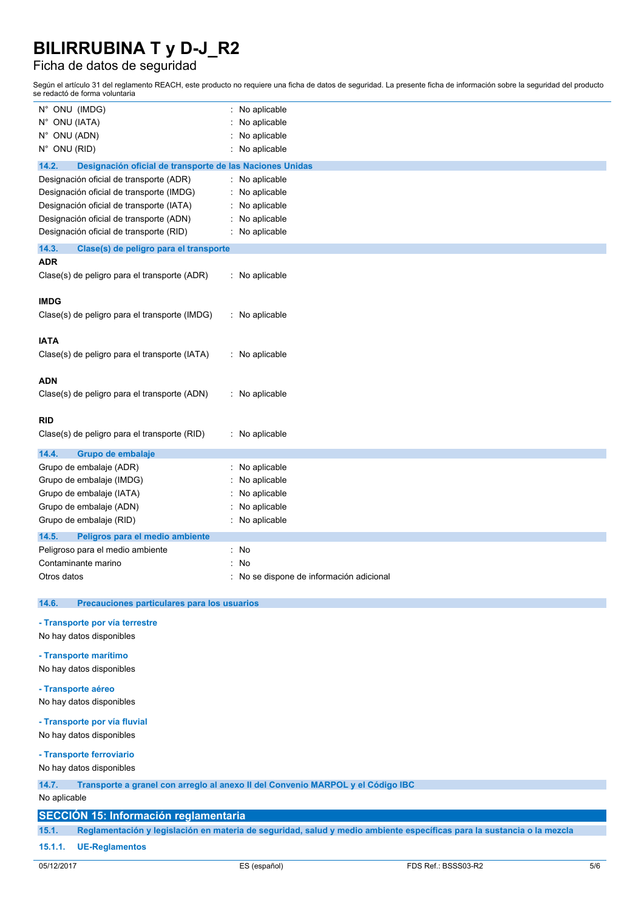| | |
|---|---|
| N° ONU (IMDG) | : No aplicable |
| N° ONU (IATA) | : No aplicable |
| N° ONU (ADN) | : No aplicable |
| N° ONU (RID) | : No aplicable |

### 14.2. Designación oficial de transporte de las Naciones Unidas

| | |
|---|---|
| Designación oficial de transporte (ADR) | : No aplicable |
| Designación oficial de transporte (IMDG) | : No aplicable |
| Designación oficial de transporte (IATA) | : No aplicable |
| Designación oficial de transporte (ADN) | : No aplicable |
| Designación oficial de transporte (RID) | : No aplicable |

### 14.3. Clase(s) de peligro para el transporte

**ADR**

Clase(s) de peligro para el transporte (ADR) : No aplicable

**IMDG**

Clase(s) de peligro para el transporte (IMDG) : No aplicable

**IATA**

Clase(s) de peligro para el transporte (IATA) : No aplicable

**ADN**

Clase(s) de peligro para el transporte (ADN) : No aplicable

**RID**

Clase(s) de peligro para el transporte (RID) : No aplicable

### 14.4. Grupo de embalaje

| | |
|---|---|
| Grupo de embalaje (ADR) | : No aplicable |
| Grupo de embalaje (IMDG) | : No aplicable |
| Grupo de embalaje (IATA) | : No aplicable |
| Grupo de embalaje (ADN) | : No aplicable |
| Grupo de embalaje (RID) | : No aplicable |

### 14.5. Peligros para el medio ambiente

| | |
|---|---|
| Peligroso para el medio ambiente | : No |
| Contaminante marino | : No |
| Otros datos | : No se dispone de información adicional |

### 14.6. Precauciones particulares para los usuarios

**- Transporte por vía terrestre**

No hay datos disponibles

**- Transporte marítimo**

No hay datos disponibles

**- Transporte aéreo**

No hay datos disponibles

**- Transporte por vía fluvial**

No hay datos disponibles

**- Transporte ferroviario**

No hay datos disponibles

### 14.7. Transporte a granel con arreglo al anexo II del Convenio MARPOL y el Código IBC

No aplicable

## SECCIÓN 15: Información reglamentaria

### 15.1. Reglamentación y legislación en materia de seguridad, salud y medio ambiente específicas para la sustancia o la mezcla

#### 15.1.1. UE-Reglamentos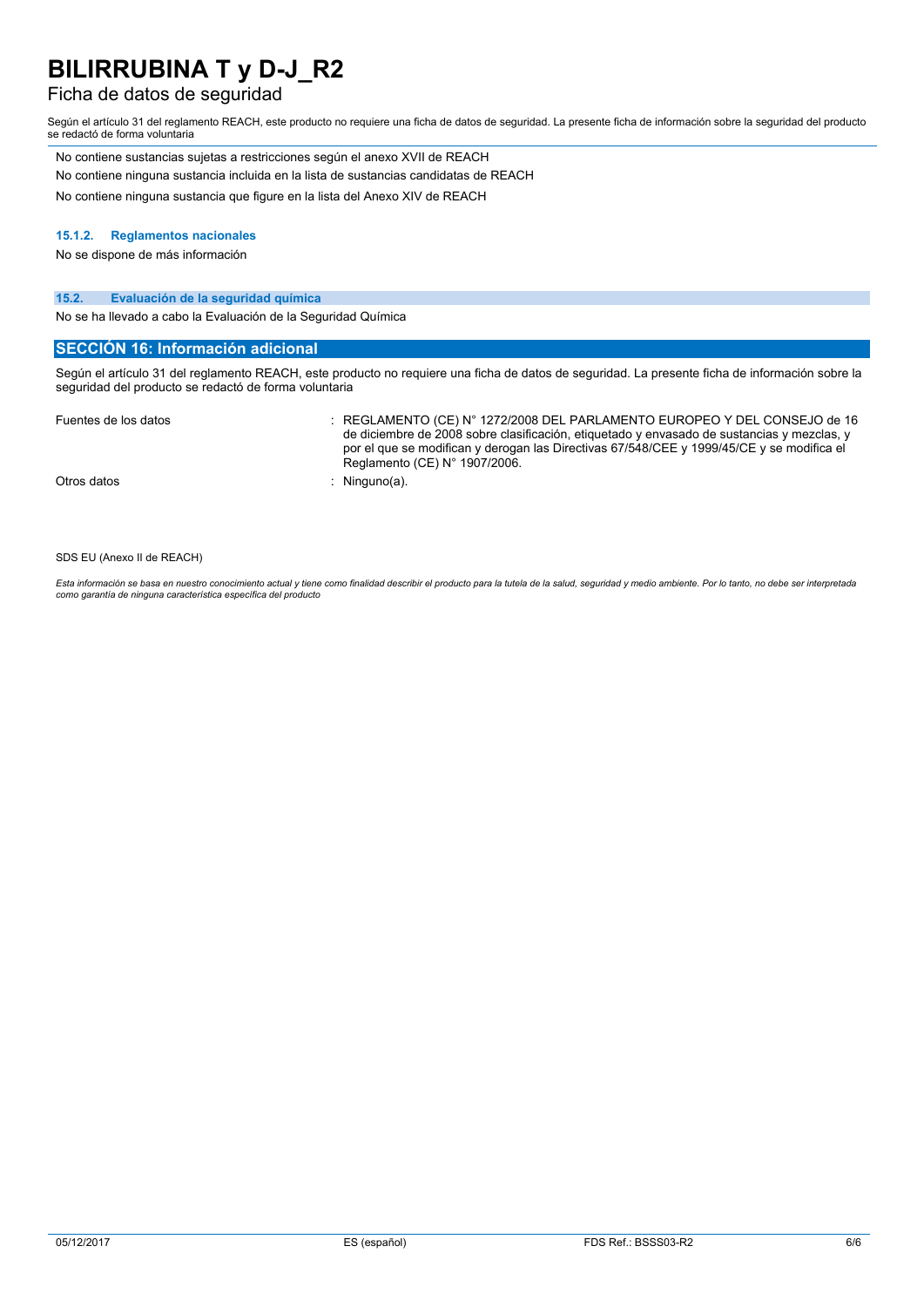No contiene sustancias sujetas a restricciones según el anexo XVII de REACH

No contiene ninguna sustancia incluida en la lista de sustancias candidatas de REACH

No contiene ninguna sustancia que figure en la lista del Anexo XIV de REACH

#### 15.1.2. Reglamentos nacionales

No se dispone de más información

### 15.2. Evaluación de la seguridad química

No se ha llevado a cabo la Evaluación de la Seguridad Química

## SECCIÓN 16: Información adicional

Según el artículo 31 del reglamento REACH, este producto no requiere una ficha de datos de seguridad. La presente ficha de información sobre la seguridad del producto se redactó de forma voluntaria

| | |
|---|---|
| Fuentes de los datos | : REGLAMENTO (CE) N° 1272/2008 DEL PARLAMENTO EUROPEO Y DEL CONSEJO de 16 de diciembre de 2008 sobre clasificación, etiquetado y envasado de sustancias y mezclas, y por el que se modifican y derogan las Directivas 67/548/CEE y 1999/45/CE y se modifica el Reglamento (CE) N° 1907/2006. |
| Otros datos | : Ninguno(a). |

SDS EU (Anexo II de REACH)

*Esta información se basa en nuestro conocimiento actual y tiene como finalidad describir el producto para la tutela de la salud, seguridad y medio ambiente. Por lo tanto, no debe ser interpretada como garantía de ninguna característica específica del producto*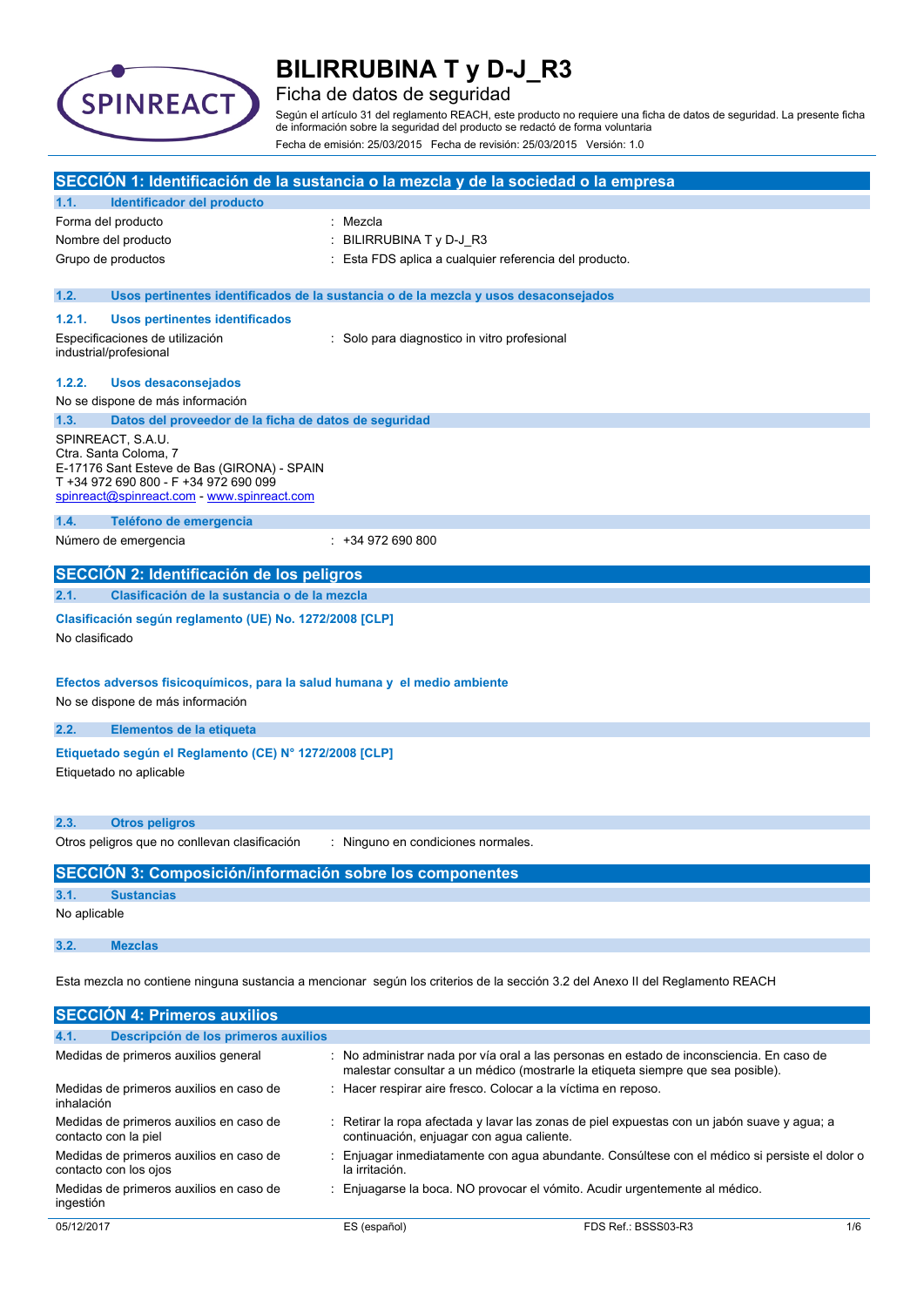# BILIRRUBINA T y D-J_R3

Ficha de datos de seguridad

Según el artículo 31 del reglamento REACH, este producto no requiere una ficha de datos de seguridad. La presente ficha de información sobre la seguridad del producto se redactó de forma voluntaria

Fecha de emisión: 25/03/2015 Fecha de revisión: 25/03/2015 Versión: 1.0

## SECCIÓN 1: Identificación de la sustancia o la mezcla y de la sociedad o la empresa

### 1.1. Identificador del producto

| | |
|---|---|
| Forma del producto | : Mezcla |
| Nombre del producto | : BILIRRUBINA T y D-J_R3 |
| Grupo de productos | : Esta FDS aplica a cualquier referencia del producto. |

### 1.2. Usos pertinentes identificados de la sustancia o de la mezcla y usos desaconsejados

#### 1.2.1. Usos pertinentes identificados

| | |
|---|---|
| Especificaciones de utilización industrial/profesional | : Solo para diagnostico in vitro profesional |

#### 1.2.2. Usos desaconsejados

No se dispone de más información

### 1.3. Datos del proveedor de la ficha de datos de seguridad

SPINREACT, S.A.U.
Ctra. Santa Coloma, 7
E-17176 Sant Esteve de Bas (GIRONA) - SPAIN
T +34 972 690 800 - F +34 972 690 099
spinreact@spinreact.com - www.spinreact.com

### 1.4. Teléfono de emergencia

| | |
|---|---|
| Número de emergencia | : +34 972 690 800 |

## SECCIÓN 2: Identificación de los peligros

### 2.1. Clasificación de la sustancia o de la mezcla

**Clasificación según reglamento (UE) No. 1272/2008 [CLP]**

No clasificado

**Efectos adversos fisicoquímicos, para la salud humana y el medio ambiente**

No se dispone de más información

### 2.2. Elementos de la etiqueta

**Etiquetado según el Reglamento (CE) N° 1272/2008 [CLP]**

Etiquetado no aplicable

### 2.3. Otros peligros

| | |
|---|---|
| Otros peligros que no conllevan clasificación | : Ninguno en condiciones normales. |

## SECCIÓN 3: Composición/información sobre los componentes

### 3.1. Sustancias

No aplicable

### 3.2. Mezclas

Esta mezcla no contiene ninguna sustancia a mencionar según los criterios de la sección 3.2 del Anexo II del Reglamento REACH

## SECCIÓN 4: Primeros auxilios

### 4.1. Descripción de los primeros auxilios

| | |
|---|---|
| Medidas de primeros auxilios general | : No administrar nada por vía oral a las personas en estado de inconsciencia. En caso de malestar consultar a un médico (mostrarle la etiqueta siempre que sea posible). |
| Medidas de primeros auxilios en caso de inhalación | : Hacer respirar aire fresco. Colocar a la víctima en reposo. |
| Medidas de primeros auxilios en caso de contacto con la piel | : Retirar la ropa afectada y lavar las zonas de piel expuestas con un jabón suave y agua; a continuación, enjuagar con agua caliente. |
| Medidas de primeros auxilios en caso de contacto con los ojos | : Enjuagar inmediatamente con agua abundante. Consúltese con el médico si persiste el dolor o la irritación. |
| Medidas de primeros auxilios en caso de ingestión | : Enjuagarse la boca. NO provocar el vómito. Acudir urgentemente al médico. |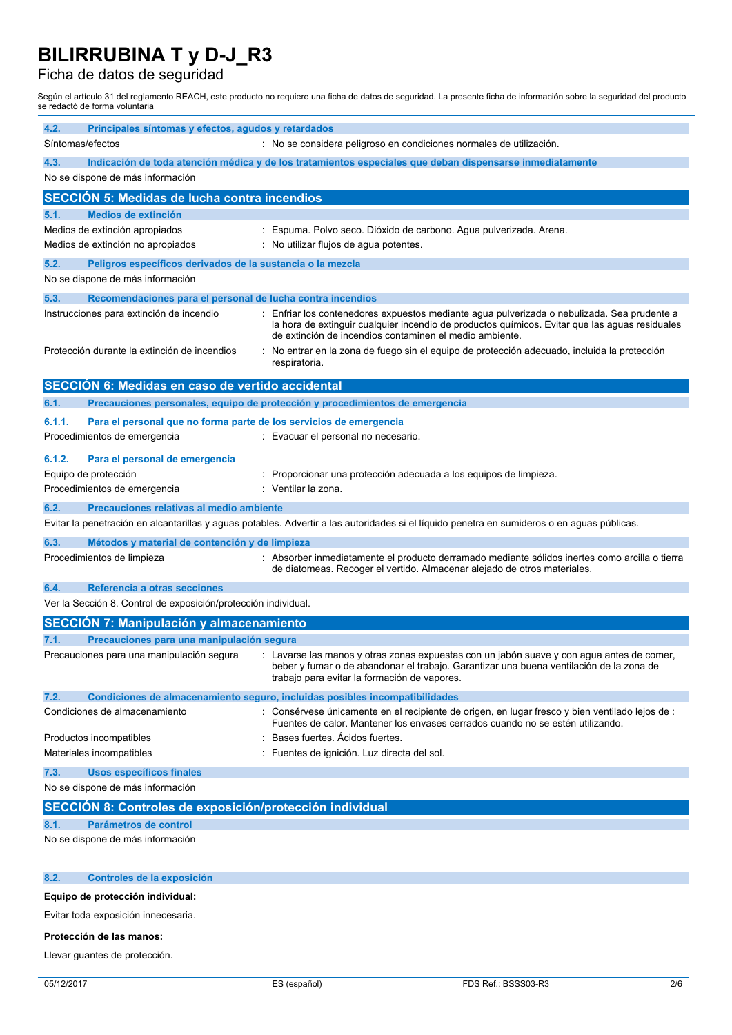# BILIRRUBINA T y D-J_R3

Ficha de datos de seguridad

Según el artículo 31 del reglamento REACH, este producto no requiere una ficha de datos de seguridad. La presente ficha de información sobre la seguridad del producto se redactó de forma voluntaria

### 4.2. Principales síntomas y efectos, agudos y retardados

Síntomas/efectos : No se considera peligroso en condiciones normales de utilización.

### 4.3. Indicación de toda atención médica y de los tratamientos especiales que deban dispensarse inmediatamente

No se dispone de más información

## SECCIÓN 5: Medidas de lucha contra incendios

### 5.1. Medios de extinción

Medios de extinción apropiados : Espuma. Polvo seco. Dióxido de carbono. Agua pulverizada. Arena.

Medios de extinción no apropiados : No utilizar flujos de agua potentes.

### 5.2. Peligros específicos derivados de la sustancia o la mezcla

No se dispone de más información

### 5.3. Recomendaciones para el personal de lucha contra incendios

Instrucciones para extinción de incendio : Enfriar los contenedores expuestos mediante agua pulverizada o nebulizada. Sea prudente a la hora de extinguir cualquier incendio de productos químicos. Evitar que las aguas residuales de extinción de incendios contaminen el medio ambiente.

Protección durante la extinción de incendios : No entrar en la zona de fuego sin el equipo de protección adecuado, incluida la protección respiratoria.

## SECCIÓN 6: Medidas en caso de vertido accidental

### 6.1. Precauciones personales, equipo de protección y procedimientos de emergencia

#### 6.1.1. Para el personal que no forma parte de los servicios de emergencia

Procedimientos de emergencia : Evacuar el personal no necesario.

#### 6.1.2. Para el personal de emergencia

Equipo de protección : Proporcionar una protección adecuada a los equipos de limpieza.

Procedimientos de emergencia : Ventilar la zona.

### 6.2. Precauciones relativas al medio ambiente

Evitar la penetración en alcantarillas y aguas potables. Advertir a las autoridades si el líquido penetra en sumideros o en aguas públicas.

### 6.3. Métodos y material de contención y de limpieza

Procedimientos de limpieza : Absorber inmediatamente el producto derramado mediante sólidos inertes como arcilla o tierra de diatomeas. Recoger el vertido. Almacenar alejado de otros materiales.

### 6.4. Referencia a otras secciones

Ver la Sección 8. Control de exposición/protección individual.

## SECCIÓN 7: Manipulación y almacenamiento

### 7.1. Precauciones para una manipulación segura

Precauciones para una manipulación segura : Lavarse las manos y otras zonas expuestas con un jabón suave y con agua antes de comer, beber y fumar o de abandonar el trabajo. Garantizar una buena ventilación de la zona de trabajo para evitar la formación de vapores.

### 7.2. Condiciones de almacenamiento seguro, incluidas posibles incompatibilidades

Condiciones de almacenamiento : Consérvese únicamente en el recipiente de origen, en lugar fresco y bien ventilado lejos de : Fuentes de calor. Mantener los envases cerrados cuando no se estén utilizando.

Productos incompatibles : Bases fuertes. Ácidos fuertes.

Materiales incompatibles : Fuentes de ignición. Luz directa del sol.

### 7.3. Usos específicos finales

No se dispone de más información

## SECCIÓN 8: Controles de exposición/protección individual

### 8.1. Parámetros de control

No se dispone de más información

### 8.2. Controles de la exposición

**Equipo de protección individual:**

Evitar toda exposición innecesaria.

**Protección de las manos:**

Llevar guantes de protección.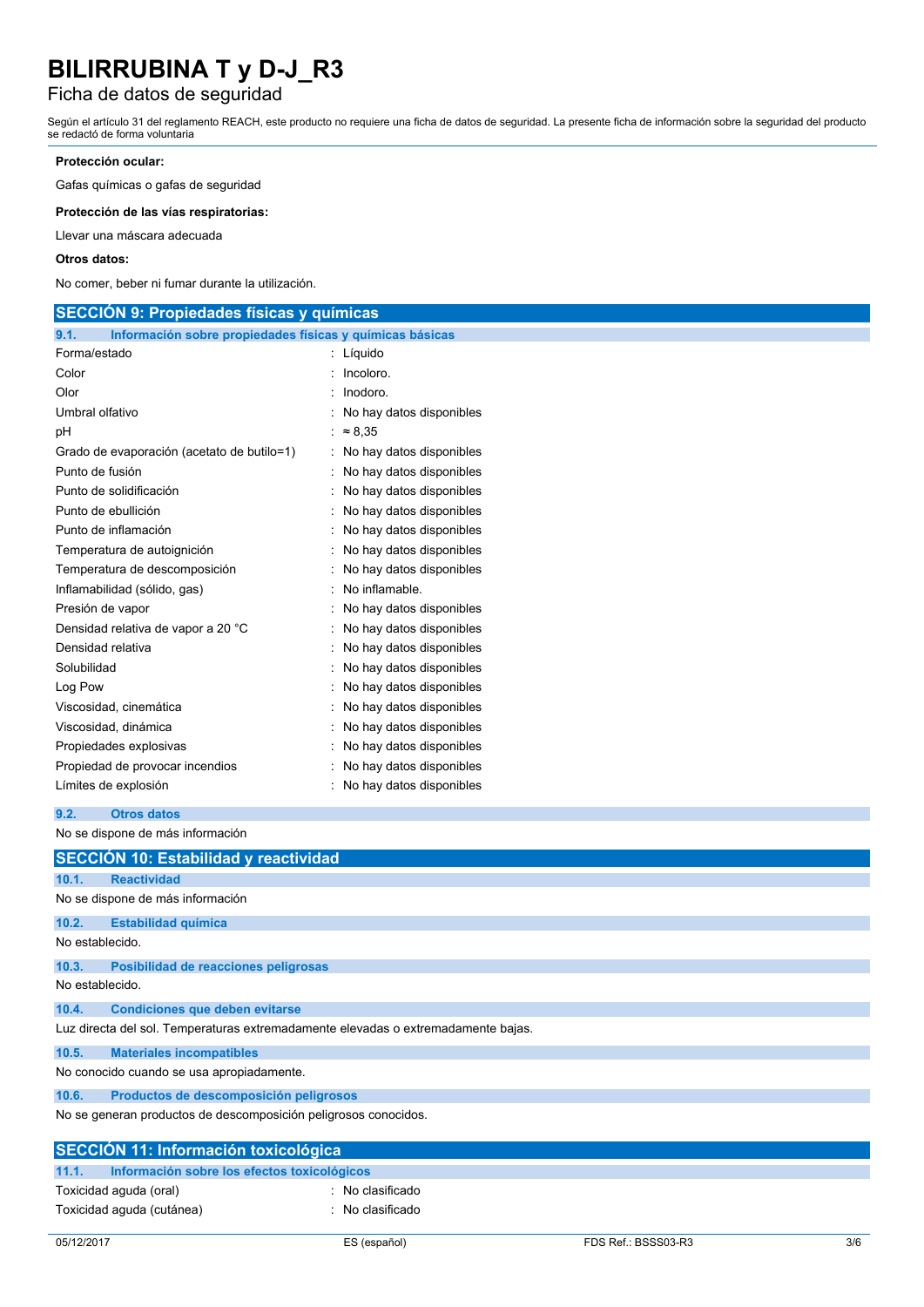**Protección ocular:**

Gafas químicas o gafas de seguridad

**Protección de las vías respiratorias:**

Llevar una máscara adecuada

**Otros datos:**

No comer, beber ni fumar durante la utilización.

## SECCIÓN 9: Propiedades físicas y químicas

### 9.1. Información sobre propiedades físicas y químicas básicas

| | |
|---|---|
| Forma/estado | : Líquido |
| Color | : Incoloro. |
| Olor | : Inodoro. |
| Umbral olfativo | : No hay datos disponibles |
| pH | : ≈ 8,35 |
| Grado de evaporación (acetato de butilo=1) | : No hay datos disponibles |
| Punto de fusión | : No hay datos disponibles |
| Punto de solidificación | : No hay datos disponibles |
| Punto de ebullición | : No hay datos disponibles |
| Punto de inflamación | : No hay datos disponibles |
| Temperatura de autoignición | : No hay datos disponibles |
| Temperatura de descomposición | : No hay datos disponibles |
| Inflamabilidad (sólido, gas) | : No inflamable. |
| Presión de vapor | : No hay datos disponibles |
| Densidad relativa de vapor a 20 °C | : No hay datos disponibles |
| Densidad relativa | : No hay datos disponibles |
| Solubilidad | : No hay datos disponibles |
| Log Pow | : No hay datos disponibles |
| Viscosidad, cinemática | : No hay datos disponibles |
| Viscosidad, dinámica | : No hay datos disponibles |
| Propiedades explosivas | : No hay datos disponibles |
| Propiedad de provocar incendios | : No hay datos disponibles |
| Límites de explosión | : No hay datos disponibles |

### 9.2. Otros datos

No se dispone de más información

## SECCIÓN 10: Estabilidad y reactividad

### 10.1. Reactividad

No se dispone de más información

### 10.2. Estabilidad química

No establecido.

### 10.3. Posibilidad de reacciones peligrosas

No establecido.

### 10.4. Condiciones que deben evitarse

Luz directa del sol. Temperaturas extremadamente elevadas o extremadamente bajas.

### 10.5. Materiales incompatibles

No conocido cuando se usa apropiadamente.

### 10.6. Productos de descomposición peligrosos

No se generan productos de descomposición peligrosos conocidos.

## SECCIÓN 11: Información toxicológica

### 11.1. Información sobre los efectos toxicológicos

| | |
|---|---|
| Toxicidad aguda (oral) | : No clasificado |
| Toxicidad aguda (cutánea) | : No clasificado |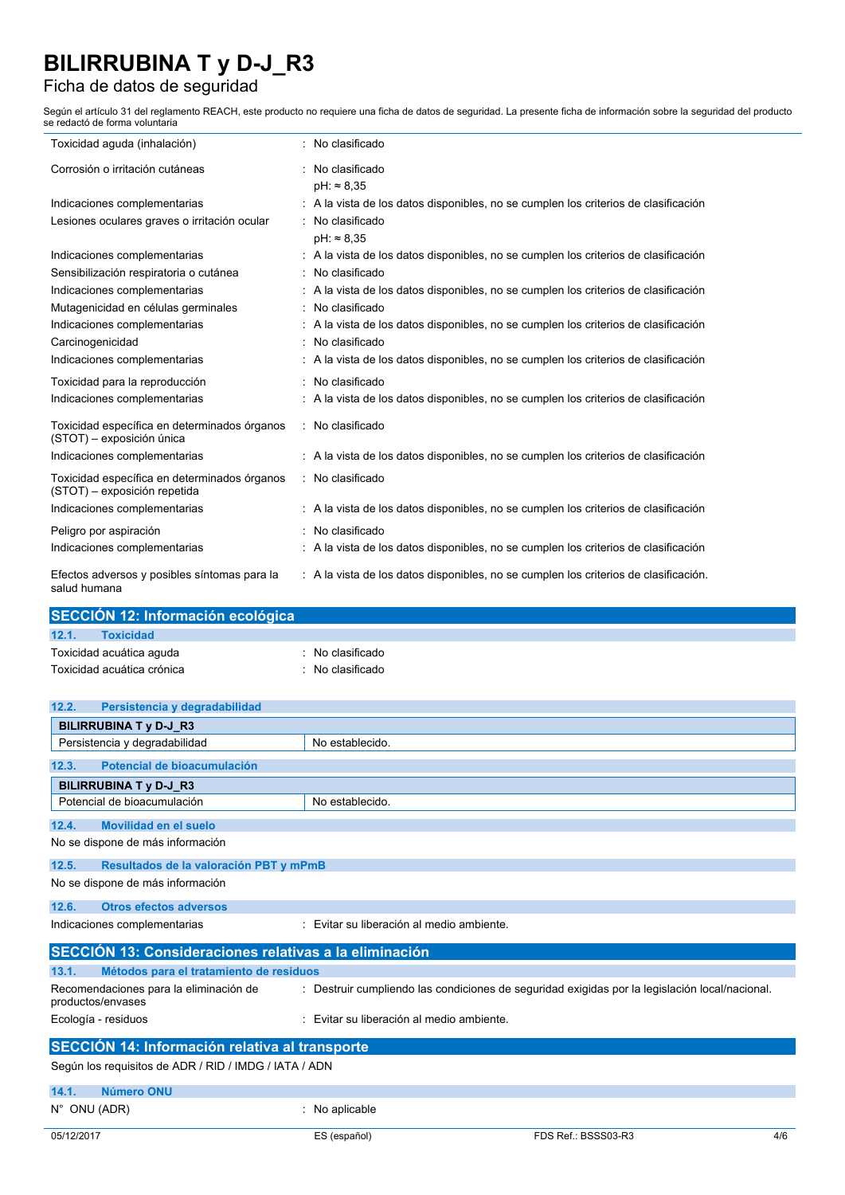| | |
|---|---|
| Toxicidad aguda (inhalación) | : No clasificado |
| Corrosión o irritación cutáneas | : No clasificado<br>pH: ≈ 8,35 |
| Indicaciones complementarias | : A la vista de los datos disponibles, no se cumplen los criterios de clasificación |
| Lesiones oculares graves o irritación ocular | : No clasificado<br>pH: ≈ 8,35 |
| Indicaciones complementarias | : A la vista de los datos disponibles, no se cumplen los criterios de clasificación |
| Sensibilización respiratoria o cutánea | : No clasificado |
| Indicaciones complementarias | : A la vista de los datos disponibles, no se cumplen los criterios de clasificación |
| Mutagenicidad en células germinales | : No clasificado |
| Indicaciones complementarias | : A la vista de los datos disponibles, no se cumplen los criterios de clasificación |
| Carcinogenicidad | : No clasificado |
| Indicaciones complementarias | : A la vista de los datos disponibles, no se cumplen los criterios de clasificación |
| Toxicidad para la reproducción | : No clasificado |
| Indicaciones complementarias | : A la vista de los datos disponibles, no se cumplen los criterios de clasificación |
| Toxicidad específica en determinados órganos (STOT) – exposición única | : No clasificado |
| Indicaciones complementarias | : A la vista de los datos disponibles, no se cumplen los criterios de clasificación |
| Toxicidad específica en determinados órganos (STOT) – exposición repetida | : No clasificado |
| Indicaciones complementarias | : A la vista de los datos disponibles, no se cumplen los criterios de clasificación |
| Peligro por aspiración | : No clasificado |
| Indicaciones complementarias | : A la vista de los datos disponibles, no se cumplen los criterios de clasificación |
| Efectos adversos y posibles síntomas para la salud humana | : A la vista de los datos disponibles, no se cumplen los criterios de clasificación. |

## SECCIÓN 12: Información ecológica

### 12.1. Toxicidad

| | |
|---|---|
| Toxicidad acuática aguda | : No clasificado |
| Toxicidad acuática crónica | : No clasificado |

### 12.2. Persistencia y degradabilidad

| BILIRRUBINA T y D-J_R3 | |
|---|---|
| Persistencia y degradabilidad | No establecido. |

### 12.3. Potencial de bioacumulación

| BILIRRUBINA T y D-J_R3 | |
|---|---|
| Potencial de bioacumulación | No establecido. |

### 12.4. Movilidad en el suelo

No se dispone de más información

### 12.5. Resultados de la valoración PBT y mPmB

No se dispone de más información

### 12.6. Otros efectos adversos

| | |
|---|---|
| Indicaciones complementarias | : Evitar su liberación al medio ambiente. |

## SECCIÓN 13: Consideraciones relativas a la eliminación

### 13.1. Métodos para el tratamiento de residuos

| | |
|---|---|
| Recomendaciones para la eliminación de productos/envases | : Destruir cumpliendo las condiciones de seguridad exigidas por la legislación local/nacional. |
| Ecología - residuos | : Evitar su liberación al medio ambiente. |

## SECCIÓN 14: Información relativa al transporte

Según los requisitos de ADR / RID / IMDG / IATA / ADN

### 14.1. Número ONU

| | |
|---|---|
| N° ONU (ADR) | : No aplicable |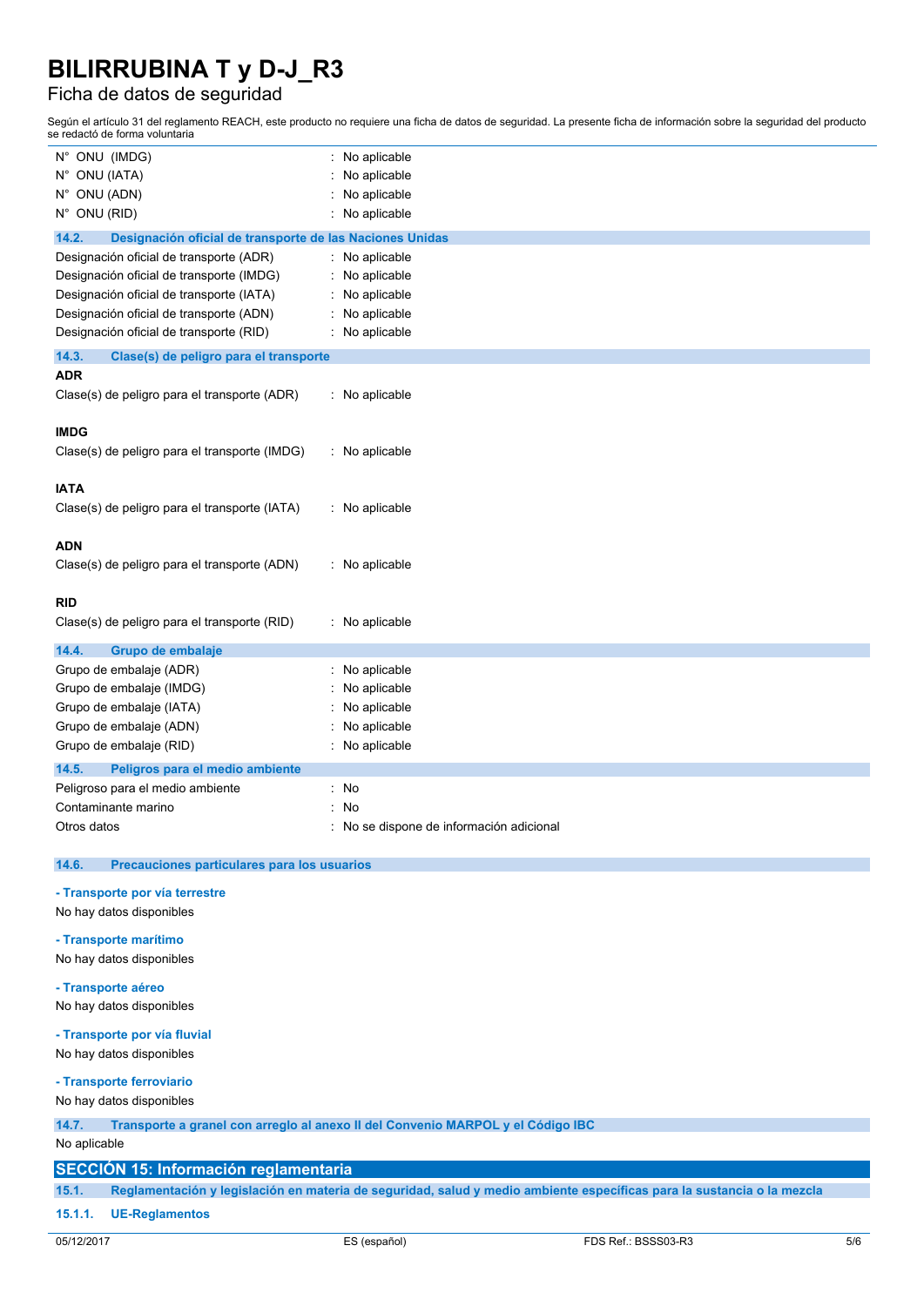| | |
|---|---|
| N° ONU (IMDG) | : No aplicable |
| N° ONU (IATA) | : No aplicable |
| N° ONU (ADN) | : No aplicable |
| N° ONU (RID) | : No aplicable |

### 14.2. Designación oficial de transporte de las Naciones Unidas

| | |
|---|---|
| Designación oficial de transporte (ADR) | : No aplicable |
| Designación oficial de transporte (IMDG) | : No aplicable |
| Designación oficial de transporte (IATA) | : No aplicable |
| Designación oficial de transporte (ADN) | : No aplicable |
| Designación oficial de transporte (RID) | : No aplicable |

### 14.3. Clase(s) de peligro para el transporte

**ADR**

Clase(s) de peligro para el transporte (ADR) : No aplicable

**IMDG**

Clase(s) de peligro para el transporte (IMDG) : No aplicable

**IATA**

Clase(s) de peligro para el transporte (IATA) : No aplicable

**ADN**

Clase(s) de peligro para el transporte (ADN) : No aplicable

**RID**

Clase(s) de peligro para el transporte (RID) : No aplicable

### 14.4. Grupo de embalaje

| | |
|---|---|
| Grupo de embalaje (ADR) | : No aplicable |
| Grupo de embalaje (IMDG) | : No aplicable |
| Grupo de embalaje (IATA) | : No aplicable |
| Grupo de embalaje (ADN) | : No aplicable |
| Grupo de embalaje (RID) | : No aplicable |

### 14.5. Peligros para el medio ambiente

| | |
|---|---|
| Peligroso para el medio ambiente | : No |
| Contaminante marino | : No |
| Otros datos | : No se dispone de información adicional |

### 14.6. Precauciones particulares para los usuarios

**- Transporte por vía terrestre**

No hay datos disponibles

**- Transporte marítimo**

No hay datos disponibles

**- Transporte aéreo**

No hay datos disponibles

**- Transporte por vía fluvial**

No hay datos disponibles

**- Transporte ferroviario**

No hay datos disponibles

### 14.7. Transporte a granel con arreglo al anexo II del Convenio MARPOL y el Código IBC

No aplicable

## SECCIÓN 15: Información reglamentaria

### 15.1. Reglamentación y legislación en materia de seguridad, salud y medio ambiente específicas para la sustancia o la mezcla

#### 15.1.1. UE-Reglamentos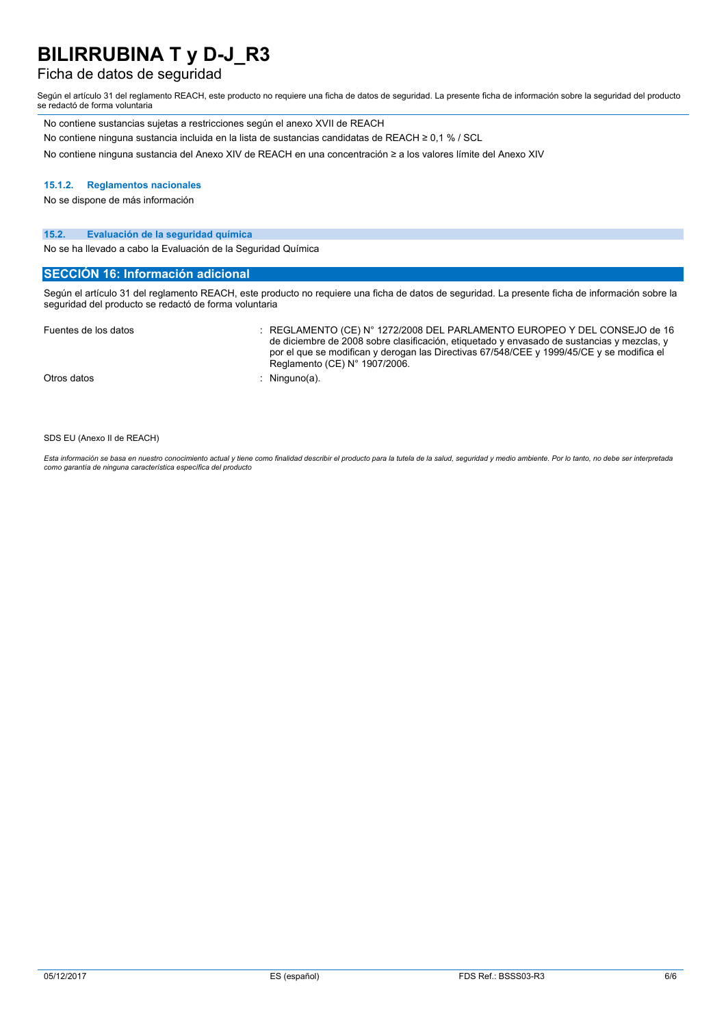No contiene sustancias sujetas a restricciones según el anexo XVII de REACH

No contiene ninguna sustancia incluida en la lista de sustancias candidatas de REACH ≥ 0,1 % / SCL

No contiene ninguna sustancia del Anexo XIV de REACH en una concentración ≥ a los valores límite del Anexo XIV

#### 15.1.2. Reglamentos nacionales

No se dispone de más información

### 15.2. Evaluación de la seguridad química

No se ha llevado a cabo la Evaluación de la Seguridad Química

## SECCIÓN 16: Información adicional

Según el artículo 31 del reglamento REACH, este producto no requiere una ficha de datos de seguridad. La presente ficha de información sobre la seguridad del producto se redactó de forma voluntaria

| | |
|---|---|
| Fuentes de los datos | : REGLAMENTO (CE) N° 1272/2008 DEL PARLAMENTO EUROPEO Y DEL CONSEJO de 16 de diciembre de 2008 sobre clasificación, etiquetado y envasado de sustancias y mezclas, y por el que se modifican y derogan las Directivas 67/548/CEE y 1999/45/CE y se modifica el Reglamento (CE) N° 1907/2006. |
| Otros datos | : Ninguno(a). |

SDS EU (Anexo II de REACH)

*Esta información se basa en nuestro conocimiento actual y tiene como finalidad describir el producto para la tutela de la salud, seguridad y medio ambiente. Por lo tanto, no debe ser interpretada como garantía de ninguna característica específica del producto*